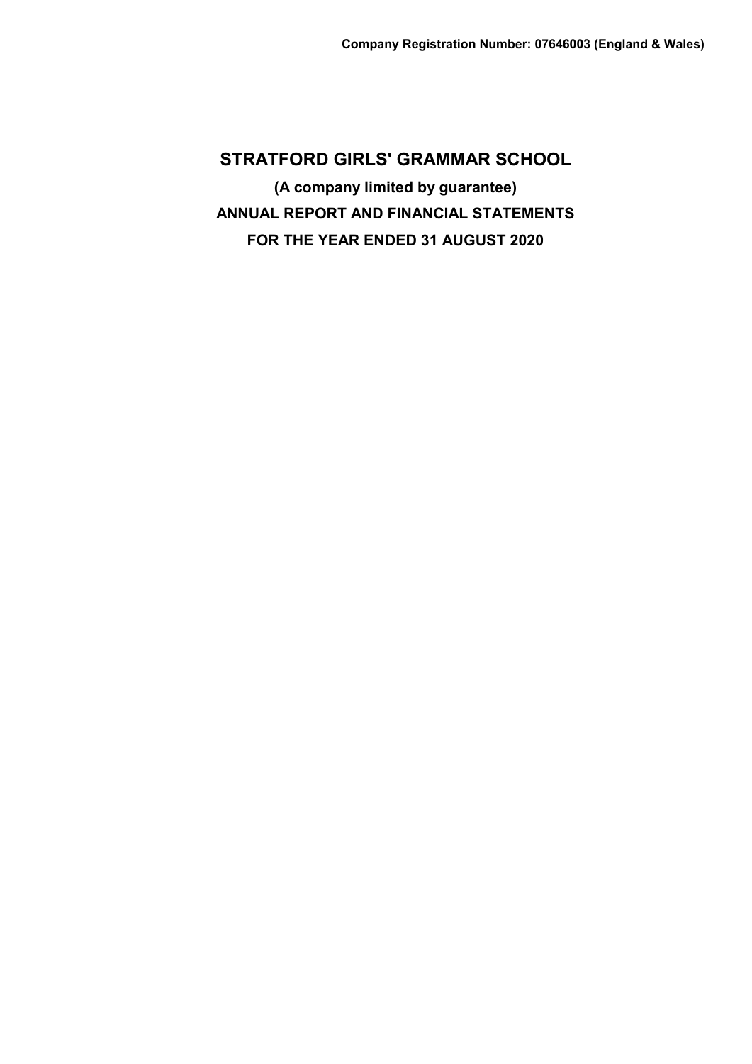**Company Registration Number: 07646003 (England & Wales)**

# STRATFORD GIRLS' GRAMMAR SCHOOL

**(A company limited by guarantee)**

**ANNUAL REPORT AND FINANCIAL STATEMENTS**

**FOR THE YEAR ENDED 31 AUGUST 2020**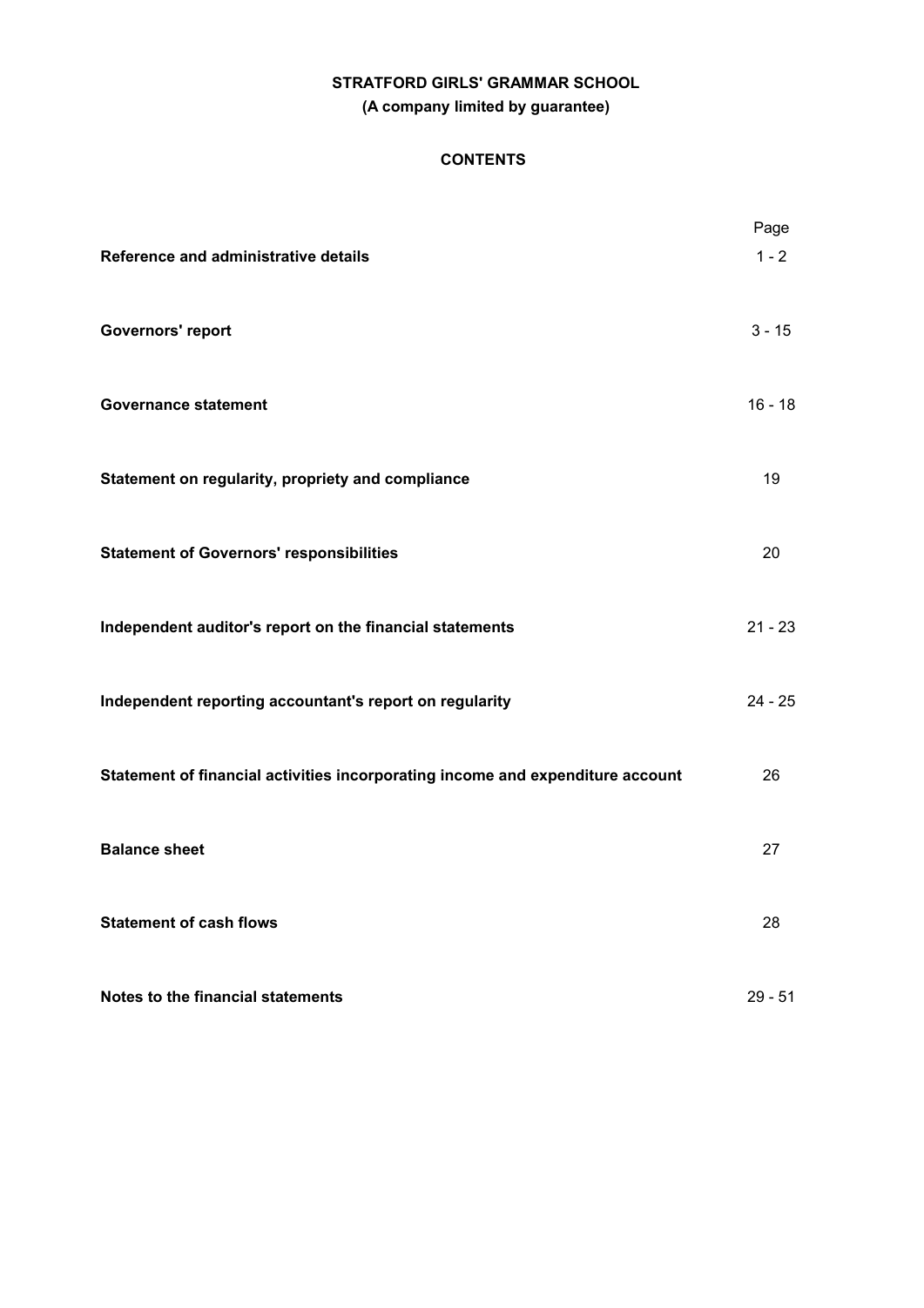**STRATFORD GIRLS' GRAMMAR SCHOOL**

**(A company limited by guarantee)**

## CONTENTS

| | Page |
|---|---|
| **Reference and administrative details** | 1 - 2 |
| **Governors' report** | 3 - 15 |
| **Governance statement** | 16 - 18 |
| **Statement on regularity, propriety and compliance** | 19 |
| **Statement of Governors' responsibilities** | 20 |
| **Independent auditor's report on the financial statements** | 21 - 23 |
| **Independent reporting accountant's report on regularity** | 24 - 25 |
| **Statement of financial activities incorporating income and expenditure account** | 26 |
| **Balance sheet** | 27 |
| **Statement of cash flows** | 28 |
| **Notes to the financial statements** | 29 - 51 |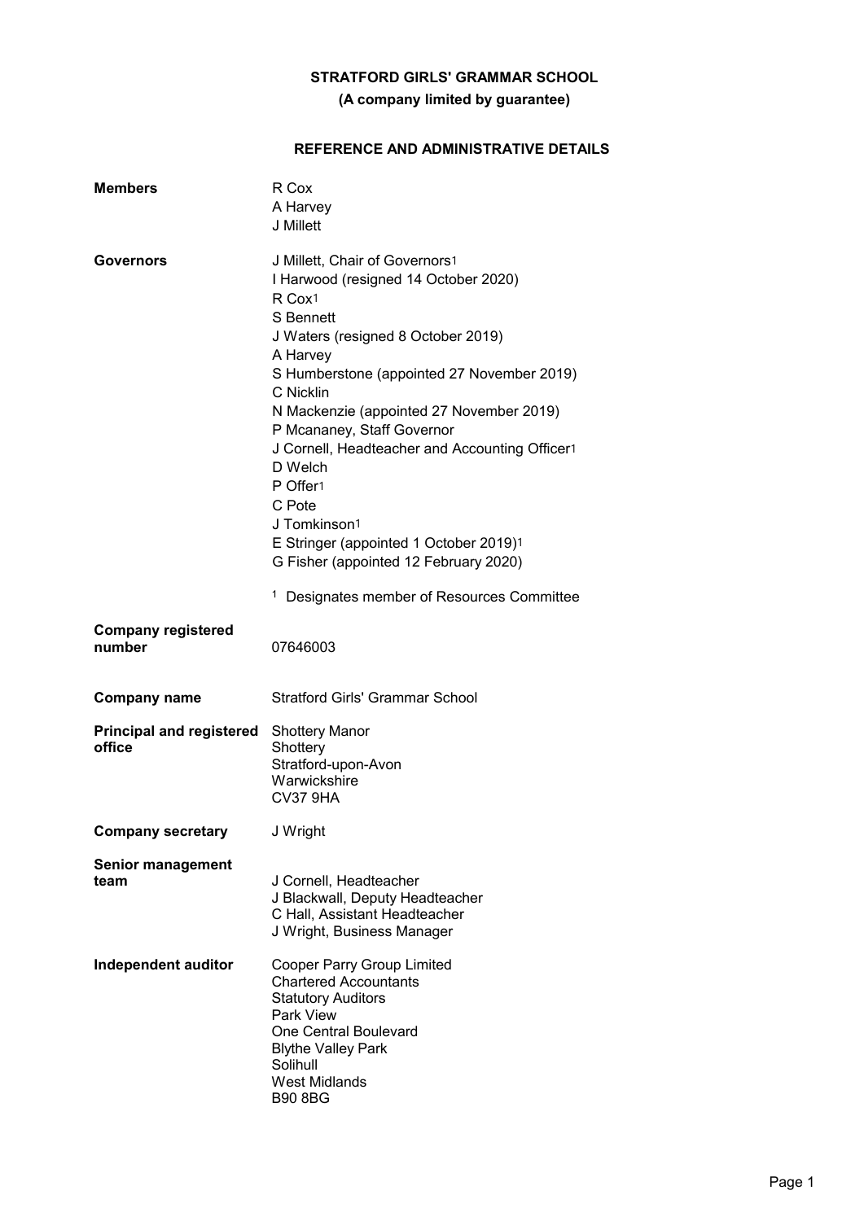**STRATFORD GIRLS' GRAMMAR SCHOOL**

**(A company limited by guarantee)**

**REFERENCE AND ADMINISTRATIVE DETAILS**

| | |
|---|---|
| **Members** | R Cox<br>A Harvey<br>J Millett |
| **Governors** | J Millett, Chair of Governors[1]<br>I Harwood (resigned 14 October 2020)<br>R Cox[1]<br>S Bennett<br>J Waters (resigned 8 October 2019)<br>A Harvey<br>S Humberstone (appointed 27 November 2019)<br>C Nicklin<br>N Mackenzie (appointed 27 November 2019)<br>P Mcananey, Staff Governor<br>J Cornell, Headteacher and Accounting Officer[1]<br>D Welch<br>P Offer[1]<br>C Pote<br>J Tomkinson[1]<br>E Stringer (appointed 1 October 2019)[1]<br>G Fisher (appointed 12 February 2020)<br><br>[1] Designates member of Resources Committee |
| **Company registered number** | 07646003 |
| **Company name** | Stratford Girls' Grammar School |
| **Principal and registered office** | Shottery Manor<br>Shottery<br>Stratford-upon-Avon<br>Warwickshire<br>CV37 9HA |
| **Company secretary** | J Wright |
| **Senior management team** | J Cornell, Headteacher<br>J Blackwall, Deputy Headteacher<br>C Hall, Assistant Headteacher<br>J Wright, Business Manager |
| **Independent auditor** | Cooper Parry Group Limited<br>Chartered Accountants<br>Statutory Auditors<br>Park View<br>One Central Boulevard<br>Blythe Valley Park<br>Solihull<br>West Midlands<br>B90 8BG |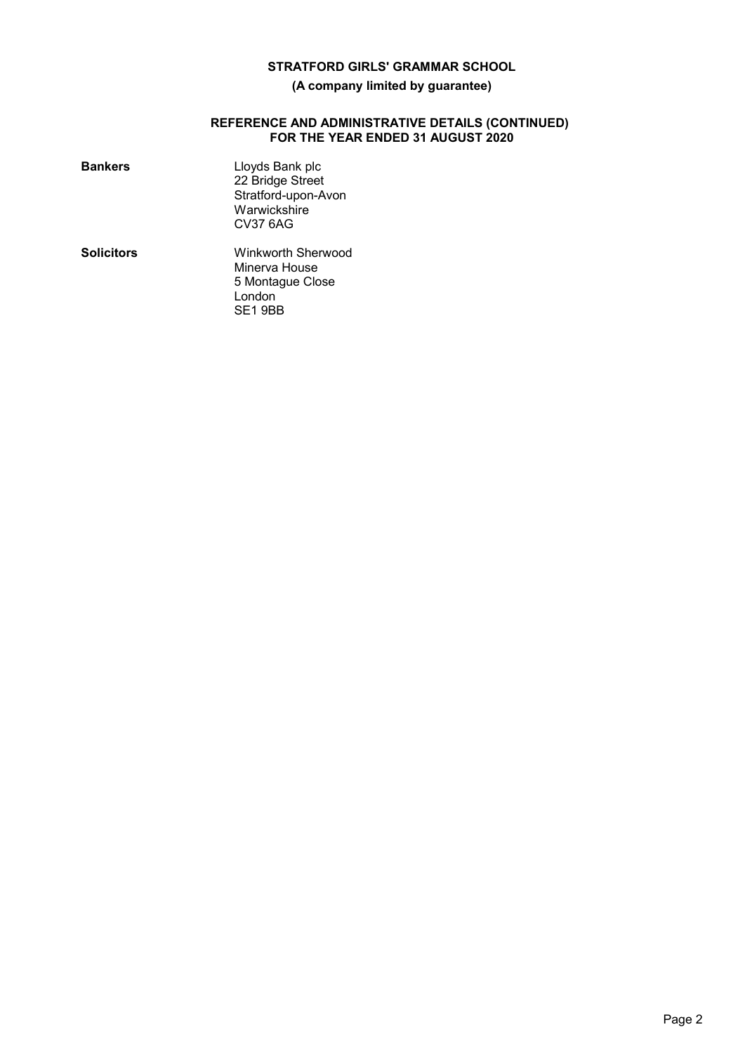**STRATFORD GIRLS' GRAMMAR SCHOOL**

**(A company limited by guarantee)**

## REFERENCE AND ADMINISTRATIVE DETAILS (CONTINUED) FOR THE YEAR ENDED 31 AUGUST 2020

| | |
|---|---|
| **Bankers** | Lloyds Bank plc<br>22 Bridge Street<br>Stratford-upon-Avon<br>Warwickshire<br>CV37 6AG |
| **Solicitors** | Winkworth Sherwood<br>Minerva House<br>5 Montague Close<br>London<br>SE1 9BB |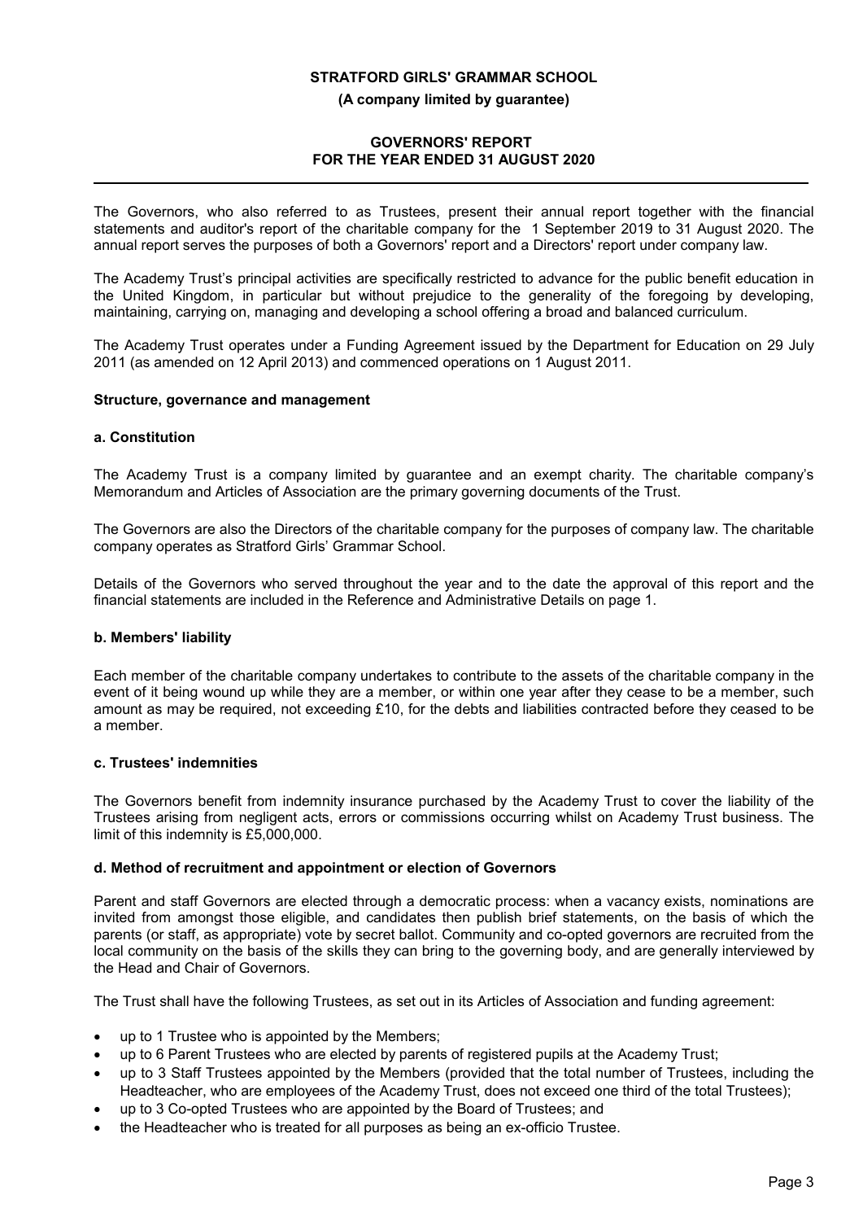# STRATFORD GIRLS' GRAMMAR SCHOOL

**(A company limited by guarantee)**

**GOVERNORS' REPORT FOR THE YEAR ENDED 31 AUGUST 2020**

The Governors, who also referred to as Trustees, present their annual report together with the financial statements and auditor's report of the charitable company for the 1 September 2019 to 31 August 2020. The annual report serves the purposes of both a Governors' report and a Directors' report under company law.

The Academy Trust's principal activities are specifically restricted to advance for the public benefit education in the United Kingdom, in particular but without prejudice to the generality of the foregoing by developing, maintaining, carrying on, managing and developing a school offering a broad and balanced curriculum.

The Academy Trust operates under a Funding Agreement issued by the Department for Education on 29 July 2011 (as amended on 12 April 2013) and commenced operations on 1 August 2011.

## Structure, governance and management

### a. Constitution

The Academy Trust is a company limited by guarantee and an exempt charity. The charitable company's Memorandum and Articles of Association are the primary governing documents of the Trust.

The Governors are also the Directors of the charitable company for the purposes of company law. The charitable company operates as Stratford Girls' Grammar School.

Details of the Governors who served throughout the year and to the date the approval of this report and the financial statements are included in the Reference and Administrative Details on page 1.

### b. Members' liability

Each member of the charitable company undertakes to contribute to the assets of the charitable company in the event of it being wound up while they are a member, or within one year after they cease to be a member, such amount as may be required, not exceeding £10, for the debts and liabilities contracted before they ceased to be a member.

### c. Trustees' indemnities

The Governors benefit from indemnity insurance purchased by the Academy Trust to cover the liability of the Trustees arising from negligent acts, errors or commissions occurring whilst on Academy Trust business. The limit of this indemnity is £5,000,000.

### d. Method of recruitment and appointment or election of Governors

Parent and staff Governors are elected through a democratic process: when a vacancy exists, nominations are invited from amongst those eligible, and candidates then publish brief statements, on the basis of which the parents (or staff, as appropriate) vote by secret ballot. Community and co-opted governors are recruited from the local community on the basis of the skills they can bring to the governing body, and are generally interviewed by the Head and Chair of Governors.

The Trust shall have the following Trustees, as set out in its Articles of Association and funding agreement:

- up to 1 Trustee who is appointed by the Members;
- up to 6 Parent Trustees who are elected by parents of registered pupils at the Academy Trust;
- up to 3 Staff Trustees appointed by the Members (provided that the total number of Trustees, including the Headteacher, who are employees of the Academy Trust, does not exceed one third of the total Trustees);
- up to 3 Co-opted Trustees who are appointed by the Board of Trustees; and
- the Headteacher who is treated for all purposes as being an ex-officio Trustee.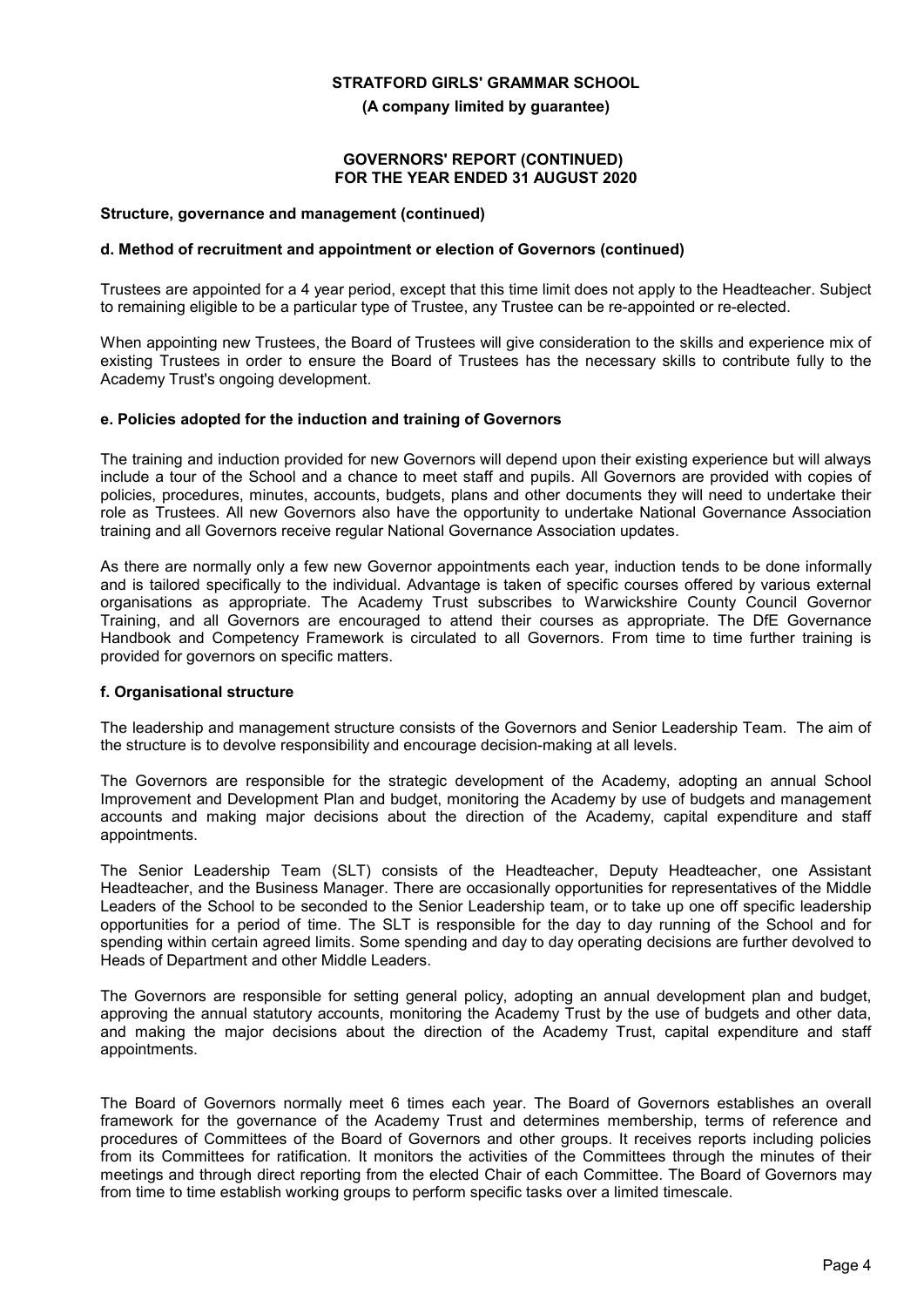### Structure, governance and management (continued)

#### d. Method of recruitment and appointment or election of Governors (continued)

Trustees are appointed for a 4 year period, except that this time limit does not apply to the Headteacher. Subject to remaining eligible to be a particular type of Trustee, any Trustee can be re-appointed or re-elected.

When appointing new Trustees, the Board of Trustees will give consideration to the skills and experience mix of existing Trustees in order to ensure the Board of Trustees has the necessary skills to contribute fully to the Academy Trust's ongoing development.

#### e. Policies adopted for the induction and training of Governors

The training and induction provided for new Governors will depend upon their existing experience but will always include a tour of the School and a chance to meet staff and pupils. All Governors are provided with copies of policies, procedures, minutes, accounts, budgets, plans and other documents they will need to undertake their role as Trustees. All new Governors also have the opportunity to undertake National Governance Association training and all Governors receive regular National Governance Association updates.

As there are normally only a few new Governor appointments each year, induction tends to be done informally and is tailored specifically to the individual. Advantage is taken of specific courses offered by various external organisations as appropriate. The Academy Trust subscribes to Warwickshire County Council Governor Training, and all Governors are encouraged to attend their courses as appropriate. The DfE Governance Handbook and Competency Framework is circulated to all Governors. From time to time further training is provided for governors on specific matters.

#### f. Organisational structure

The leadership and management structure consists of the Governors and Senior Leadership Team. The aim of the structure is to devolve responsibility and encourage decision-making at all levels.

The Governors are responsible for the strategic development of the Academy, adopting an annual School Improvement and Development Plan and budget, monitoring the Academy by use of budgets and management accounts and making major decisions about the direction of the Academy, capital expenditure and staff appointments.

The Senior Leadership Team (SLT) consists of the Headteacher, Deputy Headteacher, one Assistant Headteacher, and the Business Manager. There are occasionally opportunities for representatives of the Middle Leaders of the School to be seconded to the Senior Leadership team, or to take up one off specific leadership opportunities for a period of time. The SLT is responsible for the day to day running of the School and for spending within certain agreed limits. Some spending and day to day operating decisions are further devolved to Heads of Department and other Middle Leaders.

The Governors are responsible for setting general policy, adopting an annual development plan and budget, approving the annual statutory accounts, monitoring the Academy Trust by the use of budgets and other data, and making the major decisions about the direction of the Academy Trust, capital expenditure and staff appointments.

The Board of Governors normally meet 6 times each year. The Board of Governors establishes an overall framework for the governance of the Academy Trust and determines membership, terms of reference and procedures of Committees of the Board of Governors and other groups. It receives reports including policies from its Committees for ratification. It monitors the activities of the Committees through the minutes of their meetings and through direct reporting from the elected Chair of each Committee. The Board of Governors may from time to time establish working groups to perform specific tasks over a limited timescale.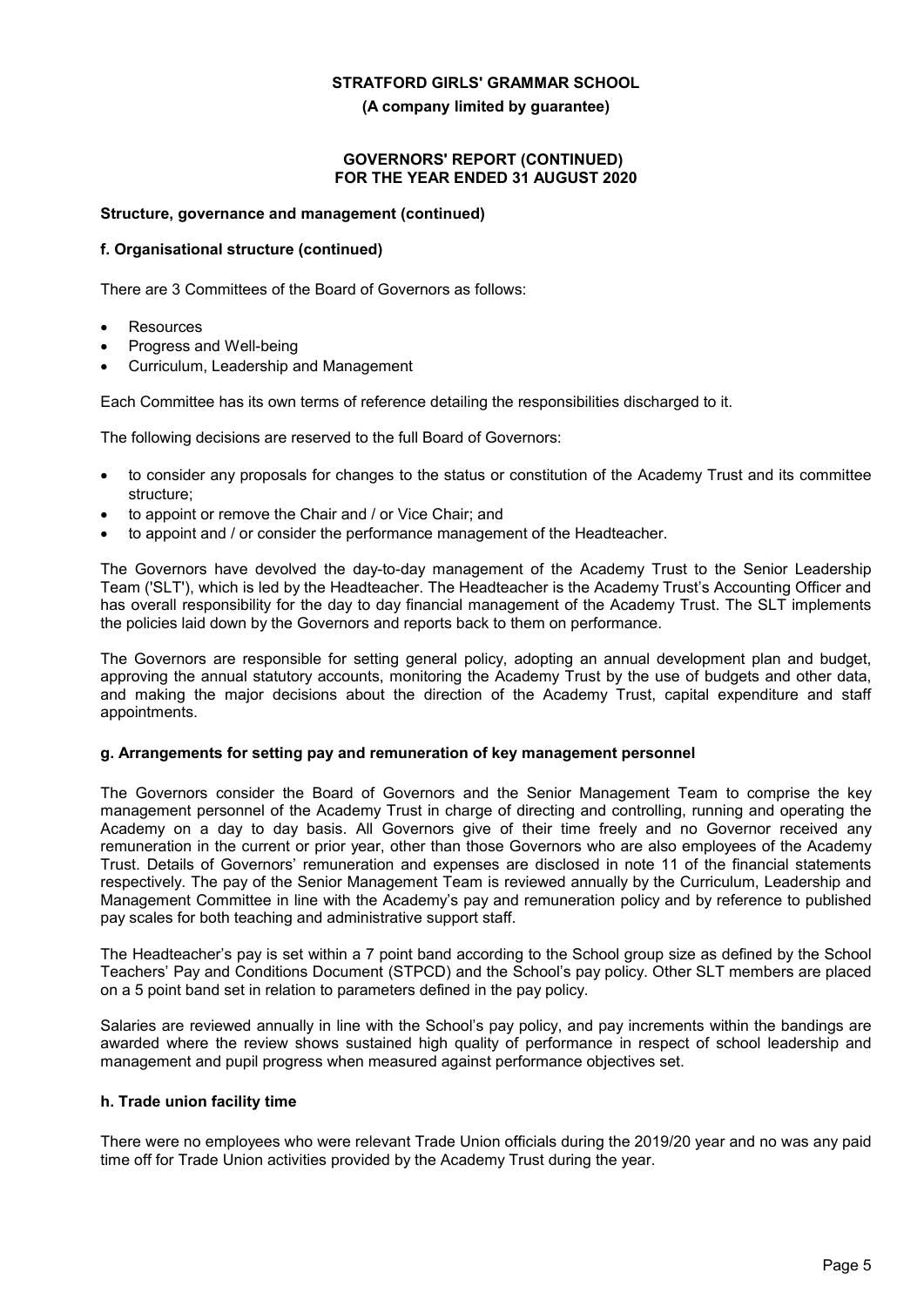**Structure, governance and management (continued)**

**f. Organisational structure (continued)**

There are 3 Committees of the Board of Governors as follows:

- Resources
- Progress and Well-being
- Curriculum, Leadership and Management

Each Committee has its own terms of reference detailing the responsibilities discharged to it.

The following decisions are reserved to the full Board of Governors:

- to consider any proposals for changes to the status or constitution of the Academy Trust and its committee structure;
- to appoint or remove the Chair and / or Vice Chair; and
- to appoint and / or consider the performance management of the Headteacher.

The Governors have devolved the day-to-day management of the Academy Trust to the Senior Leadership Team ('SLT'), which is led by the Headteacher. The Headteacher is the Academy Trust's Accounting Officer and has overall responsibility for the day to day financial management of the Academy Trust. The SLT implements the policies laid down by the Governors and reports back to them on performance.

The Governors are responsible for setting general policy, adopting an annual development plan and budget, approving the annual statutory accounts, monitoring the Academy Trust by the use of budgets and other data, and making the major decisions about the direction of the Academy Trust, capital expenditure and staff appointments.

**g. Arrangements for setting pay and remuneration of key management personnel**

The Governors consider the Board of Governors and the Senior Management Team to comprise the key management personnel of the Academy Trust in charge of directing and controlling, running and operating the Academy on a day to day basis. All Governors give of their time freely and no Governor received any remuneration in the current or prior year, other than those Governors who are also employees of the Academy Trust. Details of Governors' remuneration and expenses are disclosed in note 11 of the financial statements respectively. The pay of the Senior Management Team is reviewed annually by the Curriculum, Leadership and Management Committee in line with the Academy's pay and remuneration policy and by reference to published pay scales for both teaching and administrative support staff.

The Headteacher's pay is set within a 7 point band according to the School group size as defined by the School Teachers' Pay and Conditions Document (STPCD) and the School's pay policy. Other SLT members are placed on a 5 point band set in relation to parameters defined in the pay policy.

Salaries are reviewed annually in line with the School's pay policy, and pay increments within the bandings are awarded where the review shows sustained high quality of performance in respect of school leadership and management and pupil progress when measured against performance objectives set.

**h. Trade union facility time**

There were no employees who were relevant Trade Union officials during the 2019/20 year and no was any paid time off for Trade Union activities provided by the Academy Trust during the year.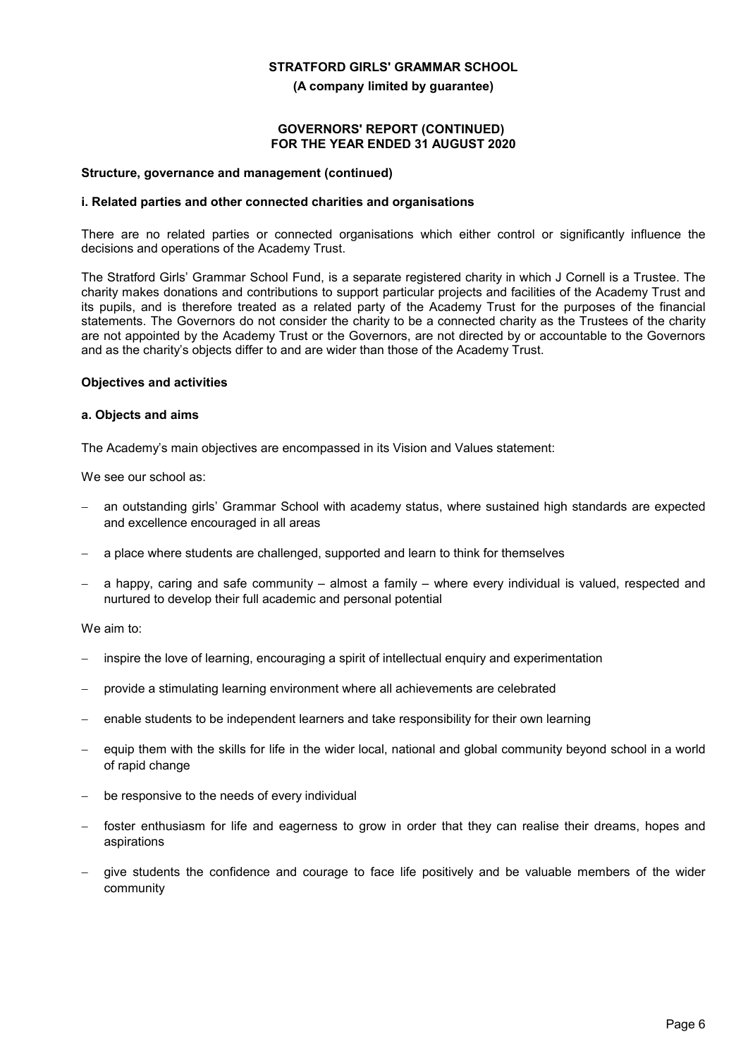**Structure, governance and management (continued)**

**i. Related parties and other connected charities and organisations**

There are no related parties or connected organisations which either control or significantly influence the decisions and operations of the Academy Trust.

The Stratford Girls' Grammar School Fund, is a separate registered charity in which J Cornell is a Trustee. The charity makes donations and contributions to support particular projects and facilities of the Academy Trust and its pupils, and is therefore treated as a related party of the Academy Trust for the purposes of the financial statements. The Governors do not consider the charity to be a connected charity as the Trustees of the charity are not appointed by the Academy Trust or the Governors, are not directed by or accountable to the Governors and as the charity's objects differ to and are wider than those of the Academy Trust.

**Objectives and activities**

**a. Objects and aims**

The Academy's main objectives are encompassed in its Vision and Values statement:

We see our school as:

- an outstanding girls' Grammar School with academy status, where sustained high standards are expected and excellence encouraged in all areas
- a place where students are challenged, supported and learn to think for themselves
- a happy, caring and safe community – almost a family – where every individual is valued, respected and nurtured to develop their full academic and personal potential

We aim to:

- inspire the love of learning, encouraging a spirit of intellectual enquiry and experimentation
- provide a stimulating learning environment where all achievements are celebrated
- enable students to be independent learners and take responsibility for their own learning
- equip them with the skills for life in the wider local, national and global community beyond school in a world of rapid change
- be responsive to the needs of every individual
- foster enthusiasm for life and eagerness to grow in order that they can realise their dreams, hopes and aspirations
- give students the confidence and courage to face life positively and be valuable members of the wider community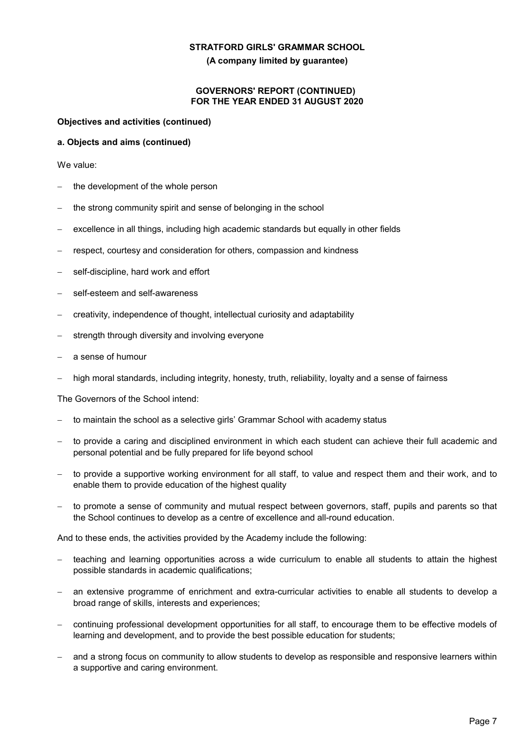**Objectives and activities (continued)**

**a. Objects and aims (continued)**

We value:

- the development of the whole person
- the strong community spirit and sense of belonging in the school
- excellence in all things, including high academic standards but equally in other fields
- respect, courtesy and consideration for others, compassion and kindness
- self-discipline, hard work and effort
- self-esteem and self-awareness
- creativity, independence of thought, intellectual curiosity and adaptability
- strength through diversity and involving everyone
- a sense of humour
- high moral standards, including integrity, honesty, truth, reliability, loyalty and a sense of fairness

The Governors of the School intend:

- to maintain the school as a selective girls' Grammar School with academy status
- to provide a caring and disciplined environment in which each student can achieve their full academic and personal potential and be fully prepared for life beyond school
- to provide a supportive working environment for all staff, to value and respect them and their work, and to enable them to provide education of the highest quality
- to promote a sense of community and mutual respect between governors, staff, pupils and parents so that the School continues to develop as a centre of excellence and all-round education.

And to these ends, the activities provided by the Academy include the following:

- teaching and learning opportunities across a wide curriculum to enable all students to attain the highest possible standards in academic qualifications;
- an extensive programme of enrichment and extra-curricular activities to enable all students to develop a broad range of skills, interests and experiences;
- continuing professional development opportunities for all staff, to encourage them to be effective models of learning and development, and to provide the best possible education for students;
- and a strong focus on community to allow students to develop as responsible and responsive learners within a supportive and caring environment.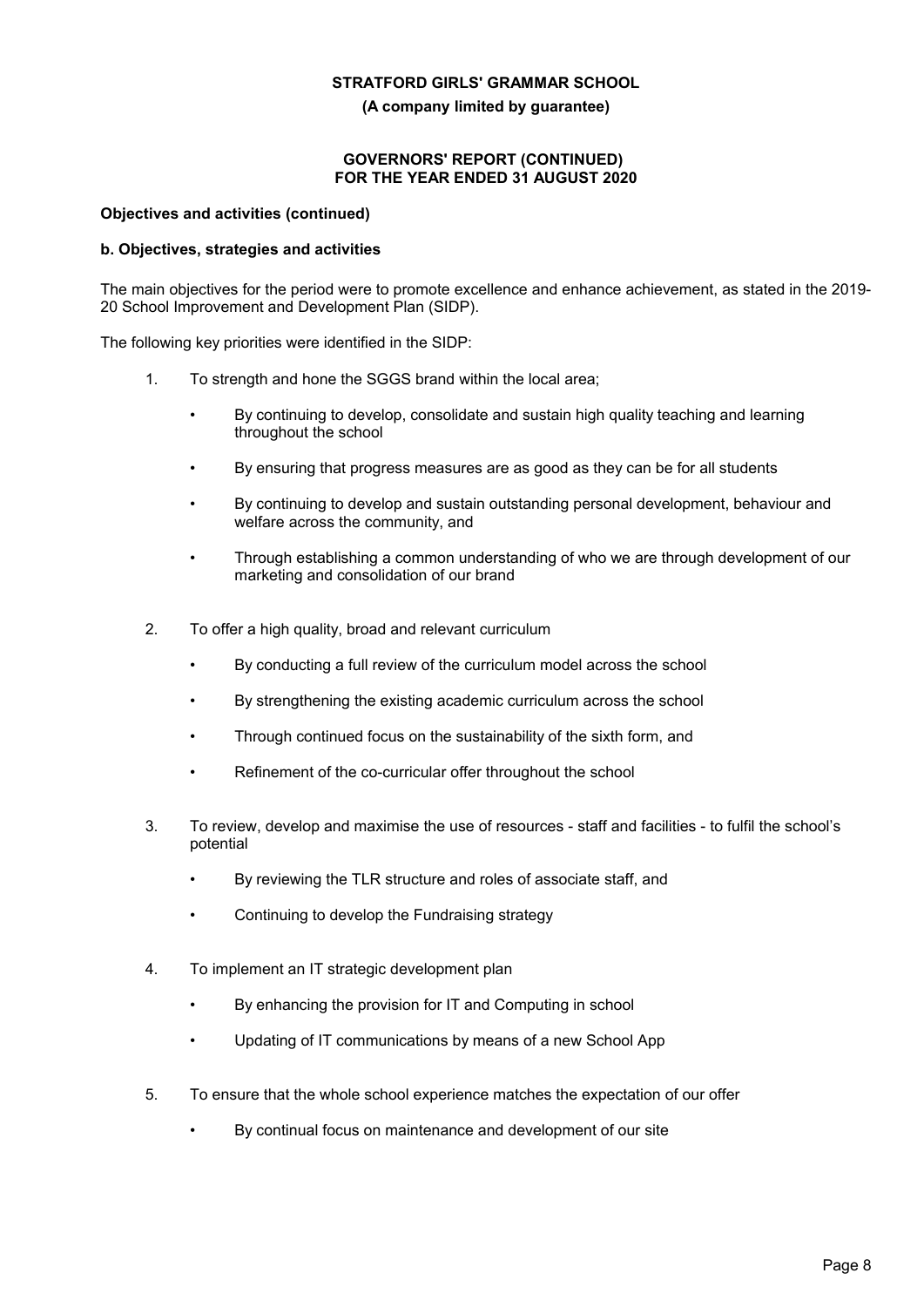### Objectives and activities (continued)

### b. Objectives, strategies and activities

The main objectives for the period were to promote excellence and enhance achievement, as stated in the 2019-20 School Improvement and Development Plan (SIDP).

The following key priorities were identified in the SIDP:

1. To strength and hone the SGGS brand within the local area;

   - By continuing to develop, consolidate and sustain high quality teaching and learning throughout the school
   - By ensuring that progress measures are as good as they can be for all students
   - By continuing to develop and sustain outstanding personal development, behaviour and welfare across the community, and
   - Through establishing a common understanding of who we are through development of our marketing and consolidation of our brand

2. To offer a high quality, broad and relevant curriculum

   - By conducting a full review of the curriculum model across the school
   - By strengthening the existing academic curriculum across the school
   - Through continued focus on the sustainability of the sixth form, and
   - Refinement of the co-curricular offer throughout the school

3. To review, develop and maximise the use of resources - staff and facilities - to fulfil the school's potential

   - By reviewing the TLR structure and roles of associate staff, and
   - Continuing to develop the Fundraising strategy

4. To implement an IT strategic development plan

   - By enhancing the provision for IT and Computing in school
   - Updating of IT communications by means of a new School App

5. To ensure that the whole school experience matches the expectation of our offer

   - By continual focus on maintenance and development of our site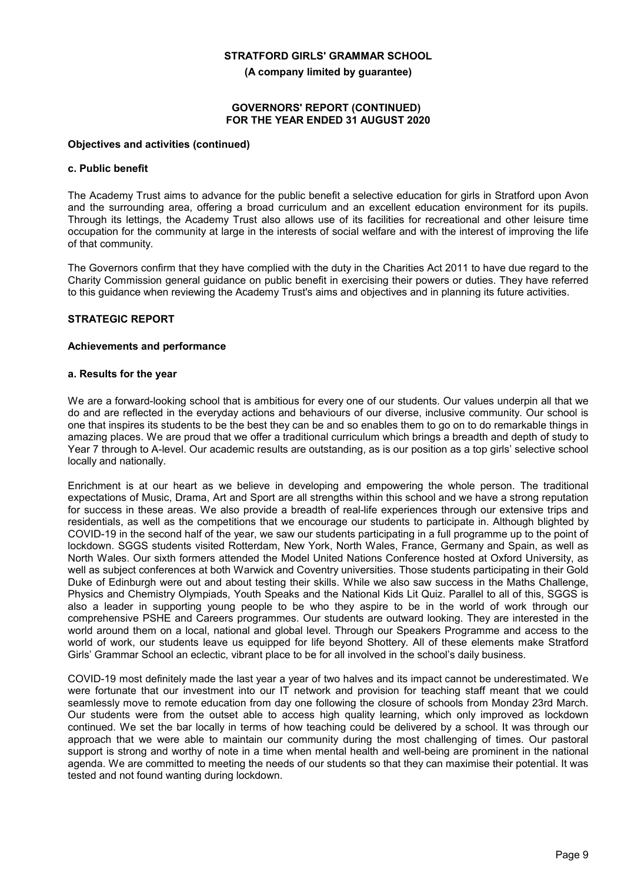### Objectives and activities (continued)

#### c. Public benefit

The Academy Trust aims to advance for the public benefit a selective education for girls in Stratford upon Avon and the surrounding area, offering a broad curriculum and an excellent education environment for its pupils. Through its lettings, the Academy Trust also allows use of its facilities for recreational and other leisure time occupation for the community at large in the interests of social welfare and with the interest of improving the life of that community.

The Governors confirm that they have complied with the duty in the Charities Act 2011 to have due regard to the Charity Commission general guidance on public benefit in exercising their powers or duties. They have referred to this guidance when reviewing the Academy Trust's aims and objectives and in planning its future activities.

## STRATEGIC REPORT

### Achievements and performance

#### a. Results for the year

We are a forward-looking school that is ambitious for every one of our students. Our values underpin all that we do and are reflected in the everyday actions and behaviours of our diverse, inclusive community. Our school is one that inspires its students to be the best they can be and so enables them to go on to do remarkable things in amazing places. We are proud that we offer a traditional curriculum which brings a breadth and depth of study to Year 7 through to A-level. Our academic results are outstanding, as is our position as a top girls' selective school locally and nationally.

Enrichment is at our heart as we believe in developing and empowering the whole person. The traditional expectations of Music, Drama, Art and Sport are all strengths within this school and we have a strong reputation for success in these areas. We also provide a breadth of real-life experiences through our extensive trips and residentials, as well as the competitions that we encourage our students to participate in. Although blighted by COVID-19 in the second half of the year, we saw our students participating in a full programme up to the point of lockdown. SGGS students visited Rotterdam, New York, North Wales, France, Germany and Spain, as well as North Wales. Our sixth formers attended the Model United Nations Conference hosted at Oxford University, as well as subject conferences at both Warwick and Coventry universities. Those students participating in their Gold Duke of Edinburgh were out and about testing their skills. While we also saw success in the Maths Challenge, Physics and Chemistry Olympiads, Youth Speaks and the National Kids Lit Quiz. Parallel to all of this, SGGS is also a leader in supporting young people to be who they aspire to be in the world of work through our comprehensive PSHE and Careers programmes. Our students are outward looking. They are interested in the world around them on a local, national and global level. Through our Speakers Programme and access to the world of work, our students leave us equipped for life beyond Shottery. All of these elements make Stratford Girls' Grammar School an eclectic, vibrant place to be for all involved in the school's daily business.

COVID-19 most definitely made the last year a year of two halves and its impact cannot be underestimated. We were fortunate that our investment into our IT network and provision for teaching staff meant that we could seamlessly move to remote education from day one following the closure of schools from Monday 23rd March. Our students were from the outset able to access high quality learning, which only improved as lockdown continued. We set the bar locally in terms of how teaching could be delivered by a school. It was through our approach that we were able to maintain our community during the most challenging of times. Our pastoral support is strong and worthy of note in a time when mental health and well-being are prominent in the national agenda. We are committed to meeting the needs of our students so that they can maximise their potential. It was tested and not found wanting during lockdown.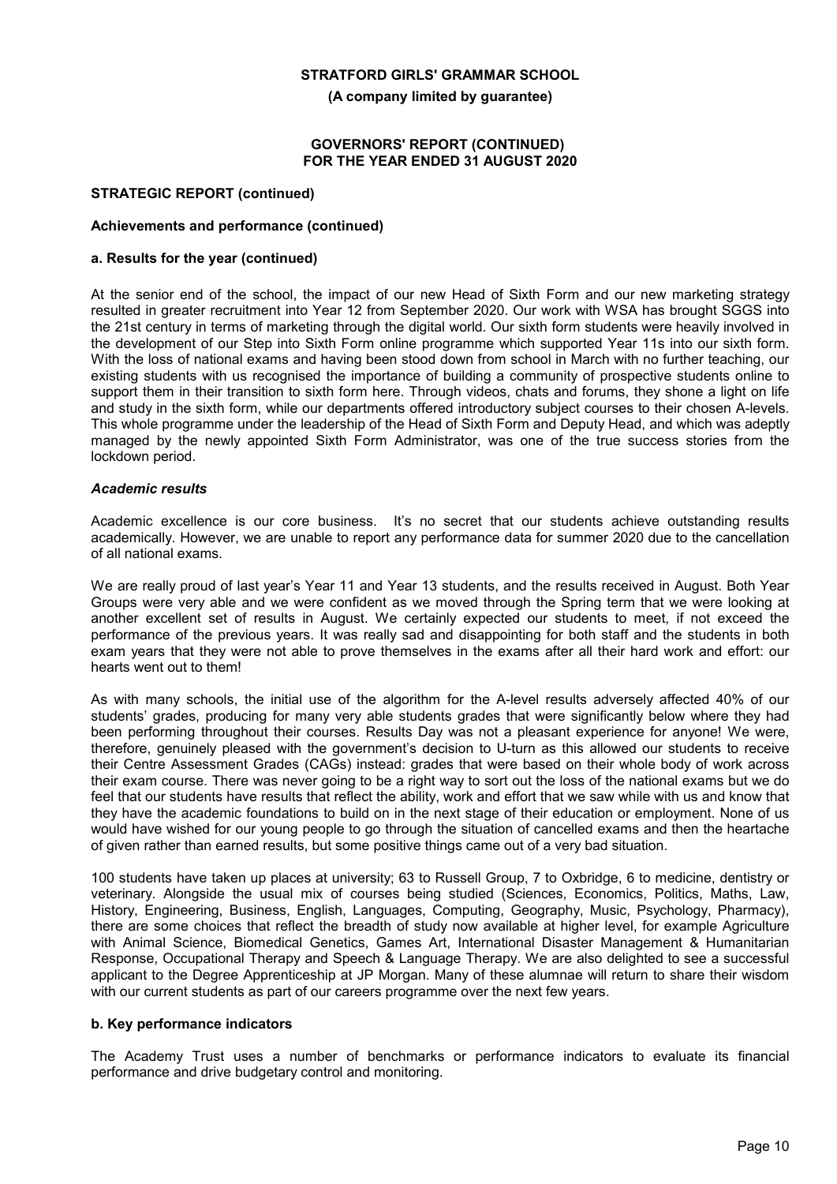### STRATEGIC REPORT (continued)

#### Achievements and performance (continued)

#### a. Results for the year (continued)

At the senior end of the school, the impact of our new Head of Sixth Form and our new marketing strategy resulted in greater recruitment into Year 12 from September 2020. Our work with WSA has brought SGGS into the 21st century in terms of marketing through the digital world. Our sixth form students were heavily involved in the development of our Step into Sixth Form online programme which supported Year 11s into our sixth form. With the loss of national exams and having been stood down from school in March with no further teaching, our existing students with us recognised the importance of building a community of prospective students online to support them in their transition to sixth form here. Through videos, chats and forums, they shone a light on life and study in the sixth form, while our departments offered introductory subject courses to their chosen A-levels. This whole programme under the leadership of the Head of Sixth Form and Deputy Head, and which was adeptly managed by the newly appointed Sixth Form Administrator, was one of the true success stories from the lockdown period.

***Academic results***

Academic excellence is our core business. It's no secret that our students achieve outstanding results academically. However, we are unable to report any performance data for summer 2020 due to the cancellation of all national exams.

We are really proud of last year's Year 11 and Year 13 students, and the results received in August. Both Year Groups were very able and we were confident as we moved through the Spring term that we were looking at another excellent set of results in August. We certainly expected our students to meet, if not exceed the performance of the previous years. It was really sad and disappointing for both staff and the students in both exam years that they were not able to prove themselves in the exams after all their hard work and effort: our hearts went out to them!

As with many schools, the initial use of the algorithm for the A-level results adversely affected 40% of our students' grades, producing for many very able students grades that were significantly below where they had been performing throughout their courses. Results Day was not a pleasant experience for anyone! We were, therefore, genuinely pleased with the government's decision to U-turn as this allowed our students to receive their Centre Assessment Grades (CAGs) instead: grades that were based on their whole body of work across their exam course. There was never going to be a right way to sort out the loss of the national exams but we do feel that our students have results that reflect the ability, work and effort that we saw while with us and know that they have the academic foundations to build on in the next stage of their education or employment. None of us would have wished for our young people to go through the situation of cancelled exams and then the heartache of given rather than earned results, but some positive things came out of a very bad situation.

100 students have taken up places at university; 63 to Russell Group, 7 to Oxbridge, 6 to medicine, dentistry or veterinary. Alongside the usual mix of courses being studied (Sciences, Economics, Politics, Maths, Law, History, Engineering, Business, English, Languages, Computing, Geography, Music, Psychology, Pharmacy), there are some choices that reflect the breadth of study now available at higher level, for example Agriculture with Animal Science, Biomedical Genetics, Games Art, International Disaster Management & Humanitarian Response, Occupational Therapy and Speech & Language Therapy. We are also delighted to see a successful applicant to the Degree Apprenticeship at JP Morgan. Many of these alumnae will return to share their wisdom with our current students as part of our careers programme over the next few years.

#### b. Key performance indicators

The Academy Trust uses a number of benchmarks or performance indicators to evaluate its financial performance and drive budgetary control and monitoring.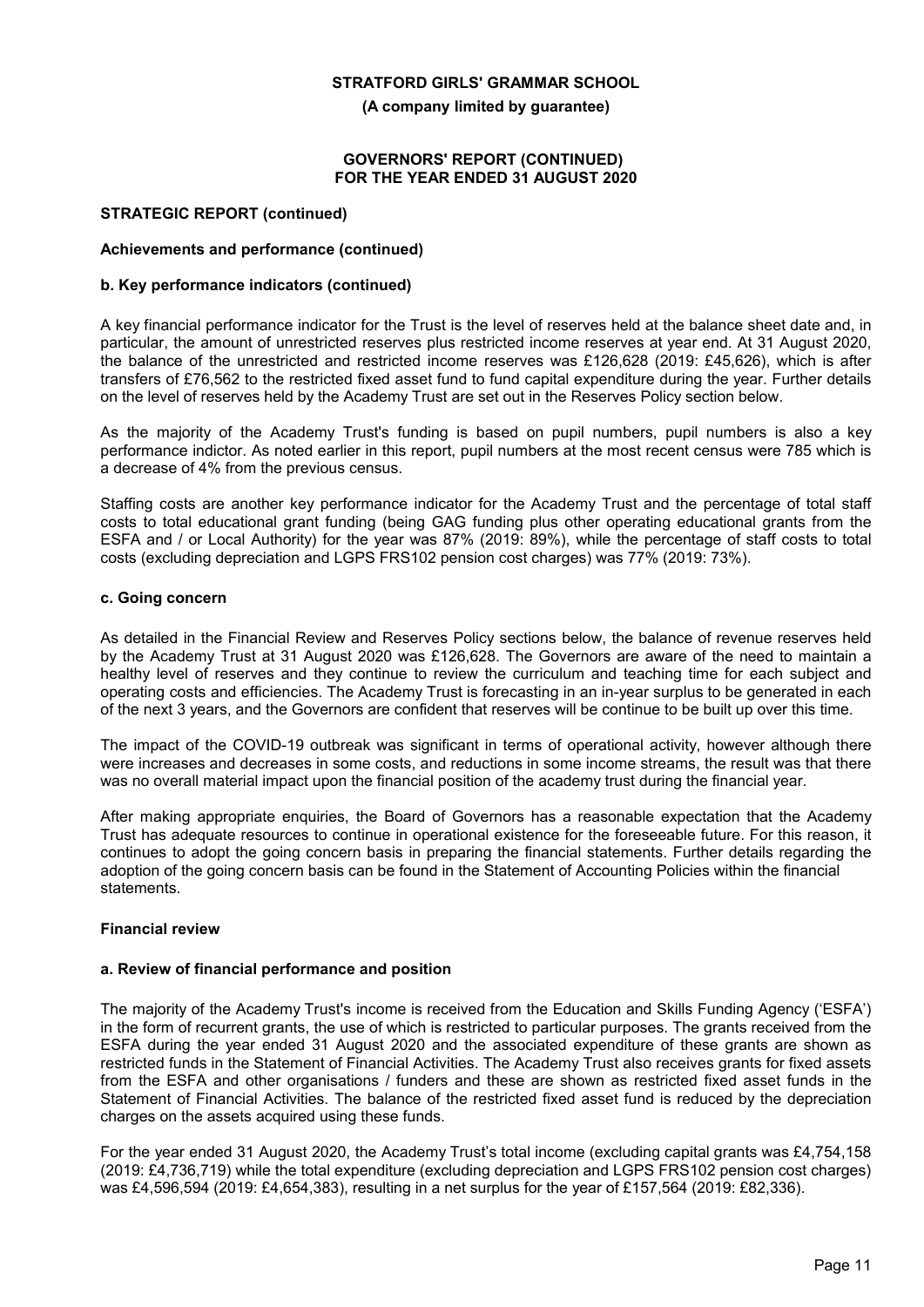**STRATFORD GIRLS' GRAMMAR SCHOOL**

**(A company limited by guarantee)**

**GOVERNORS' REPORT (CONTINUED)**
**FOR THE YEAR ENDED 31 AUGUST 2020**

**STRATEGIC REPORT (continued)**

**Achievements and performance (continued)**

**b. Key performance indicators (continued)**

A key financial performance indicator for the Trust is the level of reserves held at the balance sheet date and, in particular, the amount of unrestricted reserves plus restricted income reserves at year end. At 31 August 2020, the balance of the unrestricted and restricted income reserves was £126,628 (2019: £45,626), which is after transfers of £76,562 to the restricted fixed asset fund to fund capital expenditure during the year. Further details on the level of reserves held by the Academy Trust are set out in the Reserves Policy section below.

As the majority of the Academy Trust's funding is based on pupil numbers, pupil numbers is also a key performance indictor. As noted earlier in this report, pupil numbers at the most recent census were 785 which is a decrease of 4% from the previous census.

Staffing costs are another key performance indicator for the Academy Trust and the percentage of total staff costs to total educational grant funding (being GAG funding plus other operating educational grants from the ESFA and / or Local Authority) for the year was 87% (2019: 89%), while the percentage of staff costs to total costs (excluding depreciation and LGPS FRS102 pension cost charges) was 77% (2019: 73%).

**c. Going concern**

As detailed in the Financial Review and Reserves Policy sections below, the balance of revenue reserves held by the Academy Trust at 31 August 2020 was £126,628. The Governors are aware of the need to maintain a healthy level of reserves and they continue to review the curriculum and teaching time for each subject and operating costs and efficiencies. The Academy Trust is forecasting in an in-year surplus to be generated in each of the next 3 years, and the Governors are confident that reserves will be continue to be built up over this time.

The impact of the COVID-19 outbreak was significant in terms of operational activity, however although there were increases and decreases in some costs, and reductions in some income streams, the result was that there was no overall material impact upon the financial position of the academy trust during the financial year.

After making appropriate enquiries, the Board of Governors has a reasonable expectation that the Academy Trust has adequate resources to continue in operational existence for the foreseeable future. For this reason, it continues to adopt the going concern basis in preparing the financial statements. Further details regarding the adoption of the going concern basis can be found in the Statement of Accounting Policies within the financial statements.

**Financial review**

**a. Review of financial performance and position**

The majority of the Academy Trust's income is received from the Education and Skills Funding Agency ('ESFA') in the form of recurrent grants, the use of which is restricted to particular purposes. The grants received from the ESFA during the year ended 31 August 2020 and the associated expenditure of these grants are shown as restricted funds in the Statement of Financial Activities. The Academy Trust also receives grants for fixed assets from the ESFA and other organisations / funders and these are shown as restricted fixed asset funds in the Statement of Financial Activities. The balance of the restricted fixed asset fund is reduced by the depreciation charges on the assets acquired using these funds.

For the year ended 31 August 2020, the Academy Trust's total income (excluding capital grants was £4,754,158 (2019: £4,736,719) while the total expenditure (excluding depreciation and LGPS FRS102 pension cost charges) was £4,596,594 (2019: £4,654,383), resulting in a net surplus for the year of £157,564 (2019: £82,336).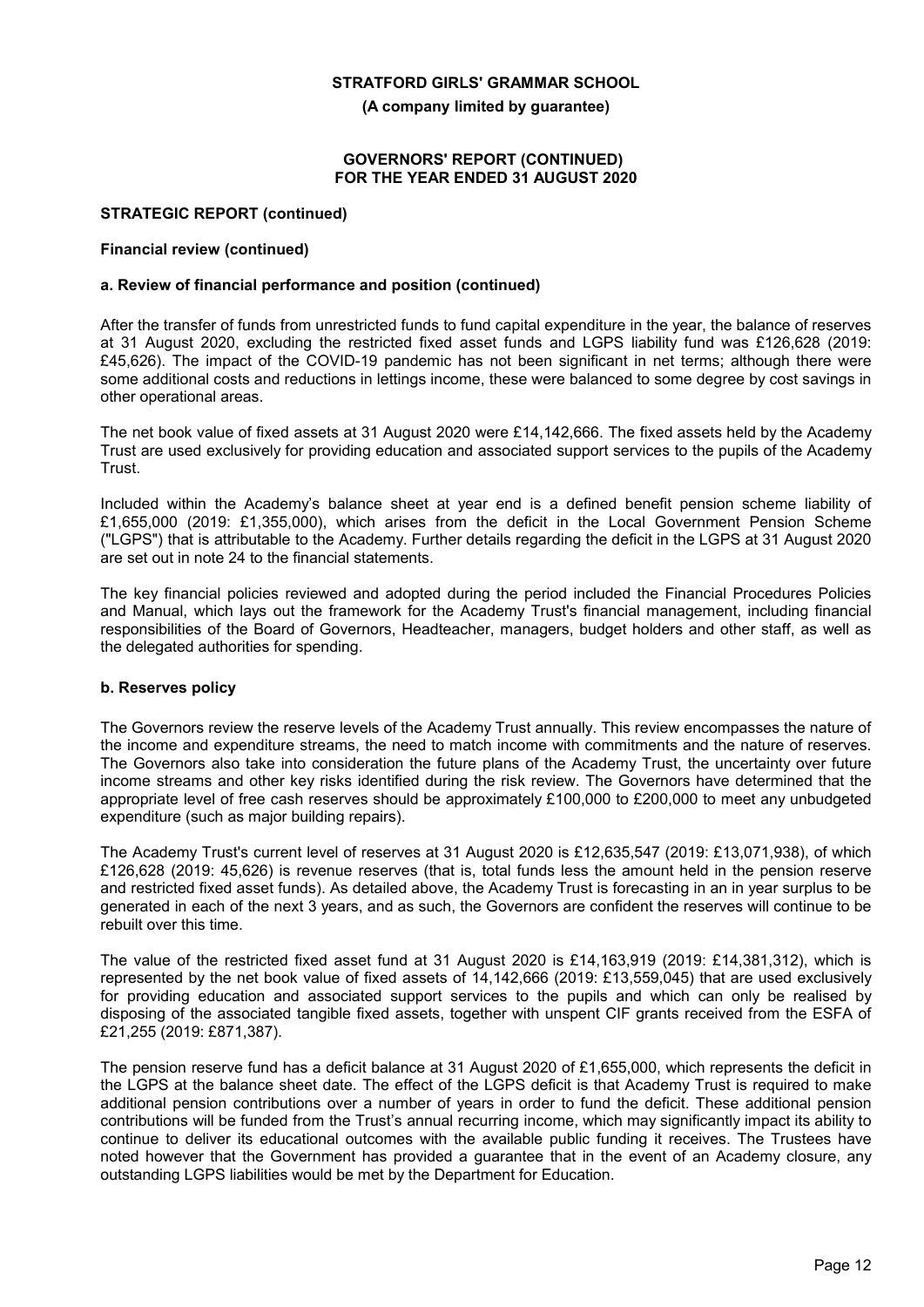### STRATEGIC REPORT (continued)

#### Financial review (continued)

##### a. Review of financial performance and position (continued)

After the transfer of funds from unrestricted funds to fund capital expenditure in the year, the balance of reserves at 31 August 2020, excluding the restricted fixed asset funds and LGPS liability fund was £126,628 (2019: £45,626). The impact of the COVID-19 pandemic has not been significant in net terms; although there were some additional costs and reductions in lettings income, these were balanced to some degree by cost savings in other operational areas.

The net book value of fixed assets at 31 August 2020 were £14,142,666. The fixed assets held by the Academy Trust are used exclusively for providing education and associated support services to the pupils of the Academy Trust.

Included within the Academy's balance sheet at year end is a defined benefit pension scheme liability of £1,655,000 (2019: £1,355,000), which arises from the deficit in the Local Government Pension Scheme ("LGPS") that is attributable to the Academy. Further details regarding the deficit in the LGPS at 31 August 2020 are set out in note 24 to the financial statements.

The key financial policies reviewed and adopted during the period included the Financial Procedures Policies and Manual, which lays out the framework for the Academy Trust's financial management, including financial responsibilities of the Board of Governors, Headteacher, managers, budget holders and other staff, as well as the delegated authorities for spending.

##### b. Reserves policy

The Governors review the reserve levels of the Academy Trust annually. This review encompasses the nature of the income and expenditure streams, the need to match income with commitments and the nature of reserves. The Governors also take into consideration the future plans of the Academy Trust, the uncertainty over future income streams and other key risks identified during the risk review. The Governors have determined that the appropriate level of free cash reserves should be approximately £100,000 to £200,000 to meet any unbudgeted expenditure (such as major building repairs).

The Academy Trust's current level of reserves at 31 August 2020 is £12,635,547 (2019: £13,071,938), of which £126,628 (2019: 45,626) is revenue reserves (that is, total funds less the amount held in the pension reserve and restricted fixed asset funds). As detailed above, the Academy Trust is forecasting in an in year surplus to be generated in each of the next 3 years, and as such, the Governors are confident the reserves will continue to be rebuilt over this time.

The value of the restricted fixed asset fund at 31 August 2020 is £14,163,919 (2019: £14,381,312), which is represented by the net book value of fixed assets of 14,142,666 (2019: £13,559,045) that are used exclusively for providing education and associated support services to the pupils and which can only be realised by disposing of the associated tangible fixed assets, together with unspent CIF grants received from the ESFA of £21,255 (2019: £871,387).

The pension reserve fund has a deficit balance at 31 August 2020 of £1,655,000, which represents the deficit in the LGPS at the balance sheet date. The effect of the LGPS deficit is that Academy Trust is required to make additional pension contributions over a number of years in order to fund the deficit. These additional pension contributions will be funded from the Trust's annual recurring income, which may significantly impact its ability to continue to deliver its educational outcomes with the available public funding it receives. The Trustees have noted however that the Government has provided a guarantee that in the event of an Academy closure, any outstanding LGPS liabilities would be met by the Department for Education.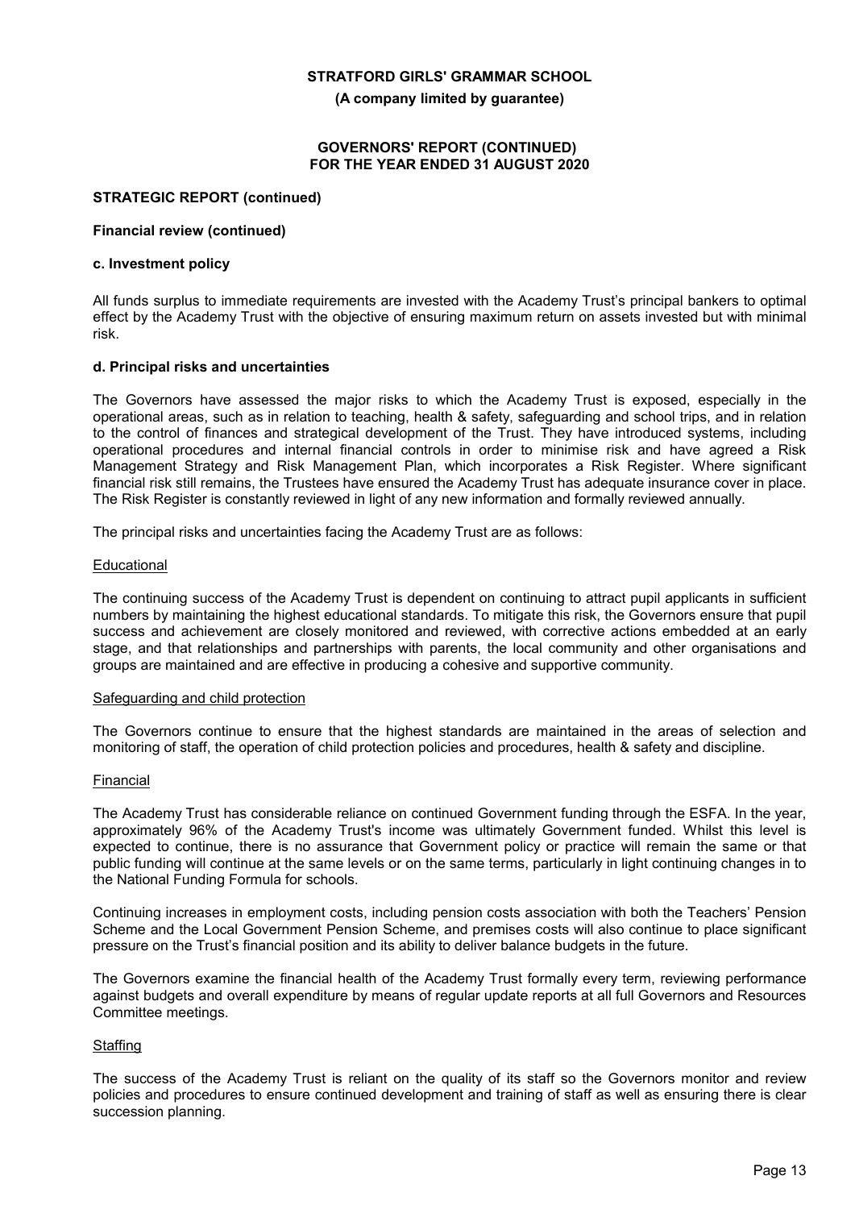## STRATEGIC REPORT (continued)

### Financial review (continued)

#### c. Investment policy

All funds surplus to immediate requirements are invested with the Academy Trust's principal bankers to optimal effect by the Academy Trust with the objective of ensuring maximum return on assets invested but with minimal risk.

#### d. Principal risks and uncertainties

The Governors have assessed the major risks to which the Academy Trust is exposed, especially in the operational areas, such as in relation to teaching, health & safety, safeguarding and school trips, and in relation to the control of finances and strategical development of the Trust. They have introduced systems, including operational procedures and internal financial controls in order to minimise risk and have agreed a Risk Management Strategy and Risk Management Plan, which incorporates a Risk Register. Where significant financial risk still remains, the Trustees have ensured the Academy Trust has adequate insurance cover in place. The Risk Register is constantly reviewed in light of any new information and formally reviewed annually.

The principal risks and uncertainties facing the Academy Trust are as follows:

Educational

The continuing success of the Academy Trust is dependent on continuing to attract pupil applicants in sufficient numbers by maintaining the highest educational standards. To mitigate this risk, the Governors ensure that pupil success and achievement are closely monitored and reviewed, with corrective actions embedded at an early stage, and that relationships and partnerships with parents, the local community and other organisations and groups are maintained and are effective in producing a cohesive and supportive community.

Safeguarding and child protection

The Governors continue to ensure that the highest standards are maintained in the areas of selection and monitoring of staff, the operation of child protection policies and procedures, health & safety and discipline.

Financial

The Academy Trust has considerable reliance on continued Government funding through the ESFA. In the year, approximately 96% of the Academy Trust's income was ultimately Government funded. Whilst this level is expected to continue, there is no assurance that Government policy or practice will remain the same or that public funding will continue at the same levels or on the same terms, particularly in light continuing changes in to the National Funding Formula for schools.

Continuing increases in employment costs, including pension costs association with both the Teachers' Pension Scheme and the Local Government Pension Scheme, and premises costs will also continue to place significant pressure on the Trust's financial position and its ability to deliver balance budgets in the future.

The Governors examine the financial health of the Academy Trust formally every term, reviewing performance against budgets and overall expenditure by means of regular update reports at all full Governors and Resources Committee meetings.

Staffing

The success of the Academy Trust is reliant on the quality of its staff so the Governors monitor and review policies and procedures to ensure continued development and training of staff as well as ensuring there is clear succession planning.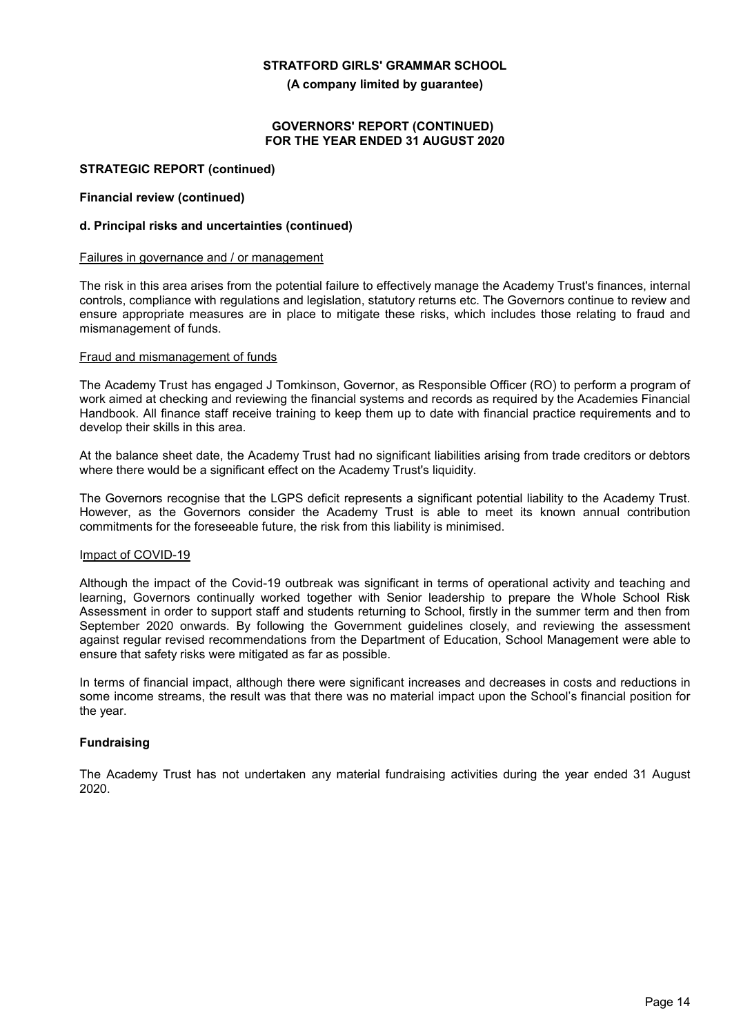## STRATEGIC REPORT (continued)

### Financial review (continued)

#### d. Principal risks and uncertainties (continued)

Failures in governance and / or management

The risk in this area arises from the potential failure to effectively manage the Academy Trust's finances, internal controls, compliance with regulations and legislation, statutory returns etc. The Governors continue to review and ensure appropriate measures are in place to mitigate these risks, which includes those relating to fraud and mismanagement of funds.

Fraud and mismanagement of funds

The Academy Trust has engaged J Tomkinson, Governor, as Responsible Officer (RO) to perform a program of work aimed at checking and reviewing the financial systems and records as required by the Academies Financial Handbook. All finance staff receive training to keep them up to date with financial practice requirements and to develop their skills in this area.

At the balance sheet date, the Academy Trust had no significant liabilities arising from trade creditors or debtors where there would be a significant effect on the Academy Trust's liquidity.

The Governors recognise that the LGPS deficit represents a significant potential liability to the Academy Trust. However, as the Governors consider the Academy Trust is able to meet its known annual contribution commitments for the foreseeable future, the risk from this liability is minimised.

Impact of COVID-19

Although the impact of the Covid-19 outbreak was significant in terms of operational activity and teaching and learning, Governors continually worked together with Senior leadership to prepare the Whole School Risk Assessment in order to support staff and students returning to School, firstly in the summer term and then from September 2020 onwards. By following the Government guidelines closely, and reviewing the assessment against regular revised recommendations from the Department of Education, School Management were able to ensure that safety risks were mitigated as far as possible.

In terms of financial impact, although there were significant increases and decreases in costs and reductions in some income streams, the result was that there was no material impact upon the School's financial position for the year.

### Fundraising

The Academy Trust has not undertaken any material fundraising activities during the year ended 31 August 2020.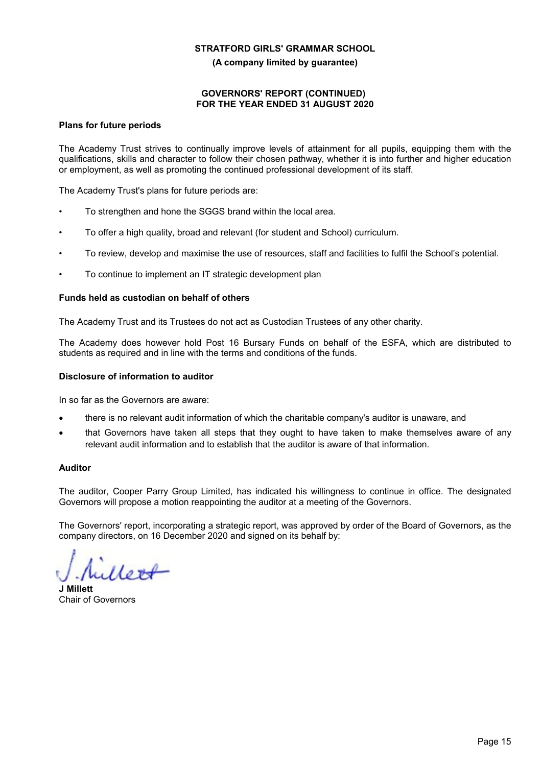**Plans for future periods**

The Academy Trust strives to continually improve levels of attainment for all pupils, equipping them with the qualifications, skills and character to follow their chosen pathway, whether it is into further and higher education or employment, as well as promoting the continued professional development of its staff.

The Academy Trust's plans for future periods are:

- To strengthen and hone the SGGS brand within the local area.
- To offer a high quality, broad and relevant (for student and School) curriculum.
- To review, develop and maximise the use of resources, staff and facilities to fulfil the School's potential.
- To continue to implement an IT strategic development plan

**Funds held as custodian on behalf of others**

The Academy Trust and its Trustees do not act as Custodian Trustees of any other charity.

The Academy does however hold Post 16 Bursary Funds on behalf of the ESFA, which are distributed to students as required and in line with the terms and conditions of the funds.

**Disclosure of information to auditor**

In so far as the Governors are aware:

- there is no relevant audit information of which the charitable company's auditor is unaware, and
- that Governors have taken all steps that they ought to have taken to make themselves aware of any relevant audit information and to establish that the auditor is aware of that information.

**Auditor**

The auditor, Cooper Parry Group Limited, has indicated his willingness to continue in office. The designated Governors will propose a motion reappointing the auditor at a meeting of the Governors.

The Governors' report, incorporating a strategic report, was approved by order of the Board of Governors, as the company directors, on 16 December 2020 and signed on its behalf by:

**J Millett**
Chair of Governors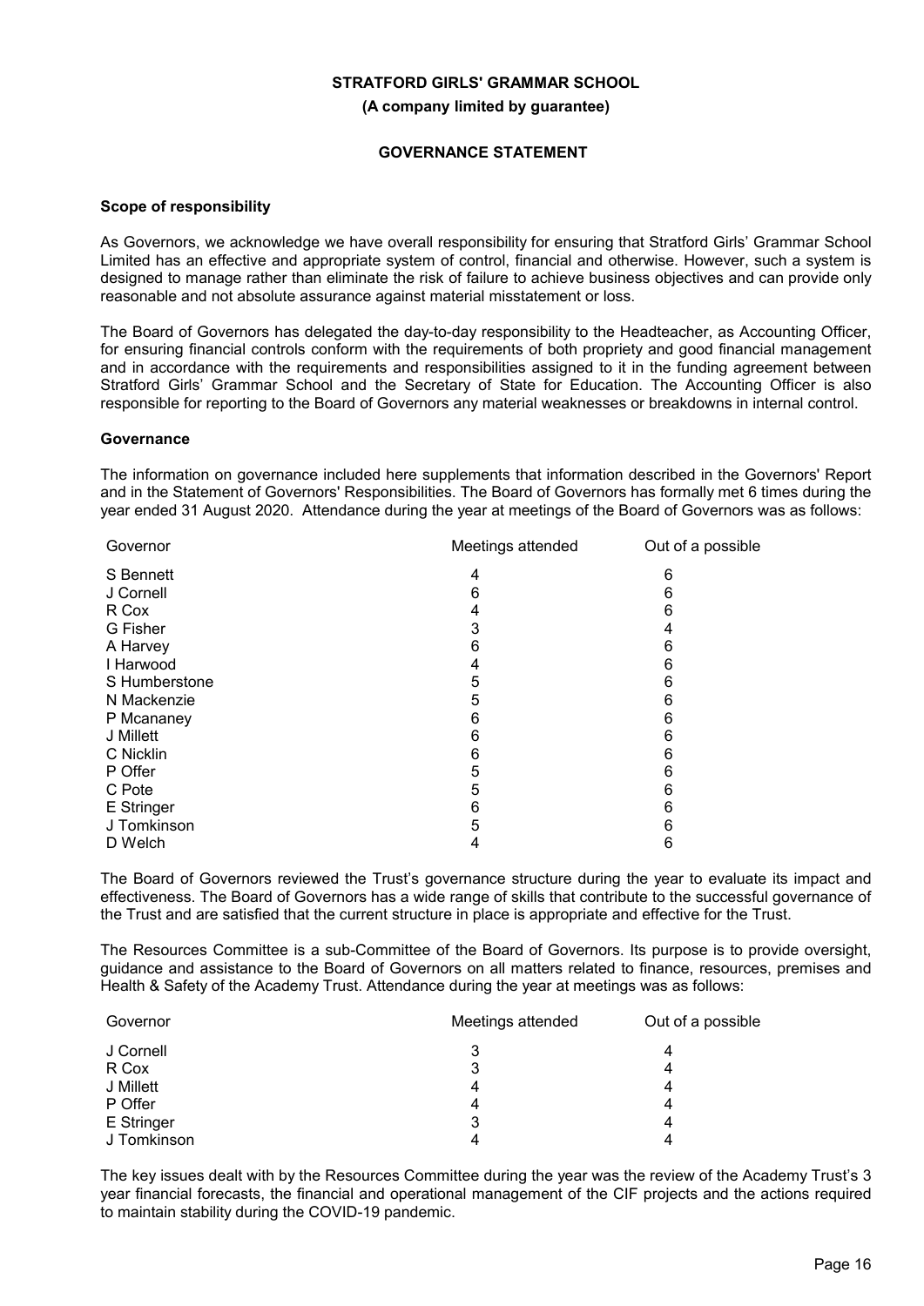# STRATFORD GIRLS' GRAMMAR SCHOOL

**(A company limited by guarantee)**

## GOVERNANCE STATEMENT

### Scope of responsibility

As Governors, we acknowledge we have overall responsibility for ensuring that Stratford Girls' Grammar School Limited has an effective and appropriate system of control, financial and otherwise. However, such a system is designed to manage rather than eliminate the risk of failure to achieve business objectives and can provide only reasonable and not absolute assurance against material misstatement or loss.

The Board of Governors has delegated the day-to-day responsibility to the Headteacher, as Accounting Officer, for ensuring financial controls conform with the requirements of both propriety and good financial management and in accordance with the requirements and responsibilities assigned to it in the funding agreement between Stratford Girls' Grammar School and the Secretary of State for Education. The Accounting Officer is also responsible for reporting to the Board of Governors any material weaknesses or breakdowns in internal control.

### Governance

The information on governance included here supplements that information described in the Governors' Report and in the Statement of Governors' Responsibilities. The Board of Governors has formally met 6 times during the year ended 31 August 2020. Attendance during the year at meetings of the Board of Governors was as follows:

| Governor | Meetings attended | Out of a possible |
|---|---|---|
| S Bennett | 4 | 6 |
| J Cornell | 6 | 6 |
| R Cox | 4 | 6 |
| G Fisher | 3 | 4 |
| A Harvey | 6 | 6 |
| I Harwood | 4 | 6 |
| S Humberstone | 5 | 6 |
| N Mackenzie | 5 | 6 |
| P Mcananey | 6 | 6 |
| J Millett | 6 | 6 |
| C Nicklin | 6 | 6 |
| P Offer | 5 | 6 |
| C Pote | 5 | 6 |
| E Stringer | 6 | 6 |
| J Tomkinson | 5 | 6 |
| D Welch | 4 | 6 |

The Board of Governors reviewed the Trust's governance structure during the year to evaluate its impact and effectiveness. The Board of Governors has a wide range of skills that contribute to the successful governance of the Trust and are satisfied that the current structure in place is appropriate and effective for the Trust.

The Resources Committee is a sub-Committee of the Board of Governors. Its purpose is to provide oversight, guidance and assistance to the Board of Governors on all matters related to finance, resources, premises and Health & Safety of the Academy Trust. Attendance during the year at meetings was as follows:

| Governor | Meetings attended | Out of a possible |
|---|---|---|
| J Cornell | 3 | 4 |
| R Cox | 3 | 4 |
| J Millett | 4 | 4 |
| P Offer | 4 | 4 |
| E Stringer | 3 | 4 |
| J Tomkinson | 4 | 4 |

The key issues dealt with by the Resources Committee during the year was the review of the Academy Trust's 3 year financial forecasts, the financial and operational management of the CIF projects and the actions required to maintain stability during the COVID-19 pandemic.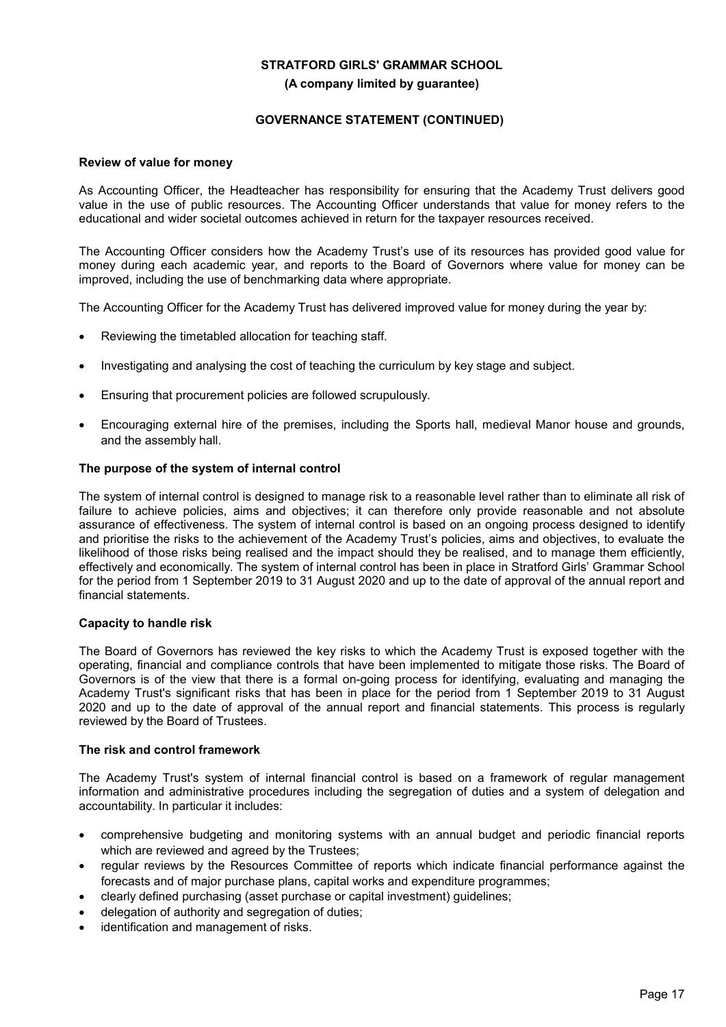**Review of value for money**

As Accounting Officer, the Headteacher has responsibility for ensuring that the Academy Trust delivers good value in the use of public resources. The Accounting Officer understands that value for money refers to the educational and wider societal outcomes achieved in return for the taxpayer resources received.

The Accounting Officer considers how the Academy Trust's use of its resources has provided good value for money during each academic year, and reports to the Board of Governors where value for money can be improved, including the use of benchmarking data where appropriate.

The Accounting Officer for the Academy Trust has delivered improved value for money during the year by:

- Reviewing the timetabled allocation for teaching staff.
- Investigating and analysing the cost of teaching the curriculum by key stage and subject.
- Ensuring that procurement policies are followed scrupulously.
- Encouraging external hire of the premises, including the Sports hall, medieval Manor house and grounds, and the assembly hall.

**The purpose of the system of internal control**

The system of internal control is designed to manage risk to a reasonable level rather than to eliminate all risk of failure to achieve policies, aims and objectives; it can therefore only provide reasonable and not absolute assurance of effectiveness. The system of internal control is based on an ongoing process designed to identify and prioritise the risks to the achievement of the Academy Trust's policies, aims and objectives, to evaluate the likelihood of those risks being realised and the impact should they be realised, and to manage them efficiently, effectively and economically. The system of internal control has been in place in Stratford Girls' Grammar School for the period from 1 September 2019 to 31 August 2020 and up to the date of approval of the annual report and financial statements.

**Capacity to handle risk**

The Board of Governors has reviewed the key risks to which the Academy Trust is exposed together with the operating, financial and compliance controls that have been implemented to mitigate those risks. The Board of Governors is of the view that there is a formal on-going process for identifying, evaluating and managing the Academy Trust's significant risks that has been in place for the period from 1 September 2019 to 31 August 2020 and up to the date of approval of the annual report and financial statements. This process is regularly reviewed by the Board of Trustees.

**The risk and control framework**

The Academy Trust's system of internal financial control is based on a framework of regular management information and administrative procedures including the segregation of duties and a system of delegation and accountability. In particular it includes:

- comprehensive budgeting and monitoring systems with an annual budget and periodic financial reports which are reviewed and agreed by the Trustees;
- regular reviews by the Resources Committee of reports which indicate financial performance against the forecasts and of major purchase plans, capital works and expenditure programmes;
- clearly defined purchasing (asset purchase or capital investment) guidelines;
- delegation of authority and segregation of duties;
- identification and management of risks.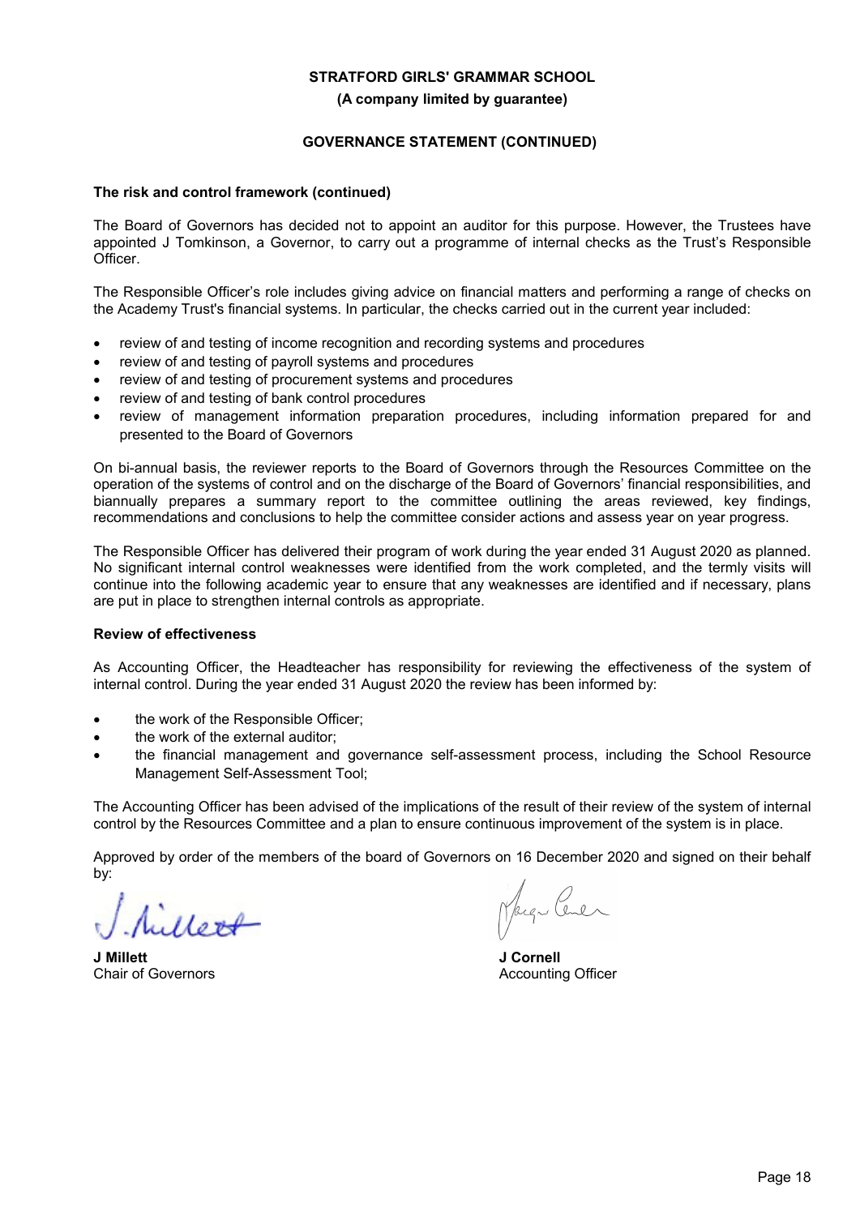**The risk and control framework (continued)**

The Board of Governors has decided not to appoint an auditor for this purpose. However, the Trustees have appointed J Tomkinson, a Governor, to carry out a programme of internal checks as the Trust's Responsible Officer.

The Responsible Officer's role includes giving advice on financial matters and performing a range of checks on the Academy Trust's financial systems. In particular, the checks carried out in the current year included:

- review of and testing of income recognition and recording systems and procedures
- review of and testing of payroll systems and procedures
- review of and testing of procurement systems and procedures
- review of and testing of bank control procedures
- review of management information preparation procedures, including information prepared for and presented to the Board of Governors

On bi-annual basis, the reviewer reports to the Board of Governors through the Resources Committee on the operation of the systems of control and on the discharge of the Board of Governors' financial responsibilities, and biannually prepares a summary report to the committee outlining the areas reviewed, key findings, recommendations and conclusions to help the committee consider actions and assess year on year progress.

The Responsible Officer has delivered their program of work during the year ended 31 August 2020 as planned. No significant internal control weaknesses were identified from the work completed, and the termly visits will continue into the following academic year to ensure that any weaknesses are identified and if necessary, plans are put in place to strengthen internal controls as appropriate.

**Review of effectiveness**

As Accounting Officer, the Headteacher has responsibility for reviewing the effectiveness of the system of internal control. During the year ended 31 August 2020 the review has been informed by:

- the work of the Responsible Officer;
- the work of the external auditor;
- the financial management and governance self-assessment process, including the School Resource Management Self-Assessment Tool;

The Accounting Officer has been advised of the implications of the result of their review of the system of internal control by the Resources Committee and a plan to ensure continuous improvement of the system is in place.

Approved by order of the members of the board of Governors on 16 December 2020 and signed on their behalf by:

**J Millett**
Chair of Governors

**J Cornell**
Accounting Officer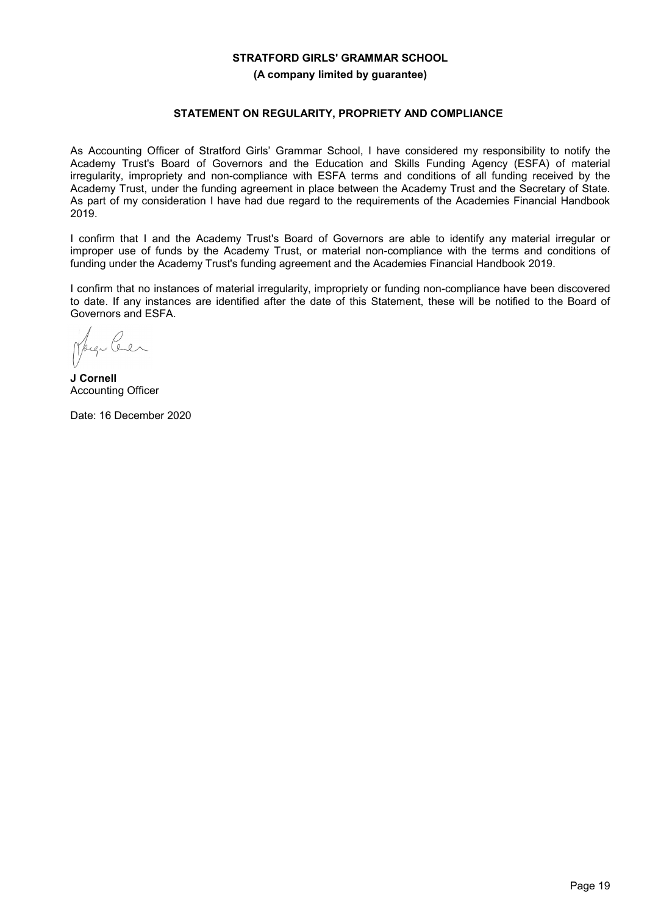**STRATFORD GIRLS' GRAMMAR SCHOOL**

**(A company limited by guarantee)**

## STATEMENT ON REGULARITY, PROPRIETY AND COMPLIANCE

As Accounting Officer of Stratford Girls' Grammar School, I have considered my responsibility to notify the Academy Trust's Board of Governors and the Education and Skills Funding Agency (ESFA) of material irregularity, impropriety and non-compliance with ESFA terms and conditions of all funding received by the Academy Trust, under the funding agreement in place between the Academy Trust and the Secretary of State. As part of my consideration I have had due regard to the requirements of the Academies Financial Handbook 2019.

I confirm that I and the Academy Trust's Board of Governors are able to identify any material irregular or improper use of funds by the Academy Trust, or material non-compliance with the terms and conditions of funding under the Academy Trust's funding agreement and the Academies Financial Handbook 2019.

I confirm that no instances of material irregularity, impropriety or funding non-compliance have been discovered to date. If any instances are identified after the date of this Statement, these will be notified to the Board of Governors and ESFA.

**J Cornell**
Accounting Officer

Date: 16 December 2020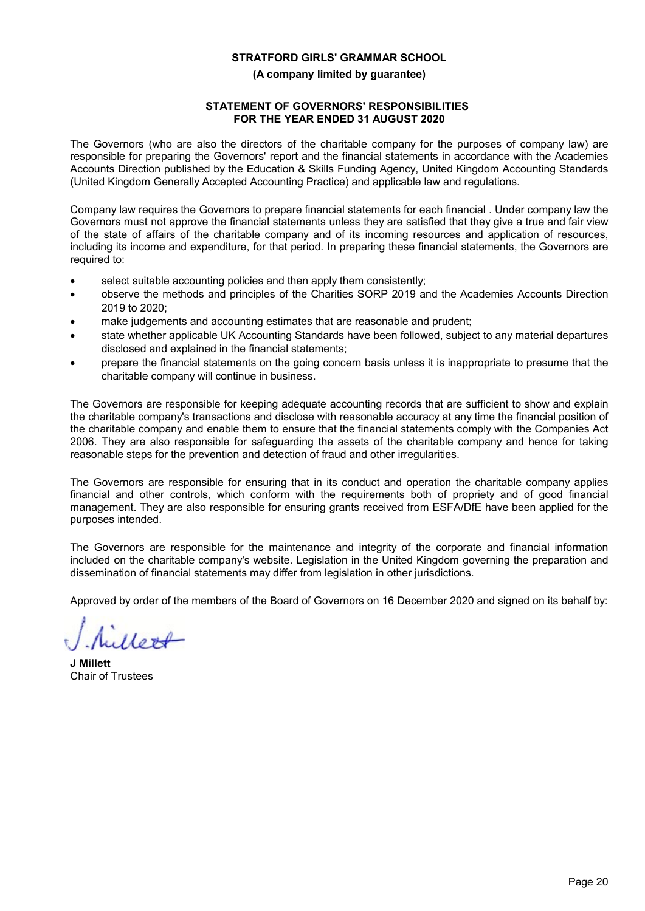**STRATFORD GIRLS' GRAMMAR SCHOOL**

**(A company limited by guarantee)**

## STATEMENT OF GOVERNORS' RESPONSIBILITIES FOR THE YEAR ENDED 31 AUGUST 2020

The Governors (who are also the directors of the charitable company for the purposes of company law) are responsible for preparing the Governors' report and the financial statements in accordance with the Academies Accounts Direction published by the Education & Skills Funding Agency, United Kingdom Accounting Standards (United Kingdom Generally Accepted Accounting Practice) and applicable law and regulations.

Company law requires the Governors to prepare financial statements for each financial . Under company law the Governors must not approve the financial statements unless they are satisfied that they give a true and fair view of the state of affairs of the charitable company and of its incoming resources and application of resources, including its income and expenditure, for that period. In preparing these financial statements, the Governors are required to:

- select suitable accounting policies and then apply them consistently;
- observe the methods and principles of the Charities SORP 2019 and the Academies Accounts Direction 2019 to 2020;
- make judgements and accounting estimates that are reasonable and prudent;
- state whether applicable UK Accounting Standards have been followed, subject to any material departures disclosed and explained in the financial statements;
- prepare the financial statements on the going concern basis unless it is inappropriate to presume that the charitable company will continue in business.

The Governors are responsible for keeping adequate accounting records that are sufficient to show and explain the charitable company's transactions and disclose with reasonable accuracy at any time the financial position of the charitable company and enable them to ensure that the financial statements comply with the Companies Act 2006. They are also responsible for safeguarding the assets of the charitable company and hence for taking reasonable steps for the prevention and detection of fraud and other irregularities.

The Governors are responsible for ensuring that in its conduct and operation the charitable company applies financial and other controls, which conform with the requirements both of propriety and of good financial management. They are also responsible for ensuring grants received from ESFA/DfE have been applied for the purposes intended.

The Governors are responsible for the maintenance and integrity of the corporate and financial information included on the charitable company's website. Legislation in the United Kingdom governing the preparation and dissemination of financial statements may differ from legislation in other jurisdictions.

Approved by order of the members of the Board of Governors on 16 December 2020 and signed on its behalf by:

J. Millett

**J Millett**
Chair of Trustees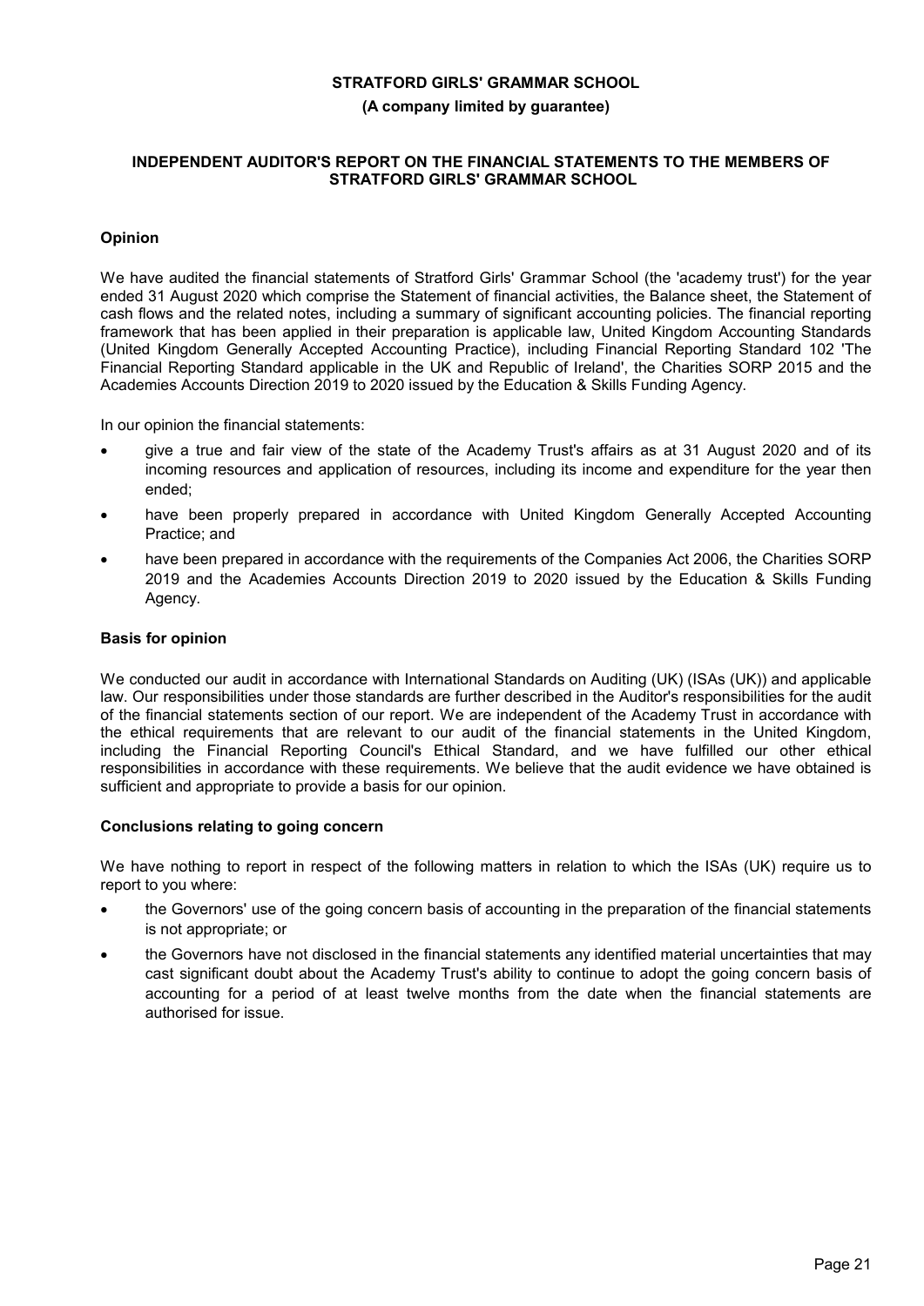**STRATFORD GIRLS' GRAMMAR SCHOOL**

**(A company limited by guarantee)**

## INDEPENDENT AUDITOR'S REPORT ON THE FINANCIAL STATEMENTS TO THE MEMBERS OF STRATFORD GIRLS' GRAMMAR SCHOOL

### Opinion

We have audited the financial statements of Stratford Girls' Grammar School (the 'academy trust') for the year ended 31 August 2020 which comprise the Statement of financial activities, the Balance sheet, the Statement of cash flows and the related notes, including a summary of significant accounting policies. The financial reporting framework that has been applied in their preparation is applicable law, United Kingdom Accounting Standards (United Kingdom Generally Accepted Accounting Practice), including Financial Reporting Standard 102 'The Financial Reporting Standard applicable in the UK and Republic of Ireland', the Charities SORP 2015 and the Academies Accounts Direction 2019 to 2020 issued by the Education & Skills Funding Agency.

In our opinion the financial statements:

- give a true and fair view of the state of the Academy Trust's affairs as at 31 August 2020 and of its incoming resources and application of resources, including its income and expenditure for the year then ended;
- have been properly prepared in accordance with United Kingdom Generally Accepted Accounting Practice; and
- have been prepared in accordance with the requirements of the Companies Act 2006, the Charities SORP 2019 and the Academies Accounts Direction 2019 to 2020 issued by the Education & Skills Funding Agency.

### Basis for opinion

We conducted our audit in accordance with International Standards on Auditing (UK) (ISAs (UK)) and applicable law. Our responsibilities under those standards are further described in the Auditor's responsibilities for the audit of the financial statements section of our report. We are independent of the Academy Trust in accordance with the ethical requirements that are relevant to our audit of the financial statements in the United Kingdom, including the Financial Reporting Council's Ethical Standard, and we have fulfilled our other ethical responsibilities in accordance with these requirements. We believe that the audit evidence we have obtained is sufficient and appropriate to provide a basis for our opinion.

### Conclusions relating to going concern

We have nothing to report in respect of the following matters in relation to which the ISAs (UK) require us to report to you where:

- the Governors' use of the going concern basis of accounting in the preparation of the financial statements is not appropriate; or
- the Governors have not disclosed in the financial statements any identified material uncertainties that may cast significant doubt about the Academy Trust's ability to continue to adopt the going concern basis of accounting for a period of at least twelve months from the date when the financial statements are authorised for issue.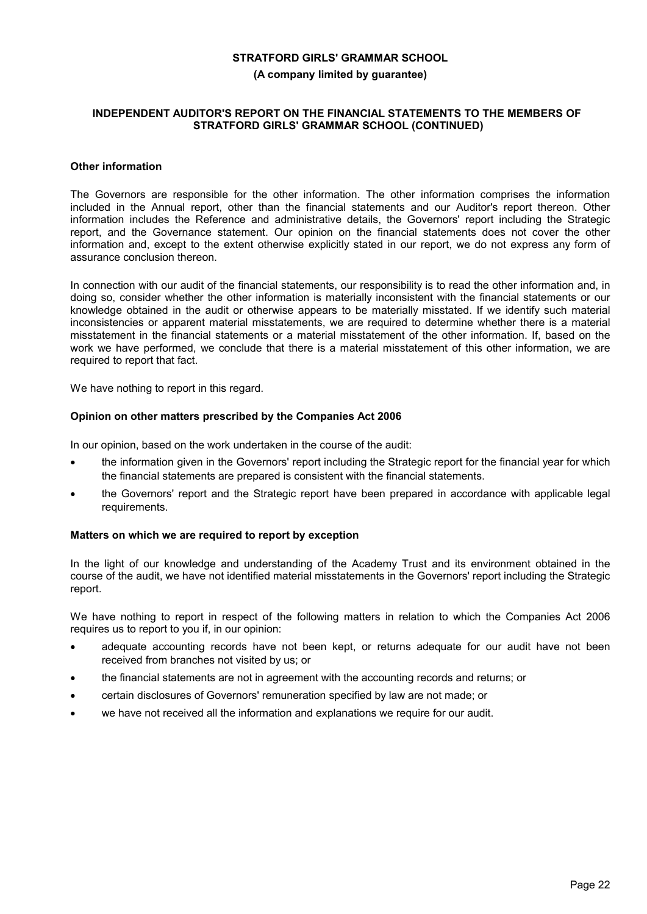# INDEPENDENT AUDITOR'S REPORT ON THE FINANCIAL STATEMENTS TO THE MEMBERS OF STRATFORD GIRLS' GRAMMAR SCHOOL (CONTINUED)

### Other information

The Governors are responsible for the other information. The other information comprises the information included in the Annual report, other than the financial statements and our Auditor's report thereon. Other information includes the Reference and administrative details, the Governors' report including the Strategic report, and the Governance statement. Our opinion on the financial statements does not cover the other information and, except to the extent otherwise explicitly stated in our report, we do not express any form of assurance conclusion thereon.

In connection with our audit of the financial statements, our responsibility is to read the other information and, in doing so, consider whether the other information is materially inconsistent with the financial statements or our knowledge obtained in the audit or otherwise appears to be materially misstated. If we identify such material inconsistencies or apparent material misstatements, we are required to determine whether there is a material misstatement in the financial statements or a material misstatement of the other information. If, based on the work we have performed, we conclude that there is a material misstatement of this other information, we are required to report that fact.

We have nothing to report in this regard.

### Opinion on other matters prescribed by the Companies Act 2006

In our opinion, based on the work undertaken in the course of the audit:

- the information given in the Governors' report including the Strategic report for the financial year for which the financial statements are prepared is consistent with the financial statements.
- the Governors' report and the Strategic report have been prepared in accordance with applicable legal requirements.

### Matters on which we are required to report by exception

In the light of our knowledge and understanding of the Academy Trust and its environment obtained in the course of the audit, we have not identified material misstatements in the Governors' report including the Strategic report.

We have nothing to report in respect of the following matters in relation to which the Companies Act 2006 requires us to report to you if, in our opinion:

- adequate accounting records have not been kept, or returns adequate for our audit have not been received from branches not visited by us; or
- the financial statements are not in agreement with the accounting records and returns; or
- certain disclosures of Governors' remuneration specified by law are not made; or
- we have not received all the information and explanations we require for our audit.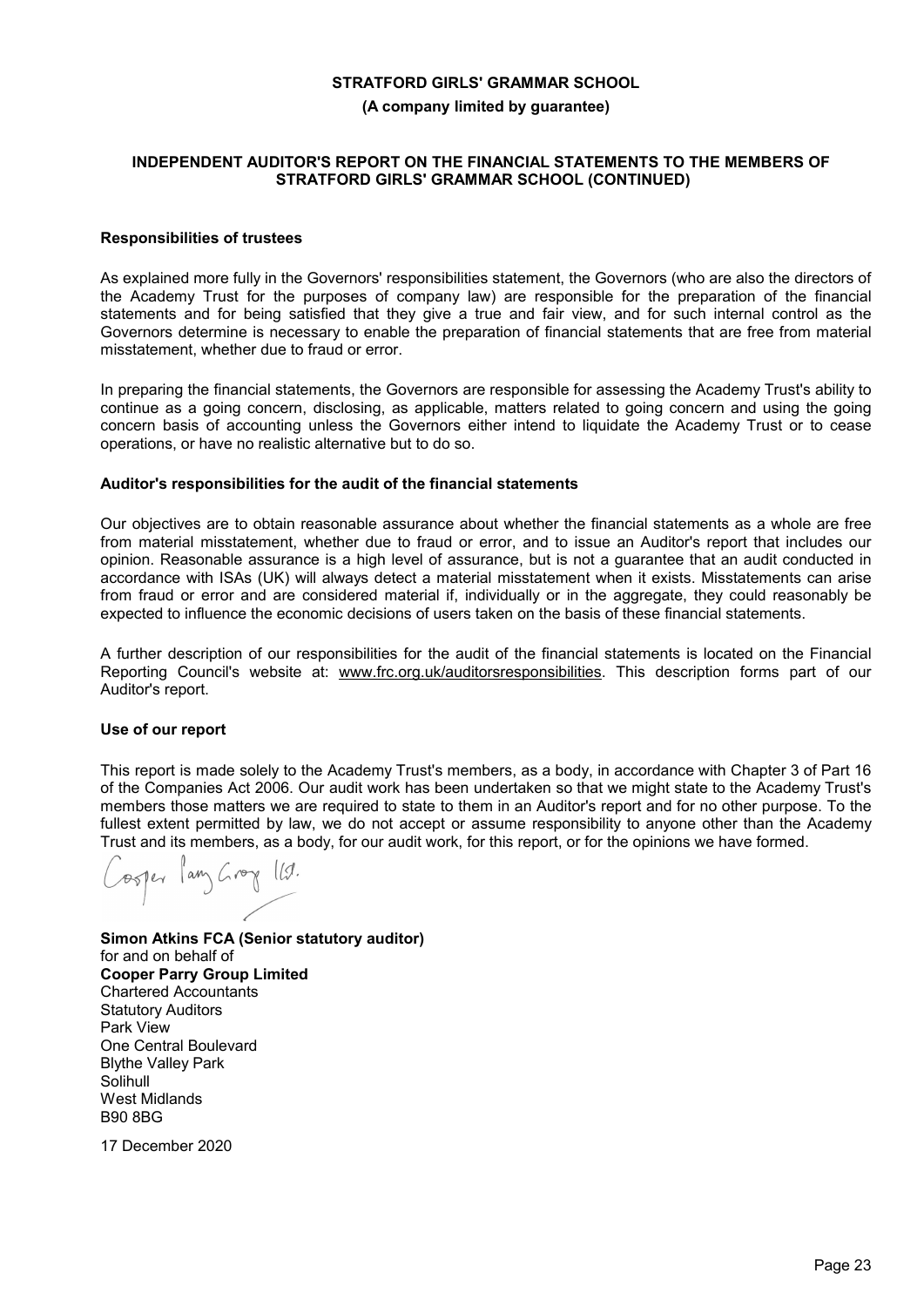**STRATFORD GIRLS' GRAMMAR SCHOOL**

**(A company limited by guarantee)**

**INDEPENDENT AUDITOR'S REPORT ON THE FINANCIAL STATEMENTS TO THE MEMBERS OF STRATFORD GIRLS' GRAMMAR SCHOOL (CONTINUED)**

### Responsibilities of trustees

As explained more fully in the Governors' responsibilities statement, the Governors (who are also the directors of the Academy Trust for the purposes of company law) are responsible for the preparation of the financial statements and for being satisfied that they give a true and fair view, and for such internal control as the Governors determine is necessary to enable the preparation of financial statements that are free from material misstatement, whether due to fraud or error.

In preparing the financial statements, the Governors are responsible for assessing the Academy Trust's ability to continue as a going concern, disclosing, as applicable, matters related to going concern and using the going concern basis of accounting unless the Governors either intend to liquidate the Academy Trust or to cease operations, or have no realistic alternative but to do so.

### Auditor's responsibilities for the audit of the financial statements

Our objectives are to obtain reasonable assurance about whether the financial statements as a whole are free from material misstatement, whether due to fraud or error, and to issue an Auditor's report that includes our opinion. Reasonable assurance is a high level of assurance, but is not a guarantee that an audit conducted in accordance with ISAs (UK) will always detect a material misstatement when it exists. Misstatements can arise from fraud or error and are considered material if, individually or in the aggregate, they could reasonably be expected to influence the economic decisions of users taken on the basis of these financial statements.

A further description of our responsibilities for the audit of the financial statements is located on the Financial Reporting Council's website at: www.frc.org.uk/auditorsresponsibilities. This description forms part of our Auditor's report.

### Use of our report

This report is made solely to the Academy Trust's members, as a body, in accordance with Chapter 3 of Part 16 of the Companies Act 2006. Our audit work has been undertaken so that we might state to the Academy Trust's members those matters we are required to state to them in an Auditor's report and for no other purpose. To the fullest extent permitted by law, we do not accept or assume responsibility to anyone other than the Academy Trust and its members, as a body, for our audit work, for this report, or for the opinions we have formed.

Cooper Parry Group Ltd.

**Simon Atkins FCA (Senior statutory auditor)**
for and on behalf of
**Cooper Parry Group Limited**
Chartered Accountants
Statutory Auditors
Park View
One Central Boulevard
Blythe Valley Park
Solihull
West Midlands
B90 8BG

17 December 2020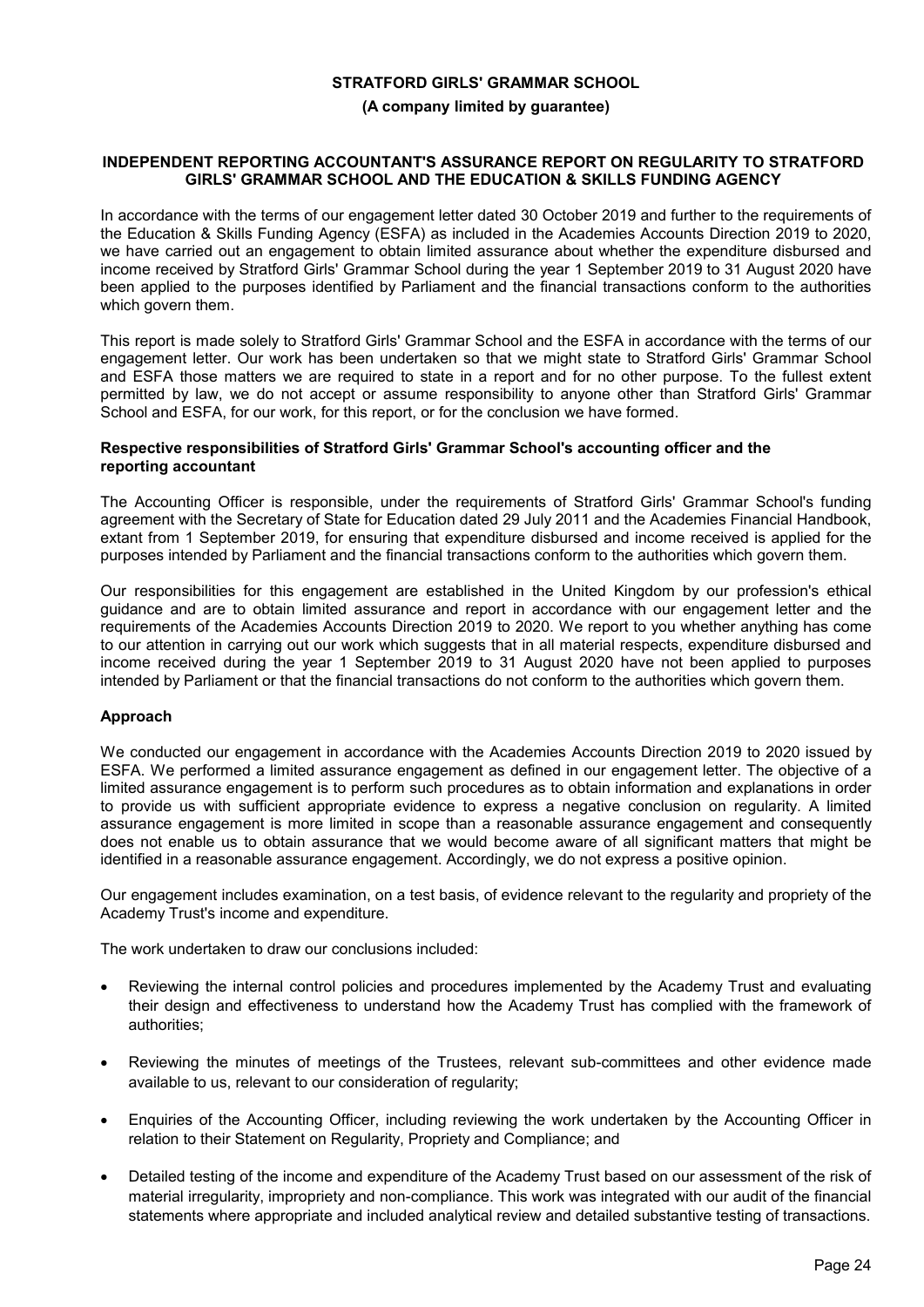**STRATFORD GIRLS' GRAMMAR SCHOOL**

**(A company limited by guarantee)**

**INDEPENDENT REPORTING ACCOUNTANT'S ASSURANCE REPORT ON REGULARITY TO STRATFORD GIRLS' GRAMMAR SCHOOL AND THE EDUCATION & SKILLS FUNDING AGENCY**

In accordance with the terms of our engagement letter dated 30 October 2019 and further to the requirements of the Education & Skills Funding Agency (ESFA) as included in the Academies Accounts Direction 2019 to 2020, we have carried out an engagement to obtain limited assurance about whether the expenditure disbursed and income received by Stratford Girls' Grammar School during the year 1 September 2019 to 31 August 2020 have been applied to the purposes identified by Parliament and the financial transactions conform to the authorities which govern them.

This report is made solely to Stratford Girls' Grammar School and the ESFA in accordance with the terms of our engagement letter. Our work has been undertaken so that we might state to Stratford Girls' Grammar School and ESFA those matters we are required to state in a report and for no other purpose. To the fullest extent permitted by law, we do not accept or assume responsibility to anyone other than Stratford Girls' Grammar School and ESFA, for our work, for this report, or for the conclusion we have formed.

**Respective responsibilities of Stratford Girls' Grammar School's accounting officer and the reporting accountant**

The Accounting Officer is responsible, under the requirements of Stratford Girls' Grammar School's funding agreement with the Secretary of State for Education dated 29 July 2011 and the Academies Financial Handbook, extant from 1 September 2019, for ensuring that expenditure disbursed and income received is applied for the purposes intended by Parliament and the financial transactions conform to the authorities which govern them.

Our responsibilities for this engagement are established in the United Kingdom by our profession's ethical guidance and are to obtain limited assurance and report in accordance with our engagement letter and the requirements of the Academies Accounts Direction 2019 to 2020. We report to you whether anything has come to our attention in carrying out our work which suggests that in all material respects, expenditure disbursed and income received during the year 1 September 2019 to 31 August 2020 have not been applied to purposes intended by Parliament or that the financial transactions do not conform to the authorities which govern them.

**Approach**

We conducted our engagement in accordance with the Academies Accounts Direction 2019 to 2020 issued by ESFA. We performed a limited assurance engagement as defined in our engagement letter. The objective of a limited assurance engagement is to perform such procedures as to obtain information and explanations in order to provide us with sufficient appropriate evidence to express a negative conclusion on regularity. A limited assurance engagement is more limited in scope than a reasonable assurance engagement and consequently does not enable us to obtain assurance that we would become aware of all significant matters that might be identified in a reasonable assurance engagement. Accordingly, we do not express a positive opinion.

Our engagement includes examination, on a test basis, of evidence relevant to the regularity and propriety of the Academy Trust's income and expenditure.

The work undertaken to draw our conclusions included:

- Reviewing the internal control policies and procedures implemented by the Academy Trust and evaluating their design and effectiveness to understand how the Academy Trust has complied with the framework of authorities;
- Reviewing the minutes of meetings of the Trustees, relevant sub-committees and other evidence made available to us, relevant to our consideration of regularity;
- Enquiries of the Accounting Officer, including reviewing the work undertaken by the Accounting Officer in relation to their Statement on Regularity, Propriety and Compliance; and
- Detailed testing of the income and expenditure of the Academy Trust based on our assessment of the risk of material irregularity, impropriety and non-compliance. This work was integrated with our audit of the financial statements where appropriate and included analytical review and detailed substantive testing of transactions.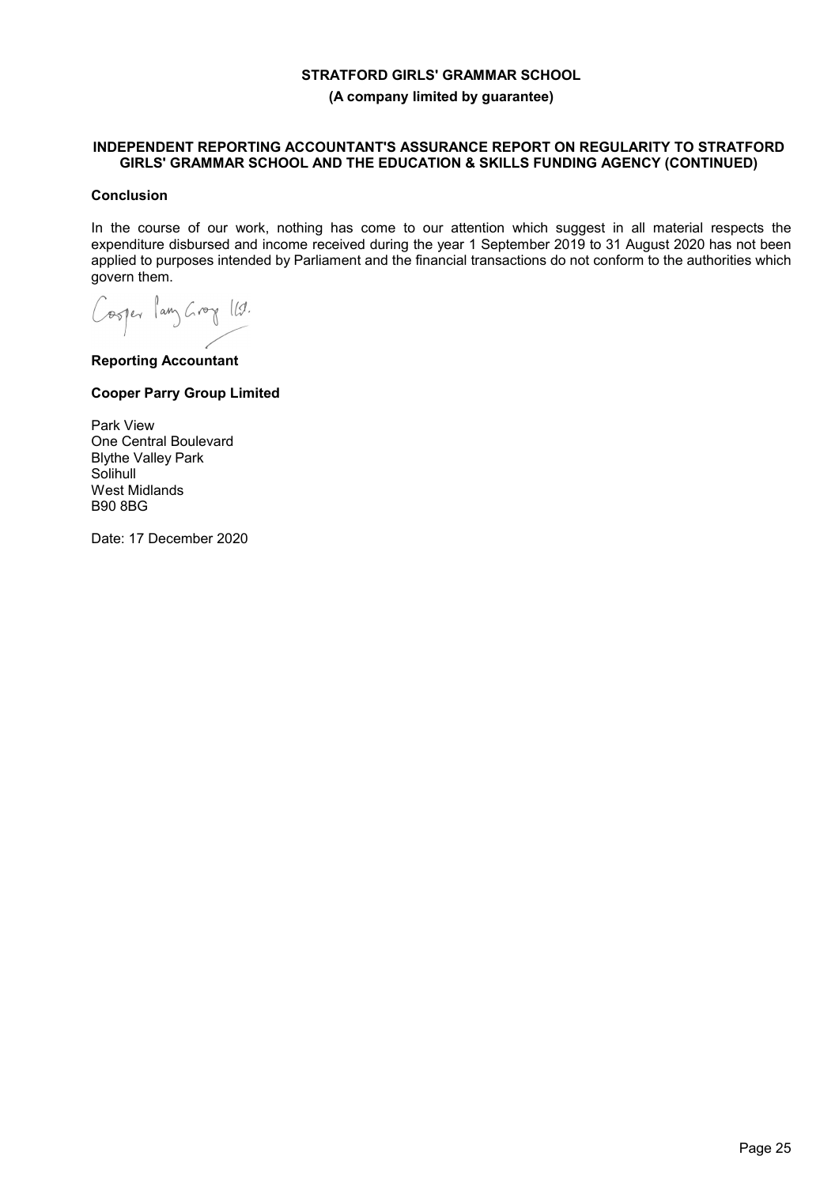**STRATFORD GIRLS' GRAMMAR SCHOOL**

**(A company limited by guarantee)**

**INDEPENDENT REPORTING ACCOUNTANT'S ASSURANCE REPORT ON REGULARITY TO STRATFORD GIRLS' GRAMMAR SCHOOL AND THE EDUCATION & SKILLS FUNDING AGENCY (CONTINUED)**

**Conclusion**

In the course of our work, nothing has come to our attention which suggest in all material respects the expenditure disbursed and income received during the year 1 September 2019 to 31 August 2020 has not been applied to purposes intended by Parliament and the financial transactions do not conform to the authorities which govern them.

Cooper Parry Group Ltd.

**Reporting Accountant**

**Cooper Parry Group Limited**

Park View
One Central Boulevard
Blythe Valley Park
Solihull
West Midlands
B90 8BG

Date: 17 December 2020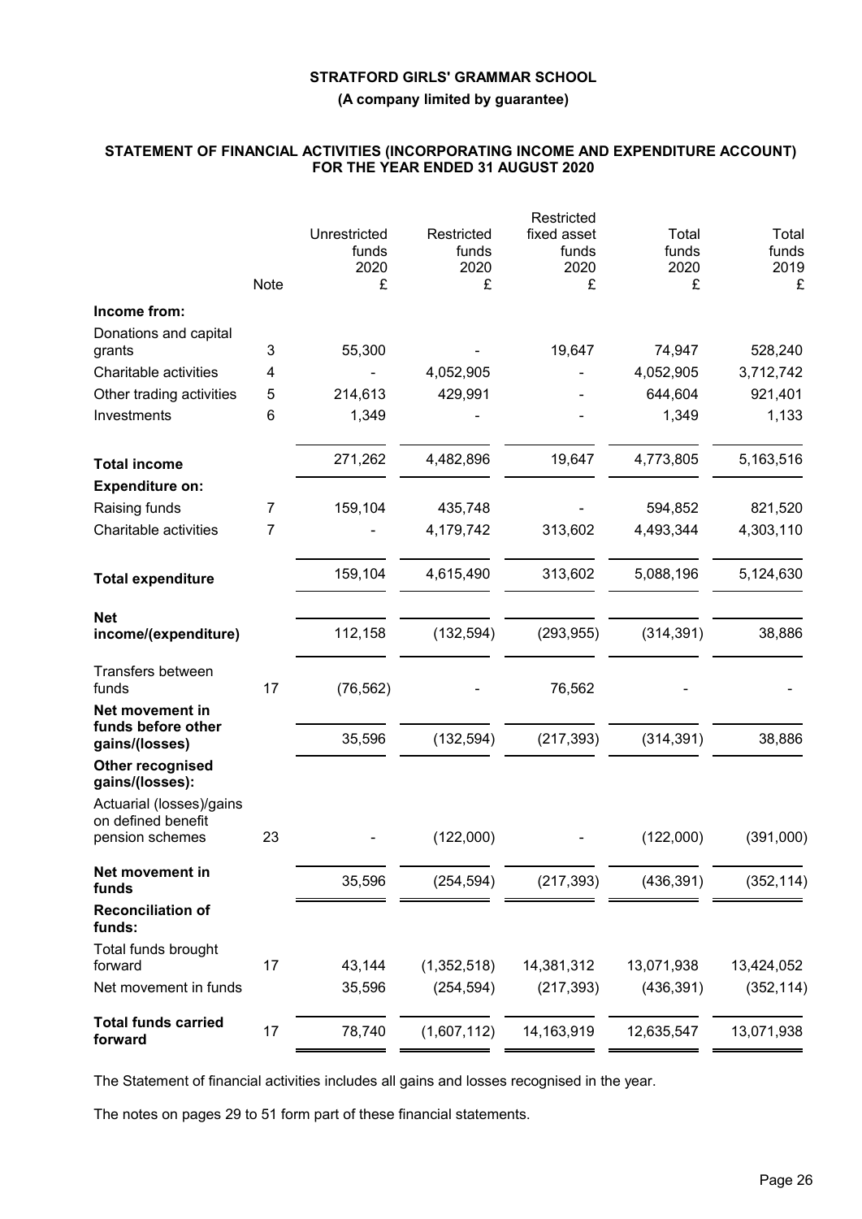**STRATFORD GIRLS' GRAMMAR SCHOOL**

**(A company limited by guarantee)**

**STATEMENT OF FINANCIAL ACTIVITIES (INCORPORATING INCOME AND EXPENDITURE ACCOUNT) FOR THE YEAR ENDED 31 AUGUST 2020**

| | Note | Unrestricted funds 2020 £ | Restricted funds 2020 £ | Restricted fixed asset funds 2020 £ | Total funds 2020 £ | Total funds 2019 £ |
|---|---|---|---|---|---|---|
| **Income from:** | | | | | | |
| Donations and capital grants | 3 | 55,300 | - | 19,647 | 74,947 | 528,240 |
| Charitable activities | 4 | - | 4,052,905 | - | 4,052,905 | 3,712,742 |
| Other trading activities | 5 | 214,613 | 429,991 | - | 644,604 | 921,401 |
| Investments | 6 | 1,349 | - | - | 1,349 | 1,133 |
| **Total income** | | 271,262 | 4,482,896 | 19,647 | 4,773,805 | 5,163,516 |
| **Expenditure on:** | | | | | | |
| Raising funds | 7 | 159,104 | 435,748 | - | 594,852 | 821,520 |
| Charitable activities | 7 | - | 4,179,742 | 313,602 | 4,493,344 | 4,303,110 |
| **Total expenditure** | | 159,104 | 4,615,490 | 313,602 | 5,088,196 | 5,124,630 |
| **Net income/(expenditure)** | | 112,158 | (132,594) | (293,955) | (314,391) | 38,886 |
| Transfers between funds | 17 | (76,562) | - | 76,562 | - | - |
| **Net movement in funds before other gains/(losses)** | | 35,596 | (132,594) | (217,393) | (314,391) | 38,886 |
| **Other recognised gains/(losses):** | | | | | | |
| Actuarial (losses)/gains on defined benefit pension schemes | 23 | - | (122,000) | - | (122,000) | (391,000) |
| **Net movement in funds** | | 35,596 | (254,594) | (217,393) | (436,391) | (352,114) |
| **Reconciliation of funds:** | | | | | | |
| Total funds brought forward | 17 | 43,144 | (1,352,518) | 14,381,312 | 13,071,938 | 13,424,052 |
| Net movement in funds | | 35,596 | (254,594) | (217,393) | (436,391) | (352,114) |
| **Total funds carried forward** | 17 | 78,740 | (1,607,112) | 14,163,919 | 12,635,547 | 13,071,938 |

The Statement of financial activities includes all gains and losses recognised in the year.

The notes on pages 29 to 51 form part of these financial statements.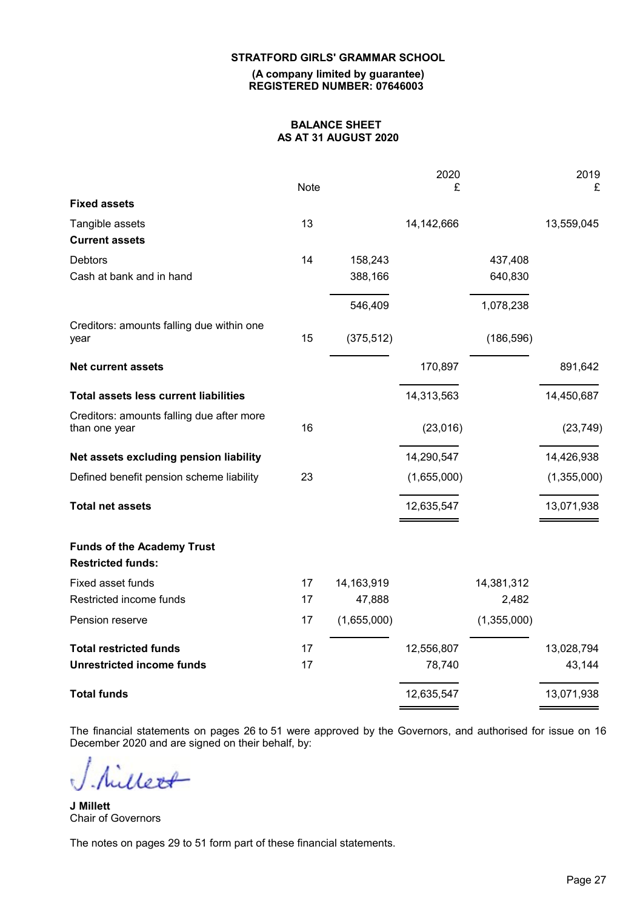**STRATFORD GIRLS' GRAMMAR SCHOOL**

**(A company limited by guarantee)**
**REGISTERED NUMBER: 07646003**

## BALANCE SHEET
## AS AT 31 AUGUST 2020

| | Note | | 2020 £ | | 2019 £ |
|---|---|---|---|---|---|
| **Fixed assets** | | | | | |
| Tangible assets | 13 | | 14,142,666 | | 13,559,045 |
| **Current assets** | | | | | |
| Debtors | 14 | 158,243 | | 437,408 | |
| Cash at bank and in hand | | 388,166 | | 640,830 | |
| | | 546,409 | | 1,078,238 | |
| Creditors: amounts falling due within one year | 15 | (375,512) | | (186,596) | |
| **Net current assets** | | | 170,897 | | 891,642 |
| **Total assets less current liabilities** | | | 14,313,563 | | 14,450,687 |
| Creditors: amounts falling due after more than one year | 16 | | (23,016) | | (23,749) |
| **Net assets excluding pension liability** | | | 14,290,547 | | 14,426,938 |
| Defined benefit pension scheme liability | 23 | | (1,655,000) | | (1,355,000) |
| **Total net assets** | | | 12,635,547 | | 13,071,938 |
| **Funds of the Academy Trust** | | | | | |
| **Restricted funds:** | | | | | |
| Fixed asset funds | 17 | 14,163,919 | | 14,381,312 | |
| Restricted income funds | 17 | 47,888 | | 2,482 | |
| Pension reserve | 17 | (1,655,000) | | (1,355,000) | |
| **Total restricted funds** | 17 | | 12,556,807 | | 13,028,794 |
| **Unrestricted income funds** | 17 | | 78,740 | | 43,144 |
| **Total funds** | | | 12,635,547 | | 13,071,938 |

The financial statements on pages 26 to 51 were approved by the Governors, and authorised for issue on 16 December 2020 and are signed on their behalf, by:

J.Millett

**J Millett**
Chair of Governors

The notes on pages 29 to 51 form part of these financial statements.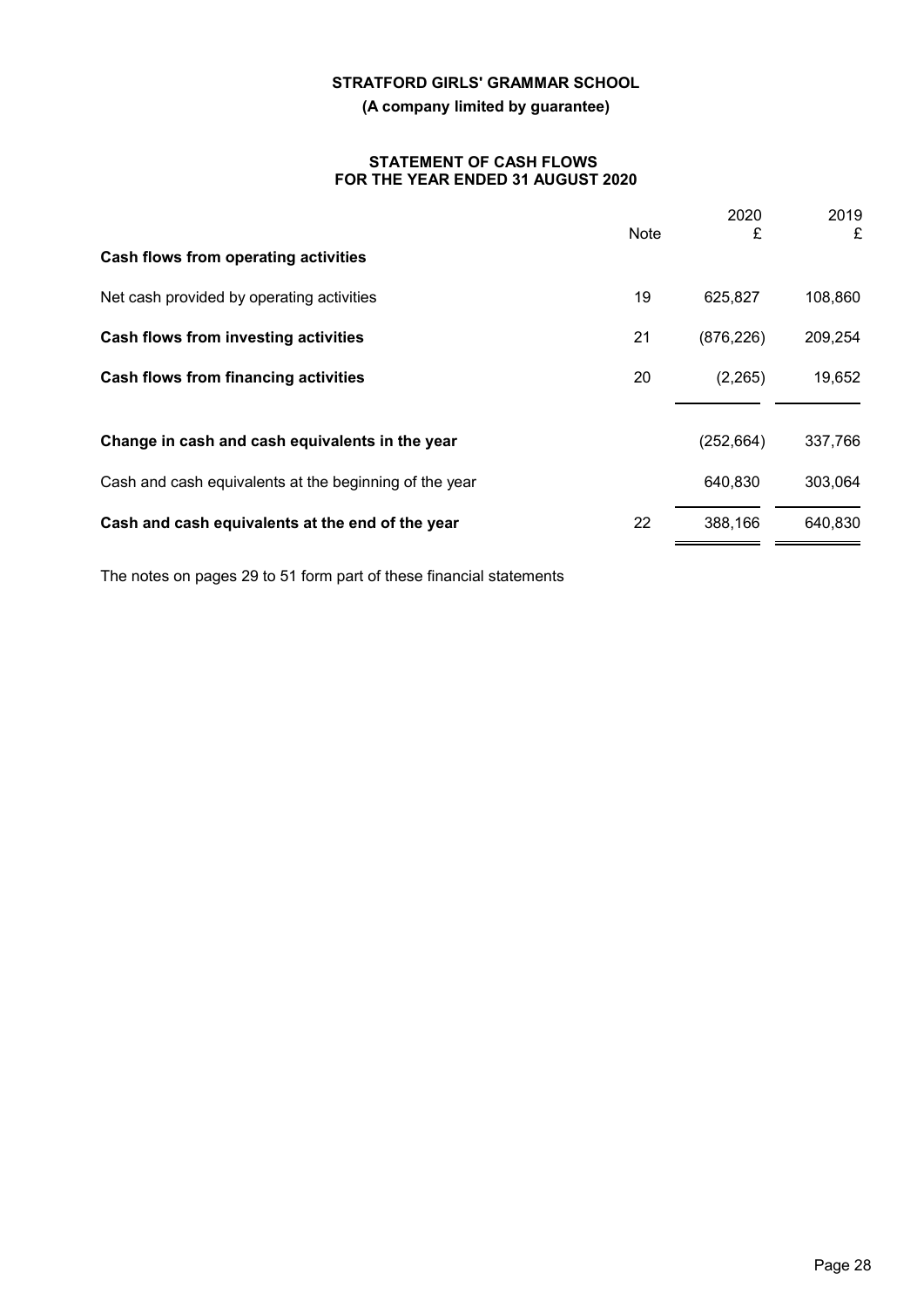**STRATFORD GIRLS' GRAMMAR SCHOOL**

**(A company limited by guarantee)**

**STATEMENT OF CASH FLOWS FOR THE YEAR ENDED 31 AUGUST 2020**

| | Note | 2020 £ | 2019 £ |
|---|---|---|---|
| **Cash flows from operating activities** | | | |
| Net cash provided by operating activities | 19 | 625,827 | 108,860 |
| **Cash flows from investing activities** | 21 | (876,226) | 209,254 |
| **Cash flows from financing activities** | 20 | (2,265) | 19,652 |
| **Change in cash and cash equivalents in the year** | | (252,664) | 337,766 |
| Cash and cash equivalents at the beginning of the year | | 640,830 | 303,064 |
| **Cash and cash equivalents at the end of the year** | 22 | 388,166 | 640,830 |

The notes on pages 29 to 51 form part of these financial statements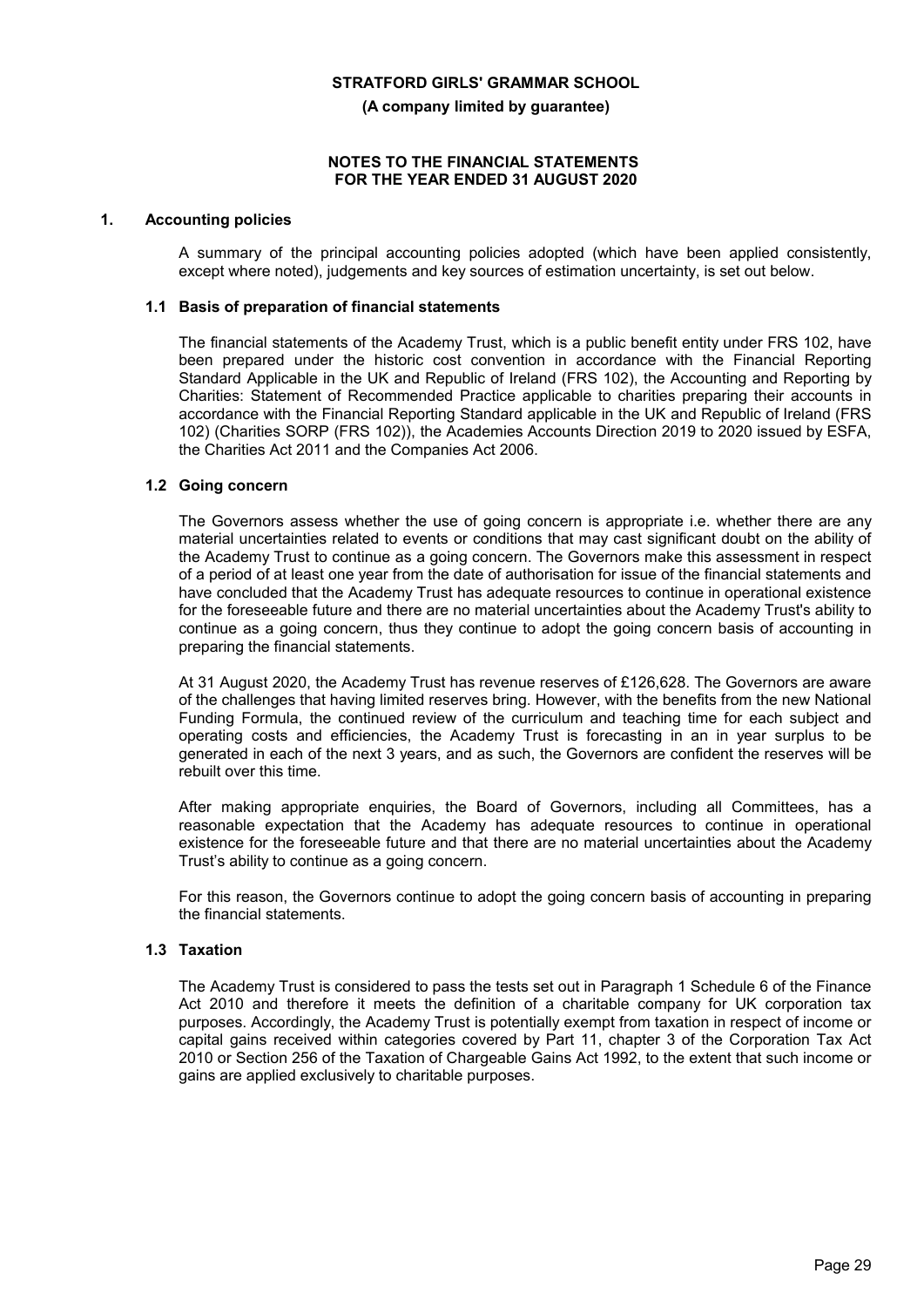# STRATFORD GIRLS' GRAMMAR SCHOOL

**(A company limited by guarantee)**

**NOTES TO THE FINANCIAL STATEMENTS FOR THE YEAR ENDED 31 AUGUST 2020**

## 1. Accounting policies

A summary of the principal accounting policies adopted (which have been applied consistently, except where noted), judgements and key sources of estimation uncertainty, is set out below.

### 1.1 Basis of preparation of financial statements

The financial statements of the Academy Trust, which is a public benefit entity under FRS 102, have been prepared under the historic cost convention in accordance with the Financial Reporting Standard Applicable in the UK and Republic of Ireland (FRS 102), the Accounting and Reporting by Charities: Statement of Recommended Practice applicable to charities preparing their accounts in accordance with the Financial Reporting Standard applicable in the UK and Republic of Ireland (FRS 102) (Charities SORP (FRS 102)), the Academies Accounts Direction 2019 to 2020 issued by ESFA, the Charities Act 2011 and the Companies Act 2006.

### 1.2 Going concern

The Governors assess whether the use of going concern is appropriate i.e. whether there are any material uncertainties related to events or conditions that may cast significant doubt on the ability of the Academy Trust to continue as a going concern. The Governors make this assessment in respect of a period of at least one year from the date of authorisation for issue of the financial statements and have concluded that the Academy Trust has adequate resources to continue in operational existence for the foreseeable future and there are no material uncertainties about the Academy Trust's ability to continue as a going concern, thus they continue to adopt the going concern basis of accounting in preparing the financial statements.

At 31 August 2020, the Academy Trust has revenue reserves of £126,628. The Governors are aware of the challenges that having limited reserves bring. However, with the benefits from the new National Funding Formula, the continued review of the curriculum and teaching time for each subject and operating costs and efficiencies, the Academy Trust is forecasting in an in year surplus to be generated in each of the next 3 years, and as such, the Governors are confident the reserves will be rebuilt over this time.

After making appropriate enquiries, the Board of Governors, including all Committees, has a reasonable expectation that the Academy has adequate resources to continue in operational existence for the foreseeable future and that there are no material uncertainties about the Academy Trust's ability to continue as a going concern.

For this reason, the Governors continue to adopt the going concern basis of accounting in preparing the financial statements.

### 1.3 Taxation

The Academy Trust is considered to pass the tests set out in Paragraph 1 Schedule 6 of the Finance Act 2010 and therefore it meets the definition of a charitable company for UK corporation tax purposes. Accordingly, the Academy Trust is potentially exempt from taxation in respect of income or capital gains received within categories covered by Part 11, chapter 3 of the Corporation Tax Act 2010 or Section 256 of the Taxation of Chargeable Gains Act 1992, to the extent that such income or gains are applied exclusively to charitable purposes.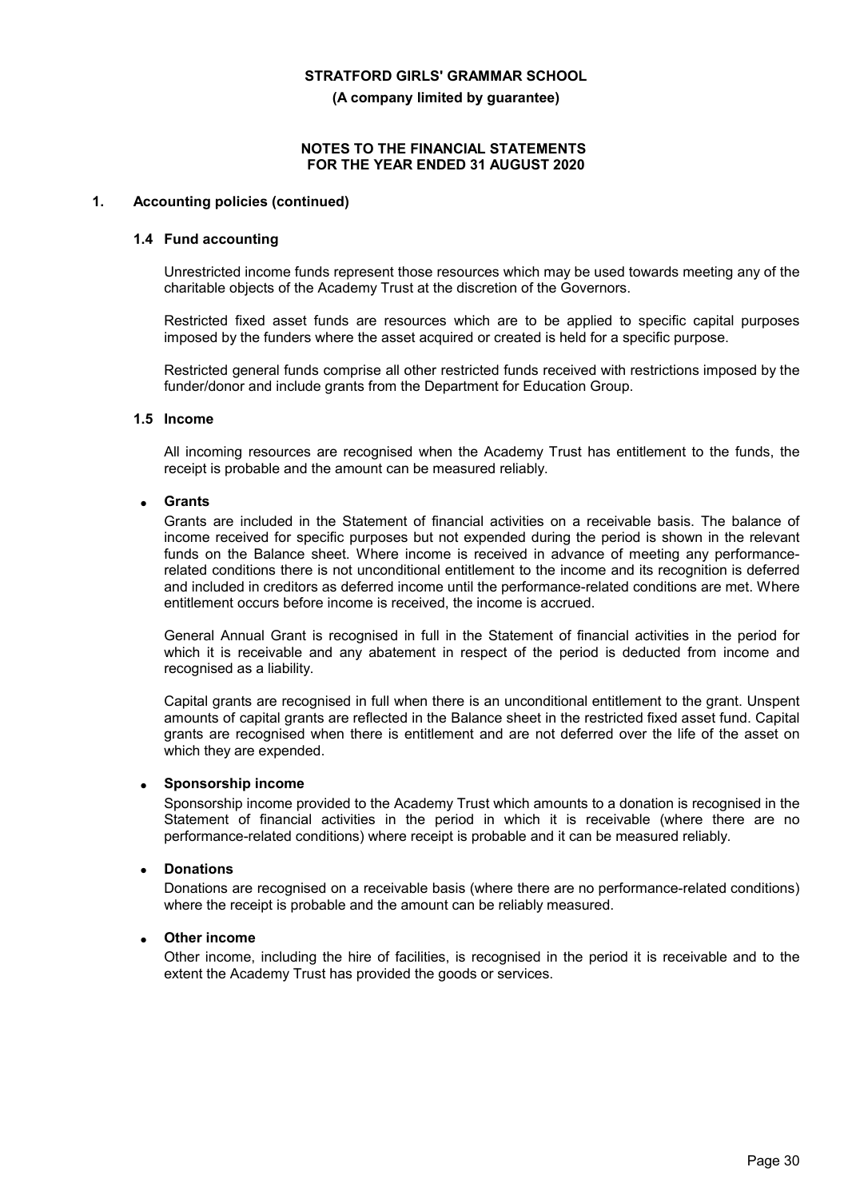## 1. Accounting policies (continued)

### 1.4 Fund accounting

Unrestricted income funds represent those resources which may be used towards meeting any of the charitable objects of the Academy Trust at the discretion of the Governors.

Restricted fixed asset funds are resources which are to be applied to specific capital purposes imposed by the funders where the asset acquired or created is held for a specific purpose.

Restricted general funds comprise all other restricted funds received with restrictions imposed by the funder/donor and include grants from the Department for Education Group.

### 1.5 Income

All incoming resources are recognised when the Academy Trust has entitlement to the funds, the receipt is probable and the amount can be measured reliably.

- **Grants**

  Grants are included in the Statement of financial activities on a receivable basis. The balance of income received for specific purposes but not expended during the period is shown in the relevant funds on the Balance sheet. Where income is received in advance of meeting any performance-related conditions there is not unconditional entitlement to the income and its recognition is deferred and included in creditors as deferred income until the performance-related conditions are met. Where entitlement occurs before income is received, the income is accrued.

  General Annual Grant is recognised in full in the Statement of financial activities in the period for which it is receivable and any abatement in respect of the period is deducted from income and recognised as a liability.

  Capital grants are recognised in full when there is an unconditional entitlement to the grant. Unspent amounts of capital grants are reflected in the Balance sheet in the restricted fixed asset fund. Capital grants are recognised when there is entitlement and are not deferred over the life of the asset on which they are expended.

- **Sponsorship income**

  Sponsorship income provided to the Academy Trust which amounts to a donation is recognised in the Statement of financial activities in the period in which it is receivable (where there are no performance-related conditions) where receipt is probable and it can be measured reliably.

- **Donations**

  Donations are recognised on a receivable basis (where there are no performance-related conditions) where the receipt is probable and the amount can be reliably measured.

- **Other income**

  Other income, including the hire of facilities, is recognised in the period it is receivable and to the extent the Academy Trust has provided the goods or services.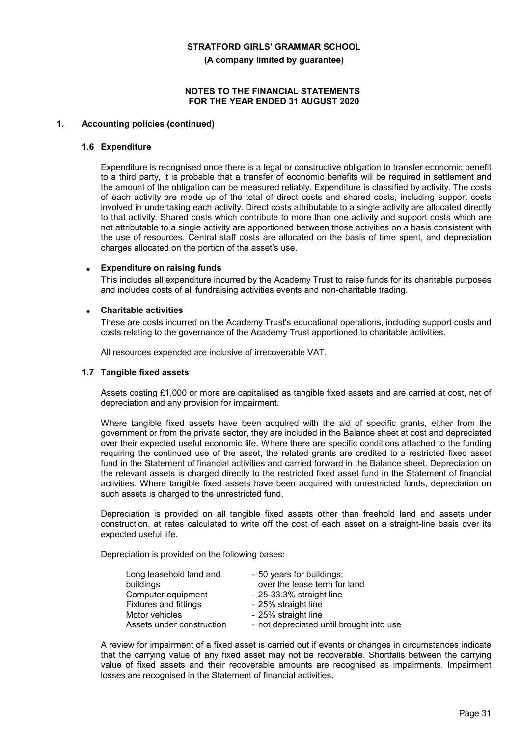# 1. Accounting policies (continued)

## 1.6 Expenditure

Expenditure is recognised once there is a legal or constructive obligation to transfer economic benefit to a third party, it is probable that a transfer of economic benefits will be required in settlement and the amount of the obligation can be measured reliably. Expenditure is classified by activity. The costs of each activity are made up of the total of direct costs and shared costs, including support costs involved in undertaking each activity. Direct costs attributable to a single activity are allocated directly to that activity. Shared costs which contribute to more than one activity and support costs which are not attributable to a single activity are apportioned between those activities on a basis consistent with the use of resources. Central staff costs are allocated on the basis of time spent, and depreciation charges allocated on the portion of the asset's use.

- **Expenditure on raising funds**

  This includes all expenditure incurred by the Academy Trust to raise funds for its charitable purposes and includes costs of all fundraising activities events and non-charitable trading.

- **Charitable activities**

  These are costs incurred on the Academy Trust's educational operations, including support costs and costs relating to the governance of the Academy Trust apportioned to charitable activities.

  All resources expended are inclusive of irrecoverable VAT.

## 1.7 Tangible fixed assets

Assets costing £1,000 or more are capitalised as tangible fixed assets and are carried at cost, net of depreciation and any provision for impairment.

Where tangible fixed assets have been acquired with the aid of specific grants, either from the government or from the private sector, they are included in the Balance sheet at cost and depreciated over their expected useful economic life. Where there are specific conditions attached to the funding requiring the continued use of the asset, the related grants are credited to a restricted fixed asset fund in the Statement of financial activities and carried forward in the Balance sheet. Depreciation on the relevant assets is charged directly to the restricted fixed asset fund in the Statement of financial activities. Where tangible fixed assets have been acquired with unrestricted funds, depreciation on such assets is charged to the unrestricted fund.

Depreciation is provided on all tangible fixed assets other than freehold land and assets under construction, at rates calculated to write off the cost of each asset on a straight-line basis over its expected useful life.

Depreciation is provided on the following bases:

| | |
|---|---|
| Long leasehold land and buildings | - 50 years for buildings; over the lease term for land |
| Computer equipment | - 25-33.3% straight line |
| Fixtures and fittings | - 25% straight line |
| Motor vehicles | - 25% straight line |
| Assets under construction | - not depreciated until brought into use |

A review for impairment of a fixed asset is carried out if events or changes in circumstances indicate that the carrying value of any fixed asset may not be recoverable. Shortfalls between the carrying value of fixed assets and their recoverable amounts are recognised as impairments. Impairment losses are recognised in the Statement of financial activities.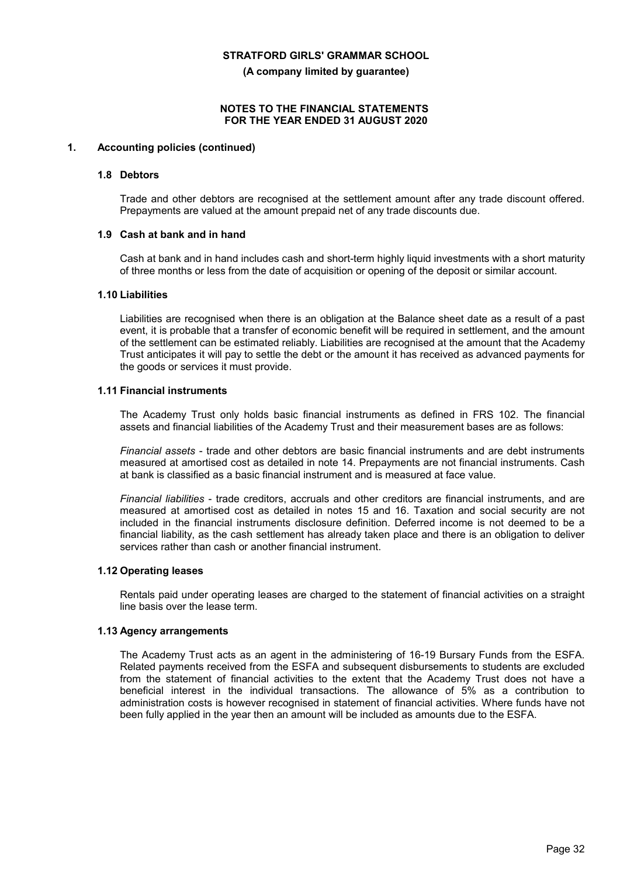## 1. Accounting policies (continued)

### 1.8 Debtors

Trade and other debtors are recognised at the settlement amount after any trade discount offered. Prepayments are valued at the amount prepaid net of any trade discounts due.

### 1.9 Cash at bank and in hand

Cash at bank and in hand includes cash and short-term highly liquid investments with a short maturity of three months or less from the date of acquisition or opening of the deposit or similar account.

### 1.10 Liabilities

Liabilities are recognised when there is an obligation at the Balance sheet date as a result of a past event, it is probable that a transfer of economic benefit will be required in settlement, and the amount of the settlement can be estimated reliably. Liabilities are recognised at the amount that the Academy Trust anticipates it will pay to settle the debt or the amount it has received as advanced payments for the goods or services it must provide.

### 1.11 Financial instruments

The Academy Trust only holds basic financial instruments as defined in FRS 102. The financial assets and financial liabilities of the Academy Trust and their measurement bases are as follows:

*Financial assets* - trade and other debtors are basic financial instruments and are debt instruments measured at amortised cost as detailed in note 14. Prepayments are not financial instruments. Cash at bank is classified as a basic financial instrument and is measured at face value.

*Financial liabilities* - trade creditors, accruals and other creditors are financial instruments, and are measured at amortised cost as detailed in notes 15 and 16. Taxation and social security are not included in the financial instruments disclosure definition. Deferred income is not deemed to be a financial liability, as the cash settlement has already taken place and there is an obligation to deliver services rather than cash or another financial instrument.

### 1.12 Operating leases

Rentals paid under operating leases are charged to the statement of financial activities on a straight line basis over the lease term.

### 1.13 Agency arrangements

The Academy Trust acts as an agent in the administering of 16-19 Bursary Funds from the ESFA. Related payments received from the ESFA and subsequent disbursements to students are excluded from the statement of financial activities to the extent that the Academy Trust does not have a beneficial interest in the individual transactions. The allowance of 5% as a contribution to administration costs is however recognised in statement of financial activities. Where funds have not been fully applied in the year then an amount will be included as amounts due to the ESFA.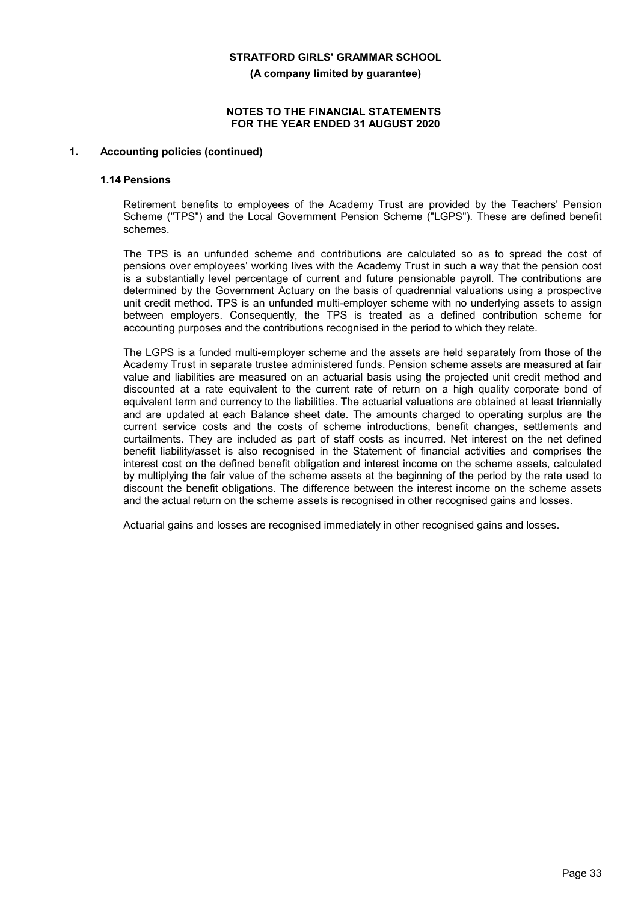## 1. Accounting policies (continued)

### 1.14 Pensions

Retirement benefits to employees of the Academy Trust are provided by the Teachers' Pension Scheme ("TPS") and the Local Government Pension Scheme ("LGPS"). These are defined benefit schemes.

The TPS is an unfunded scheme and contributions are calculated so as to spread the cost of pensions over employees' working lives with the Academy Trust in such a way that the pension cost is a substantially level percentage of current and future pensionable payroll. The contributions are determined by the Government Actuary on the basis of quadrennial valuations using a prospective unit credit method. TPS is an unfunded multi-employer scheme with no underlying assets to assign between employers. Consequently, the TPS is treated as a defined contribution scheme for accounting purposes and the contributions recognised in the period to which they relate.

The LGPS is a funded multi-employer scheme and the assets are held separately from those of the Academy Trust in separate trustee administered funds. Pension scheme assets are measured at fair value and liabilities are measured on an actuarial basis using the projected unit credit method and discounted at a rate equivalent to the current rate of return on a high quality corporate bond of equivalent term and currency to the liabilities. The actuarial valuations are obtained at least triennially and are updated at each Balance sheet date. The amounts charged to operating surplus are the current service costs and the costs of scheme introductions, benefit changes, settlements and curtailments. They are included as part of staff costs as incurred. Net interest on the net defined benefit liability/asset is also recognised in the Statement of financial activities and comprises the interest cost on the defined benefit obligation and interest income on the scheme assets, calculated by multiplying the fair value of the scheme assets at the beginning of the period by the rate used to discount the benefit obligations. The difference between the interest income on the scheme assets and the actual return on the scheme assets is recognised in other recognised gains and losses.

Actuarial gains and losses are recognised immediately in other recognised gains and losses.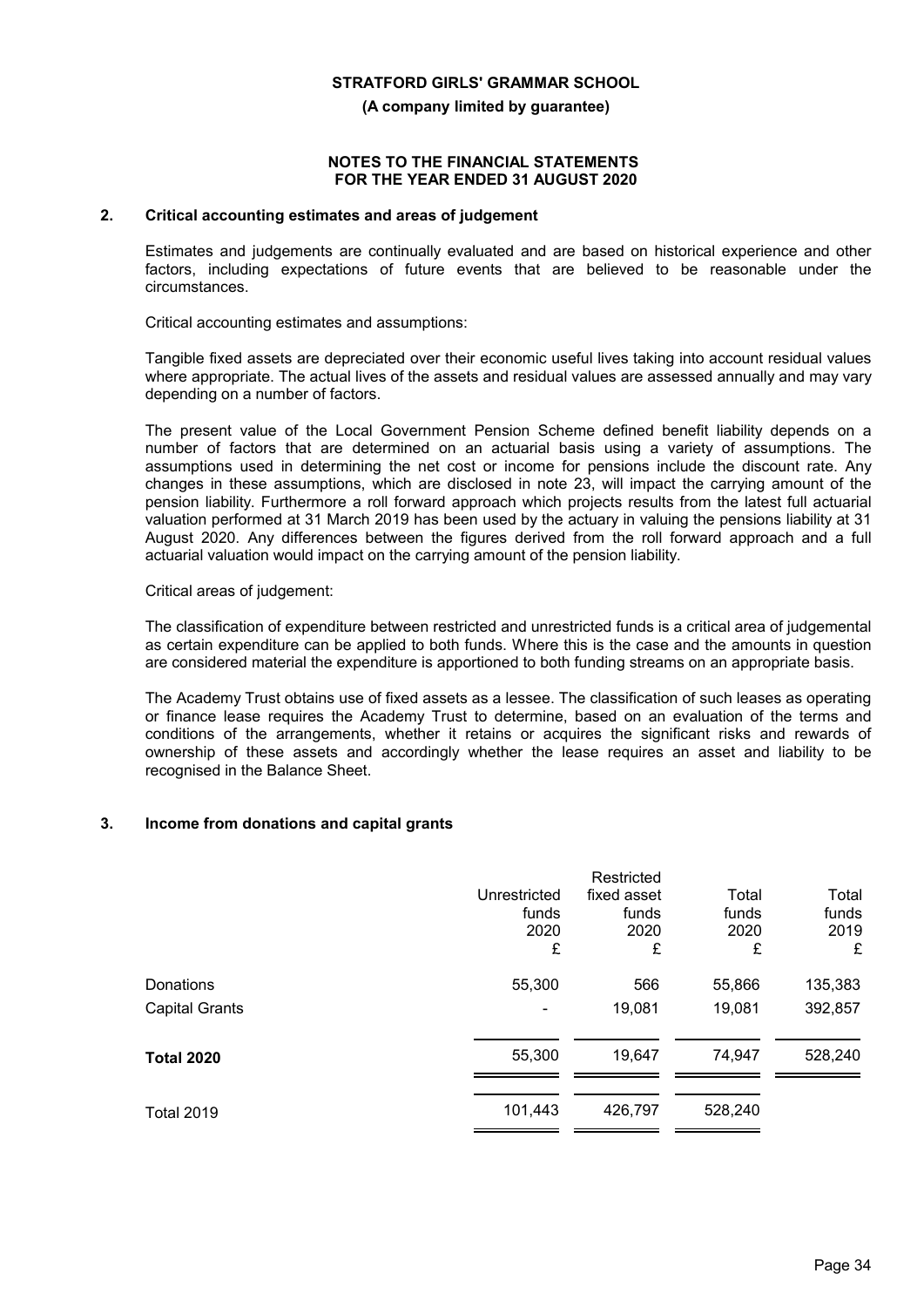## 2. Critical accounting estimates and areas of judgement

Estimates and judgements are continually evaluated and are based on historical experience and other factors, including expectations of future events that are believed to be reasonable under the circumstances.

Critical accounting estimates and assumptions:

Tangible fixed assets are depreciated over their economic useful lives taking into account residual values where appropriate. The actual lives of the assets and residual values are assessed annually and may vary depending on a number of factors.

The present value of the Local Government Pension Scheme defined benefit liability depends on a number of factors that are determined on an actuarial basis using a variety of assumptions. The assumptions used in determining the net cost or income for pensions include the discount rate. Any changes in these assumptions, which are disclosed in note 23, will impact the carrying amount of the pension liability. Furthermore a roll forward approach which projects results from the latest full actuarial valuation performed at 31 March 2019 has been used by the actuary in valuing the pensions liability at 31 August 2020. Any differences between the figures derived from the roll forward approach and a full actuarial valuation would impact on the carrying amount of the pension liability.

Critical areas of judgement:

The classification of expenditure between restricted and unrestricted funds is a critical area of judgemental as certain expenditure can be applied to both funds. Where this is the case and the amounts in question are considered material the expenditure is apportioned to both funding streams on an appropriate basis.

The Academy Trust obtains use of fixed assets as a lessee. The classification of such leases as operating or finance lease requires the Academy Trust to determine, based on an evaluation of the terms and conditions of the arrangements, whether it retains or acquires the significant risks and rewards of ownership of these assets and accordingly whether the lease requires an asset and liability to be recognised in the Balance Sheet.

## 3. Income from donations and capital grants

| | Unrestricted funds 2020 £ | Restricted fixed asset funds 2020 £ | Total funds 2020 £ | Total funds 2019 £ |
|---|---|---|---|---|
| Donations | 55,300 | 566 | 55,866 | 135,383 |
| Capital Grants | - | 19,081 | 19,081 | 392,857 |
| **Total 2020** | 55,300 | 19,647 | 74,947 | 528,240 |
| Total 2019 | 101,443 | 426,797 | 528,240 | |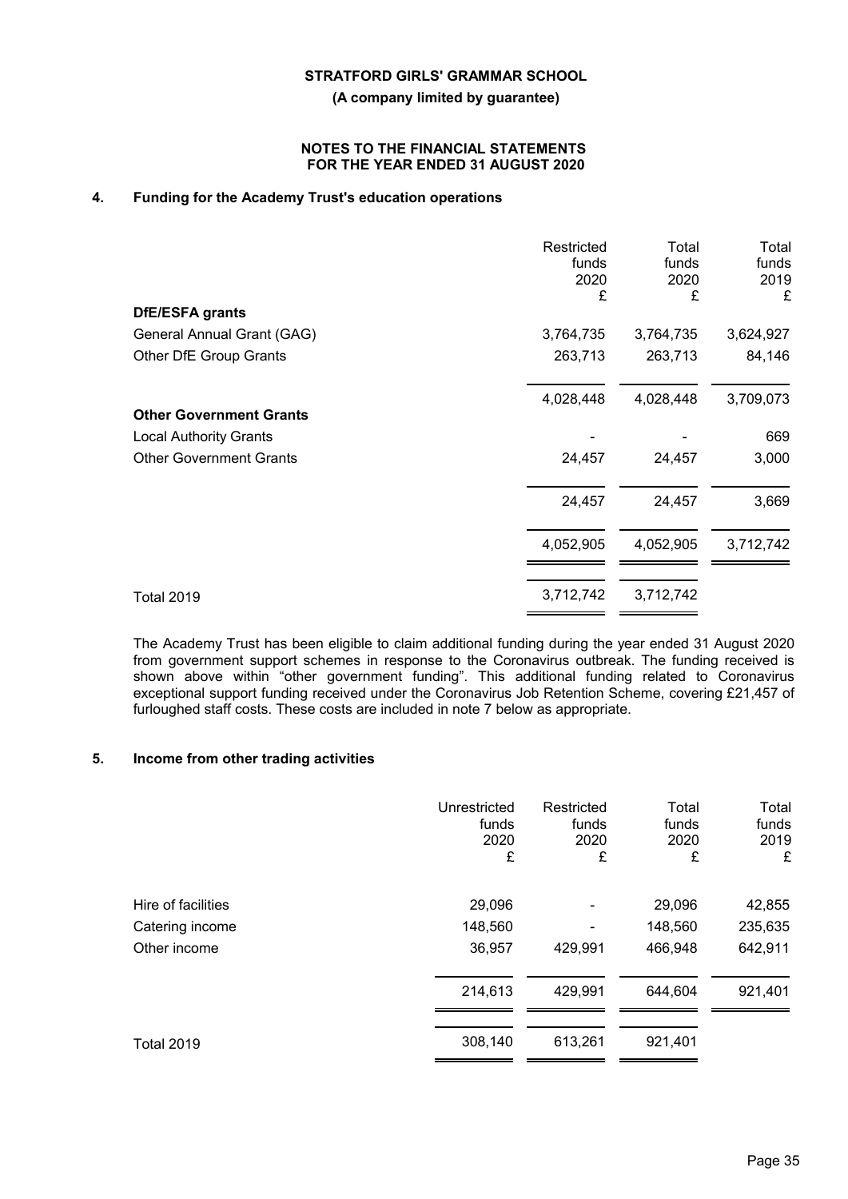**STRATFORD GIRLS' GRAMMAR SCHOOL**

**(A company limited by guarantee)**

**NOTES TO THE FINANCIAL STATEMENTS FOR THE YEAR ENDED 31 AUGUST 2020**

## 4. Funding for the Academy Trust's education operations

| | Restricted funds 2020 £ | Total funds 2020 £ | Total funds 2019 £ |
|---|---|---|---|
| **DfE/ESFA grants** | | | |
| General Annual Grant (GAG) | 3,764,735 | 3,764,735 | 3,624,927 |
| Other DfE Group Grants | 263,713 | 263,713 | 84,146 |
| | 4,028,448 | 4,028,448 | 3,709,073 |
| **Other Government Grants** | | | |
| Local Authority Grants | - | - | 669 |
| Other Government Grants | 24,457 | 24,457 | 3,000 |
| | 24,457 | 24,457 | 3,669 |
| | 4,052,905 | 4,052,905 | 3,712,742 |
| Total 2019 | 3,712,742 | 3,712,742 | |

The Academy Trust has been eligible to claim additional funding during the year ended 31 August 2020 from government support schemes in response to the Coronavirus outbreak. The funding received is shown above within "other government funding". This additional funding related to Coronavirus exceptional support funding received under the Coronavirus Job Retention Scheme, covering £21,457 of furloughed staff costs. These costs are included in note 7 below as appropriate.

## 5. Income from other trading activities

| | Unrestricted funds 2020 £ | Restricted funds 2020 £ | Total funds 2020 £ | Total funds 2019 £ |
|---|---|---|---|---|
| Hire of facilities | 29,096 | - | 29,096 | 42,855 |
| Catering income | 148,560 | - | 148,560 | 235,635 |
| Other income | 36,957 | 429,991 | 466,948 | 642,911 |
| | 214,613 | 429,991 | 644,604 | 921,401 |
| Total 2019 | 308,140 | 613,261 | 921,401 | |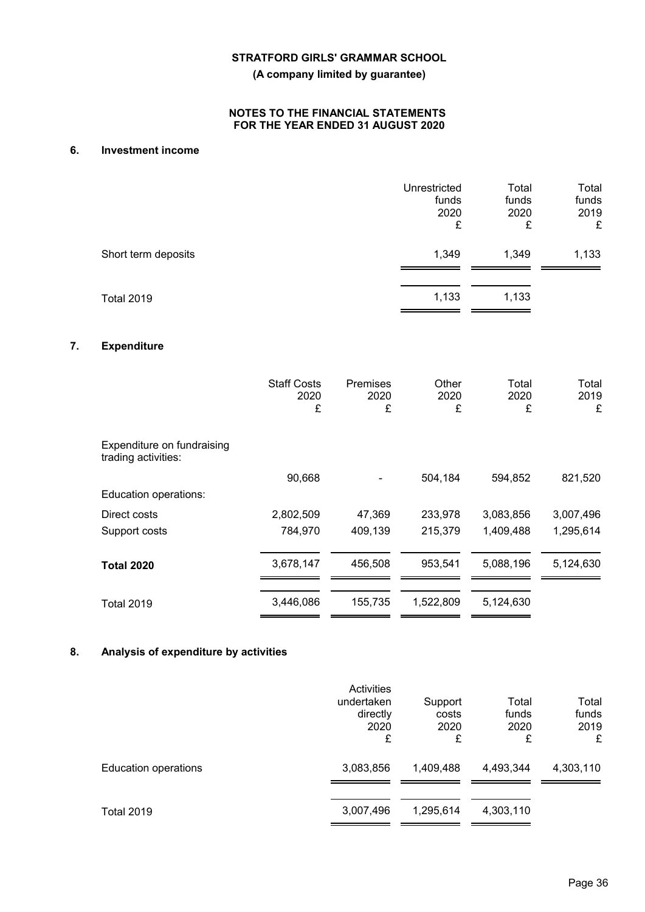**STRATFORD GIRLS' GRAMMAR SCHOOL**

**(A company limited by guarantee)**

**NOTES TO THE FINANCIAL STATEMENTS FOR THE YEAR ENDED 31 AUGUST 2020**

## 6. Investment income

| | Unrestricted funds 2020 £ | Total funds 2020 £ | Total funds 2019 £ |
|---|---|---|---|
| Short term deposits | 1,349 | 1,349 | 1,133 |
| Total 2019 | 1,133 | 1,133 | |

## 7. Expenditure

| | Staff Costs 2020 £ | Premises 2020 £ | Other 2020 £ | Total 2020 £ | Total 2019 £ |
|---|---|---|---|---|---|
| Expenditure on fundraising trading activities: | | | | | |
| | 90,668 | - | 504,184 | 594,852 | 821,520 |
| Education operations: | | | | | |
| Direct costs | 2,802,509 | 47,369 | 233,978 | 3,083,856 | 3,007,496 |
| Support costs | 784,970 | 409,139 | 215,379 | 1,409,488 | 1,295,614 |
| **Total 2020** | 3,678,147 | 456,508 | 953,541 | 5,088,196 | 5,124,630 |
| Total 2019 | 3,446,086 | 155,735 | 1,522,809 | 5,124,630 | |

## 8. Analysis of expenditure by activities

| | Activities undertaken directly 2020 £ | Support costs 2020 £ | Total funds 2020 £ | Total funds 2019 £ |
|---|---|---|---|---|
| Education operations | 3,083,856 | 1,409,488 | 4,493,344 | 4,303,110 |
| Total 2019 | 3,007,496 | 1,295,614 | 4,303,110 | |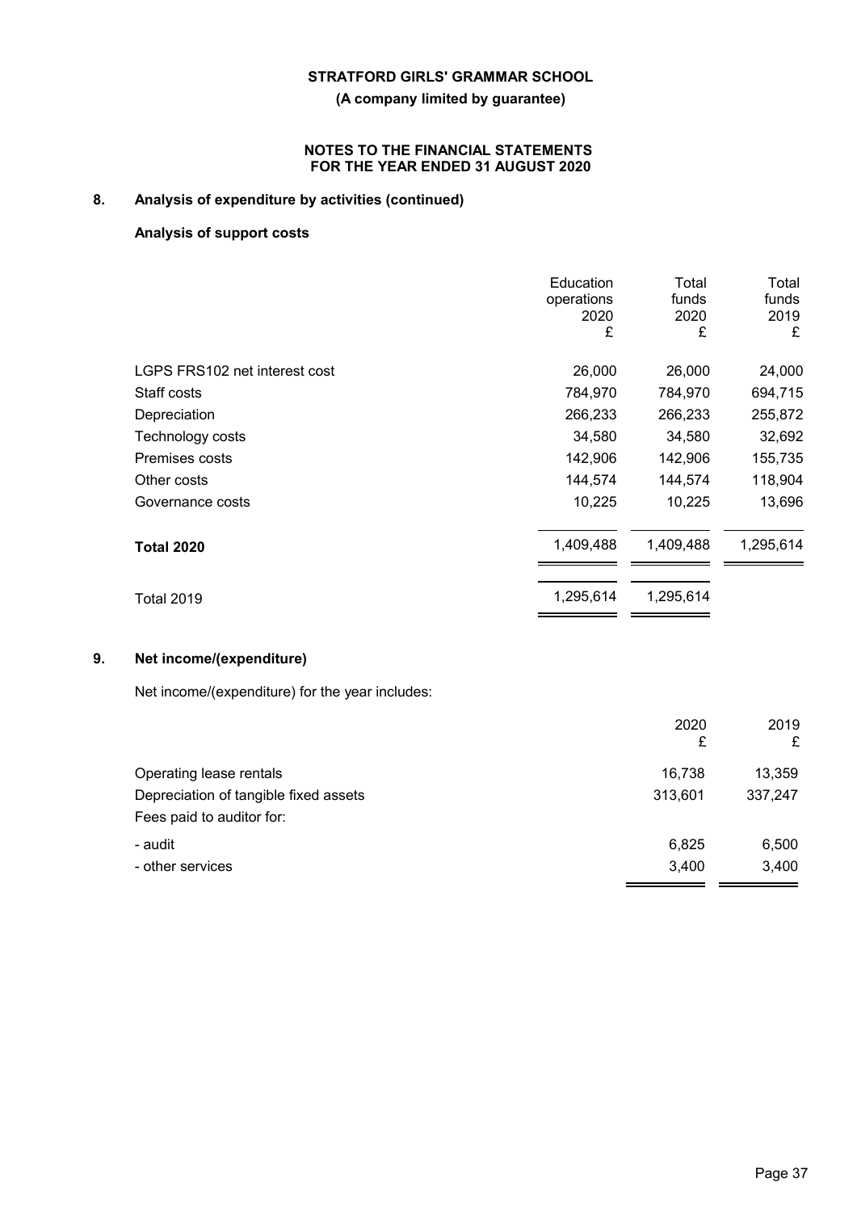**STRATFORD GIRLS' GRAMMAR SCHOOL**

**(A company limited by guarantee)**

**NOTES TO THE FINANCIAL STATEMENTS FOR THE YEAR ENDED 31 AUGUST 2020**

## 8. Analysis of expenditure by activities (continued)

### Analysis of support costs

| | Education operations 2020 £ | Total funds 2020 £ | Total funds 2019 £ |
|---|---|---|---|
| LGPS FRS102 net interest cost | 26,000 | 26,000 | 24,000 |
| Staff costs | 784,970 | 784,970 | 694,715 |
| Depreciation | 266,233 | 266,233 | 255,872 |
| Technology costs | 34,580 | 34,580 | 32,692 |
| Premises costs | 142,906 | 142,906 | 155,735 |
| Other costs | 144,574 | 144,574 | 118,904 |
| Governance costs | 10,225 | 10,225 | 13,696 |
| **Total 2020** | 1,409,488 | 1,409,488 | 1,295,614 |
| Total 2019 | 1,295,614 | 1,295,614 | |

## 9. Net income/(expenditure)

Net income/(expenditure) for the year includes:

| | 2020 £ | 2019 £ |
|---|---|---|
| Operating lease rentals | 16,738 | 13,359 |
| Depreciation of tangible fixed assets | 313,601 | 337,247 |
| Fees paid to auditor for: | | |
| - audit | 6,825 | 6,500 |
| - other services | 3,400 | 3,400 |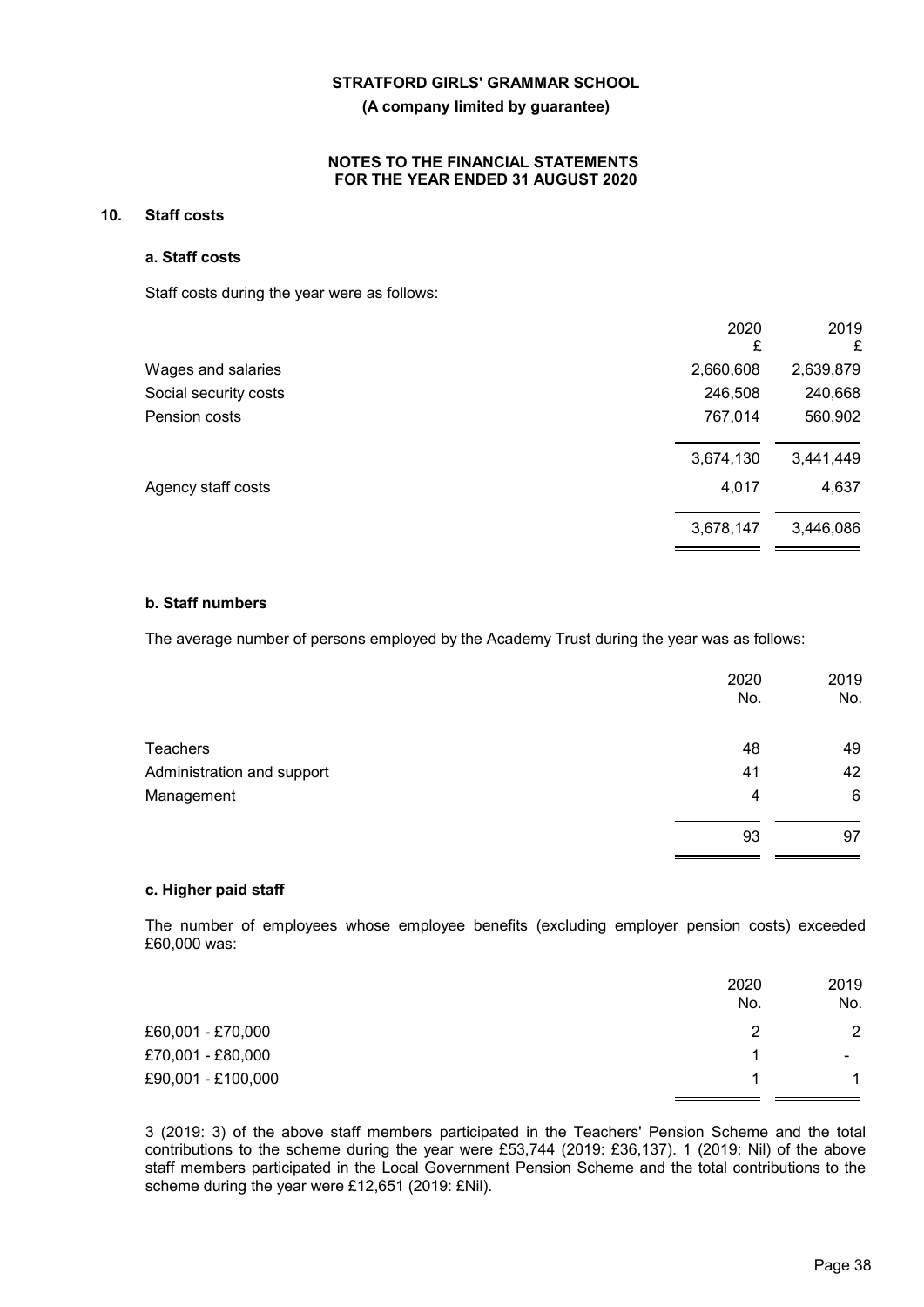**STRATFORD GIRLS' GRAMMAR SCHOOL**

**(A company limited by guarantee)**

**NOTES TO THE FINANCIAL STATEMENTS FOR THE YEAR ENDED 31 AUGUST 2020**

## 10. Staff costs

### a. Staff costs

Staff costs during the year were as follows:

| | 2020 £ | 2019 £ |
|---|---|---|
| Wages and salaries | 2,660,608 | 2,639,879 |
| Social security costs | 246,508 | 240,668 |
| Pension costs | 767,014 | 560,902 |
| | 3,674,130 | 3,441,449 |
| Agency staff costs | 4,017 | 4,637 |
| | 3,678,147 | 3,446,086 |

### b. Staff numbers

The average number of persons employed by the Academy Trust during the year was as follows:

| | 2020 No. | 2019 No. |
|---|---|---|
| Teachers | 48 | 49 |
| Administration and support | 41 | 42 |
| Management | 4 | 6 |
| | 93 | 97 |

### c. Higher paid staff

The number of employees whose employee benefits (excluding employer pension costs) exceeded £60,000 was:

| | 2020 No. | 2019 No. |
|---|---|---|
| £60,001 - £70,000 | 2 | 2 |
| £70,001 - £80,000 | 1 | - |
| £90,001 - £100,000 | 1 | 1 |

3 (2019: 3) of the above staff members participated in the Teachers' Pension Scheme and the total contributions to the scheme during the year were £53,744 (2019: £36,137). 1 (2019: Nil) of the above staff members participated in the Local Government Pension Scheme and the total contributions to the scheme during the year were £12,651 (2019: £Nil).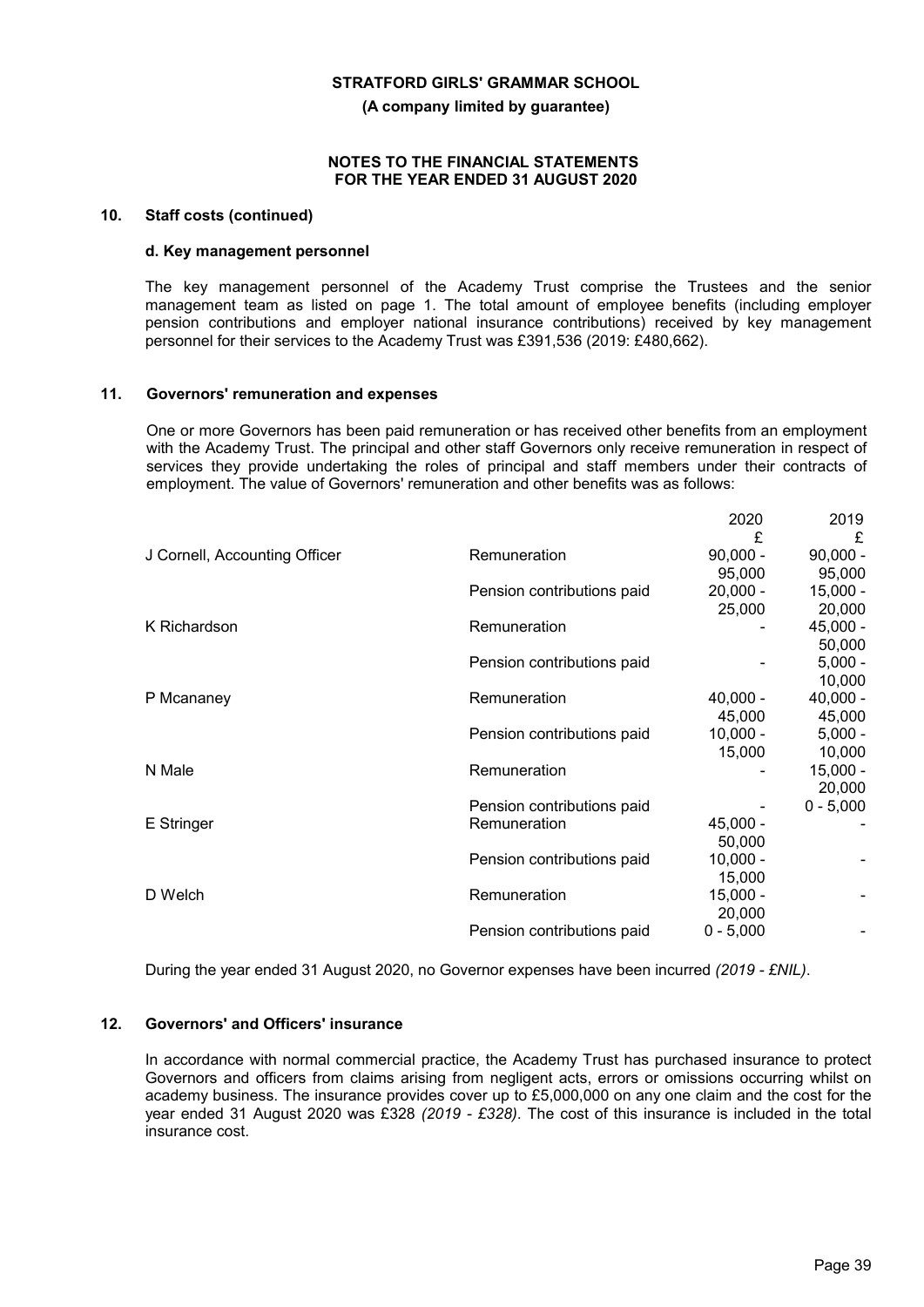STRATFORD GIRLS' GRAMMAR SCHOOL

(A company limited by guarantee)

NOTES TO THE FINANCIAL STATEMENTS
FOR THE YEAR ENDED 31 AUGUST 2020

## 10. Staff costs (continued)

### d. Key management personnel

The key management personnel of the Academy Trust comprise the Trustees and the senior management team as listed on page 1. The total amount of employee benefits (including employer pension contributions and employer national insurance contributions) received by key management personnel for their services to the Academy Trust was £391,536 (2019: £480,662).

## 11. Governors' remuneration and expenses

One or more Governors has been paid remuneration or has received other benefits from an employment with the Academy Trust. The principal and other staff Governors only receive remuneration in respect of services they provide undertaking the roles of principal and staff members under their contracts of employment. The value of Governors' remuneration and other benefits was as follows:

| | | 2020 £ | 2019 £ |
|---|---|---|---|
| J Cornell, Accounting Officer | Remuneration | 90,000 - 95,000 | 90,000 - 95,000 |
| | Pension contributions paid | 20,000 - 25,000 | 15,000 - 20,000 |
| K Richardson | Remuneration | - | 45,000 - 50,000 |
| | Pension contributions paid | - | 5,000 - 10,000 |
| P Mcananey | Remuneration | 40,000 - 45,000 | 40,000 - 45,000 |
| | Pension contributions paid | 10,000 - 15,000 | 5,000 - 10,000 |
| N Male | Remuneration | - | 15,000 - 20,000 |
| | Pension contributions paid | - | 0 - 5,000 |
| E Stringer | Remuneration | 45,000 - 50,000 | - |
| | Pension contributions paid | 10,000 - 15,000 | - |
| D Welch | Remuneration | 15,000 - 20,000 | - |
| | Pension contributions paid | 0 - 5,000 | - |

During the year ended 31 August 2020, no Governor expenses have been incurred *(2019 - £NIL)*.

## 12. Governors' and Officers' insurance

In accordance with normal commercial practice, the Academy Trust has purchased insurance to protect Governors and officers from claims arising from negligent acts, errors or omissions occurring whilst on academy business. The insurance provides cover up to £5,000,000 on any one claim and the cost for the year ended 31 August 2020 was £328 *(2019 - £328)*. The cost of this insurance is included in the total insurance cost.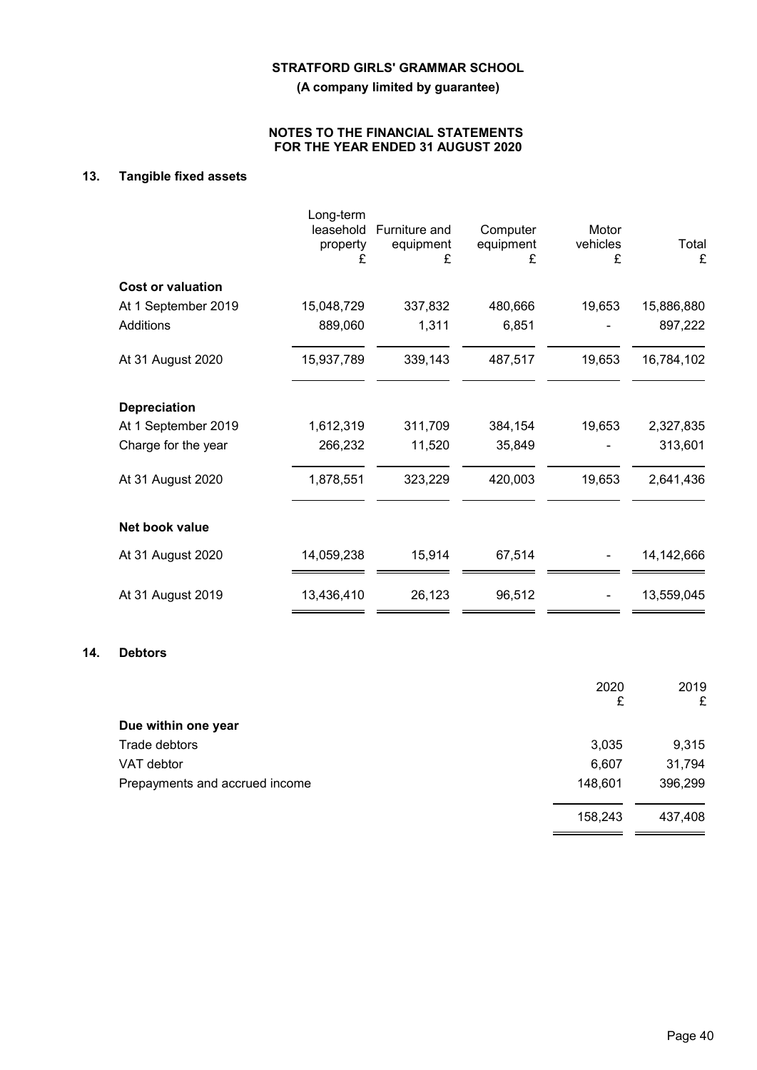# STRATFORD GIRLS' GRAMMAR SCHOOL

**(A company limited by guarantee)**

**NOTES TO THE FINANCIAL STATEMENTS FOR THE YEAR ENDED 31 AUGUST 2020**

## 13. Tangible fixed assets

| | Long-term leasehold property £ | Furniture and equipment £ | Computer equipment £ | Motor vehicles £ | Total £ |
|---|---|---|---|---|---|
| **Cost or valuation** | | | | | |
| At 1 September 2019 | 15,048,729 | 337,832 | 480,666 | 19,653 | 15,886,880 |
| Additions | 889,060 | 1,311 | 6,851 | - | 897,222 |
| At 31 August 2020 | 15,937,789 | 339,143 | 487,517 | 19,653 | 16,784,102 |
| **Depreciation** | | | | | |
| At 1 September 2019 | 1,612,319 | 311,709 | 384,154 | 19,653 | 2,327,835 |
| Charge for the year | 266,232 | 11,520 | 35,849 | - | 313,601 |
| At 31 August 2020 | 1,878,551 | 323,229 | 420,003 | 19,653 | 2,641,436 |
| **Net book value** | | | | | |
| At 31 August 2020 | 14,059,238 | 15,914 | 67,514 | - | 14,142,666 |
| At 31 August 2019 | 13,436,410 | 26,123 | 96,512 | - | 13,559,045 |

## 14. Debtors

| | 2020 £ | 2019 £ |
|---|---|---|
| **Due within one year** | | |
| Trade debtors | 3,035 | 9,315 |
| VAT debtor | 6,607 | 31,794 |
| Prepayments and accrued income | 148,601 | 396,299 |
| | 158,243 | 437,408 |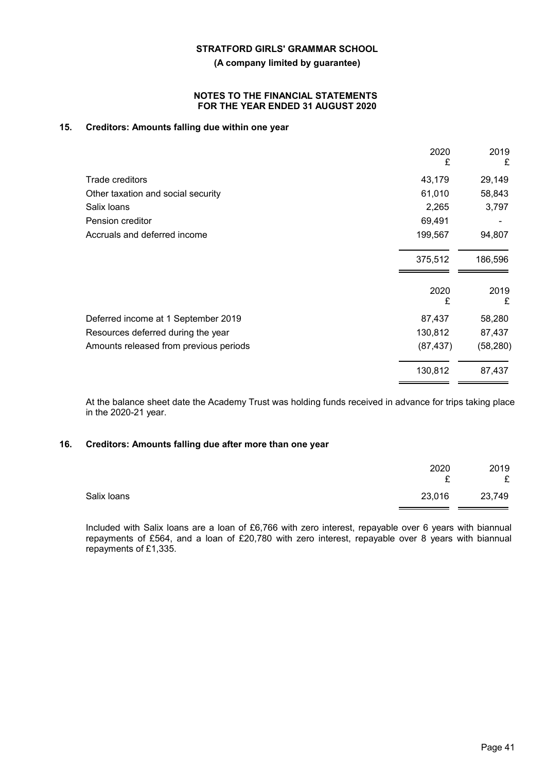**STRATFORD GIRLS' GRAMMAR SCHOOL**

**(A company limited by guarantee)**

**NOTES TO THE FINANCIAL STATEMENTS FOR THE YEAR ENDED 31 AUGUST 2020**

## 15. Creditors: Amounts falling due within one year

| | 2020 £ | 2019 £ |
|---|---|---|
| Trade creditors | 43,179 | 29,149 |
| Other taxation and social security | 61,010 | 58,843 |
| Salix loans | 2,265 | 3,797 |
| Pension creditor | 69,491 | - |
| Accruals and deferred income | 199,567 | 94,807 |
| | 375,512 | 186,596 |

| | 2020 £ | 2019 £ |
|---|---|---|
| Deferred income at 1 September 2019 | 87,437 | 58,280 |
| Resources deferred during the year | 130,812 | 87,437 |
| Amounts released from previous periods | (87,437) | (58,280) |
| | 130,812 | 87,437 |

At the balance sheet date the Academy Trust was holding funds received in advance for trips taking place in the 2020-21 year.

## 16. Creditors: Amounts falling due after more than one year

| | 2020 £ | 2019 £ |
|---|---|---|
| Salix loans | 23,016 | 23,749 |

Included with Salix loans are a loan of £6,766 with zero interest, repayable over 6 years with biannual repayments of £564, and a loan of £20,780 with zero interest, repayable over 8 years with biannual repayments of £1,335.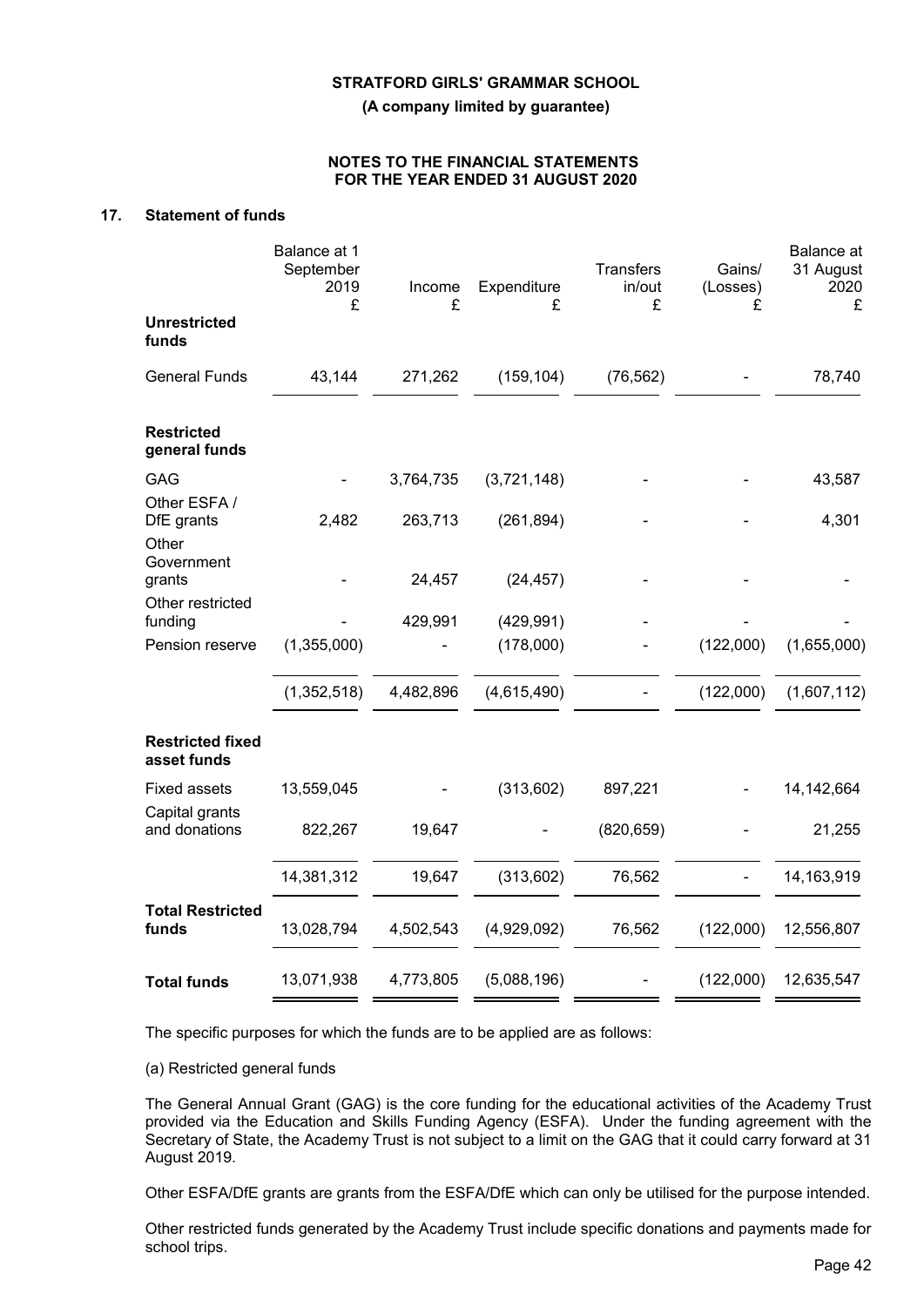**STRATFORD GIRLS' GRAMMAR SCHOOL**

**(A company limited by guarantee)**

**NOTES TO THE FINANCIAL STATEMENTS FOR THE YEAR ENDED 31 AUGUST 2020**

## 17. Statement of funds

| | Balance at 1 September 2019 £ | Income £ | Expenditure £ | Transfers in/out £ | Gains/ (Losses) £ | Balance at 31 August 2020 £ |
|---|---|---|---|---|---|---|
| **Unrestricted funds** | | | | | | |
| General Funds | 43,144 | 271,262 | (159,104) | (76,562) | - | 78,740 |
| **Restricted general funds** | | | | | | |
| GAG | - | 3,764,735 | (3,721,148) | - | - | 43,587 |
| Other ESFA / DfE grants | 2,482 | 263,713 | (261,894) | - | - | 4,301 |
| Other Government grants | - | 24,457 | (24,457) | - | - | - |
| Other restricted funding | - | 429,991 | (429,991) | - | - | - |
| Pension reserve | (1,355,000) | - | (178,000) | - | (122,000) | (1,655,000) |
| | (1,352,518) | 4,482,896 | (4,615,490) | - | (122,000) | (1,607,112) |
| **Restricted fixed asset funds** | | | | | | |
| Fixed assets | 13,559,045 | - | (313,602) | 897,221 | - | 14,142,664 |
| Capital grants and donations | 822,267 | 19,647 | - | (820,659) | - | 21,255 |
| | 14,381,312 | 19,647 | (313,602) | 76,562 | - | 14,163,919 |
| **Total Restricted funds** | 13,028,794 | 4,502,543 | (4,929,092) | 76,562 | (122,000) | 12,556,807 |
| **Total funds** | 13,071,938 | 4,773,805 | (5,088,196) | - | (122,000) | 12,635,547 |

The specific purposes for which the funds are to be applied are as follows:

(a) Restricted general funds

The General Annual Grant (GAG) is the core funding for the educational activities of the Academy Trust provided via the Education and Skills Funding Agency (ESFA). Under the funding agreement with the Secretary of State, the Academy Trust is not subject to a limit on the GAG that it could carry forward at 31 August 2019.

Other ESFA/DfE grants are grants from the ESFA/DfE which can only be utilised for the purpose intended.

Other restricted funds generated by the Academy Trust include specific donations and payments made for school trips.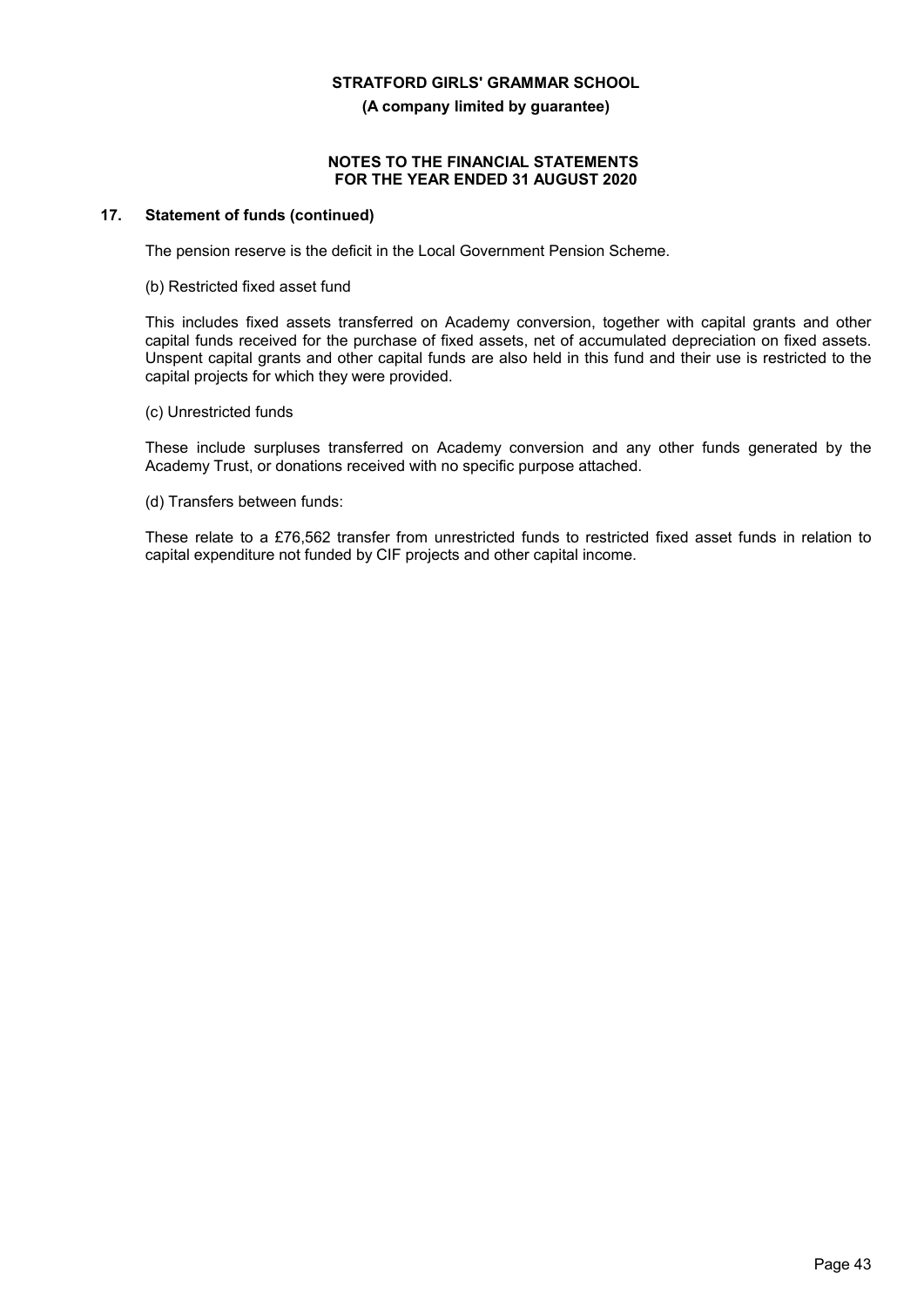## 17. Statement of funds (continued)

The pension reserve is the deficit in the Local Government Pension Scheme.

(b) Restricted fixed asset fund

This includes fixed assets transferred on Academy conversion, together with capital grants and other capital funds received for the purchase of fixed assets, net of accumulated depreciation on fixed assets. Unspent capital grants and other capital funds are also held in this fund and their use is restricted to the capital projects for which they were provided.

(c) Unrestricted funds

These include surpluses transferred on Academy conversion and any other funds generated by the Academy Trust, or donations received with no specific purpose attached.

(d) Transfers between funds:

These relate to a £76,562 transfer from unrestricted funds to restricted fixed asset funds in relation to capital expenditure not funded by CIF projects and other capital income.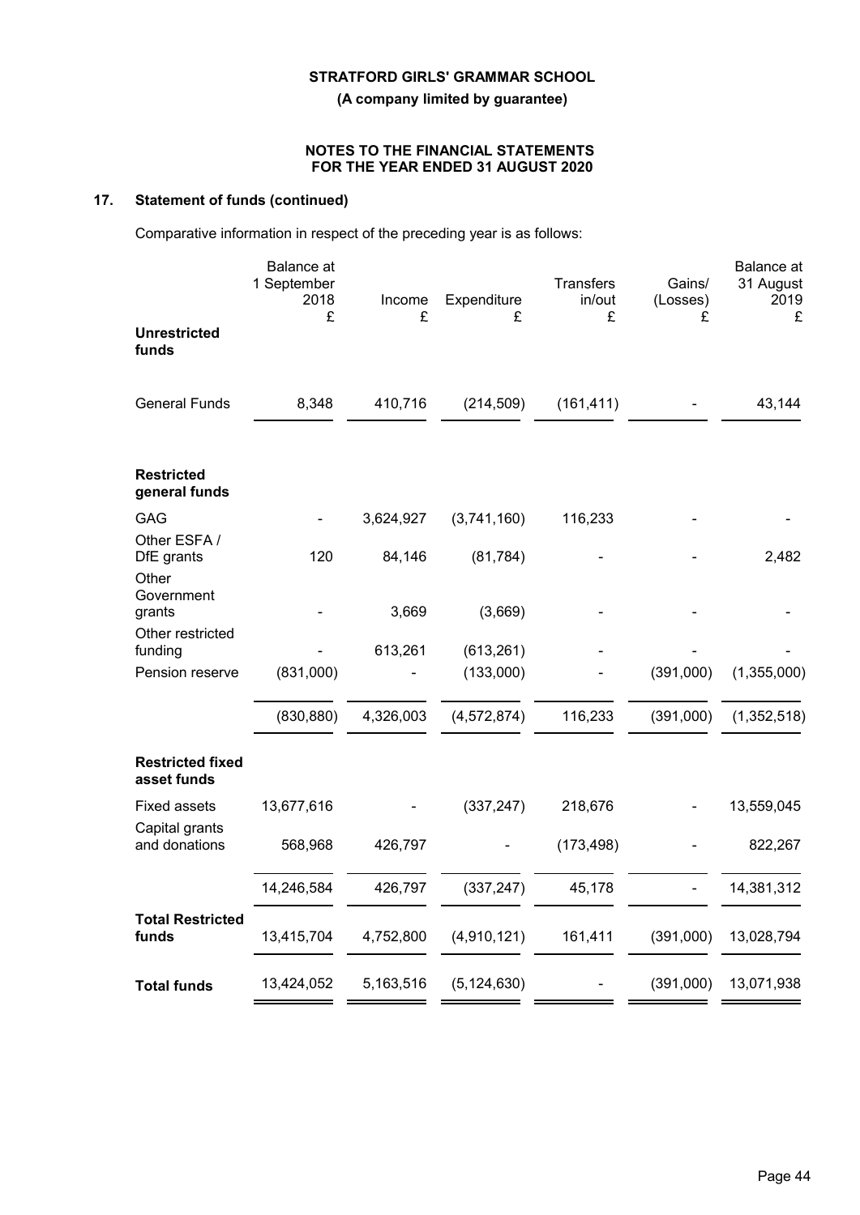## 17. Statement of funds (continued)

Comparative information in respect of the preceding year is as follows:

| | Balance at 1 September 2018 £ | Income £ | Expenditure £ | Transfers in/out £ | Gains/ (Losses) £ | Balance at 31 August 2019 £ |
|---|---|---|---|---|---|---|
| **Unrestricted funds** | | | | | | |
| General Funds | 8,348 | 410,716 | (214,509) | (161,411) | - | 43,144 |
| **Restricted general funds** | | | | | | |
| GAG | - | 3,624,927 | (3,741,160) | 116,233 | - | - |
| Other ESFA / DfE grants | 120 | 84,146 | (81,784) | - | - | 2,482 |
| Other Government grants | - | 3,669 | (3,669) | - | - | - |
| Other restricted funding | - | 613,261 | (613,261) | - | - | - |
| Pension reserve | (831,000) | - | (133,000) | - | (391,000) | (1,355,000) |
| | (830,880) | 4,326,003 | (4,572,874) | 116,233 | (391,000) | (1,352,518) |
| **Restricted fixed asset funds** | | | | | | |
| Fixed assets | 13,677,616 | - | (337,247) | 218,676 | - | 13,559,045 |
| Capital grants and donations | 568,968 | 426,797 | - | (173,498) | - | 822,267 |
| | 14,246,584 | 426,797 | (337,247) | 45,178 | - | 14,381,312 |
| **Total Restricted funds** | 13,415,704 | 4,752,800 | (4,910,121) | 161,411 | (391,000) | 13,028,794 |
| **Total funds** | 13,424,052 | 5,163,516 | (5,124,630) | - | (391,000) | 13,071,938 |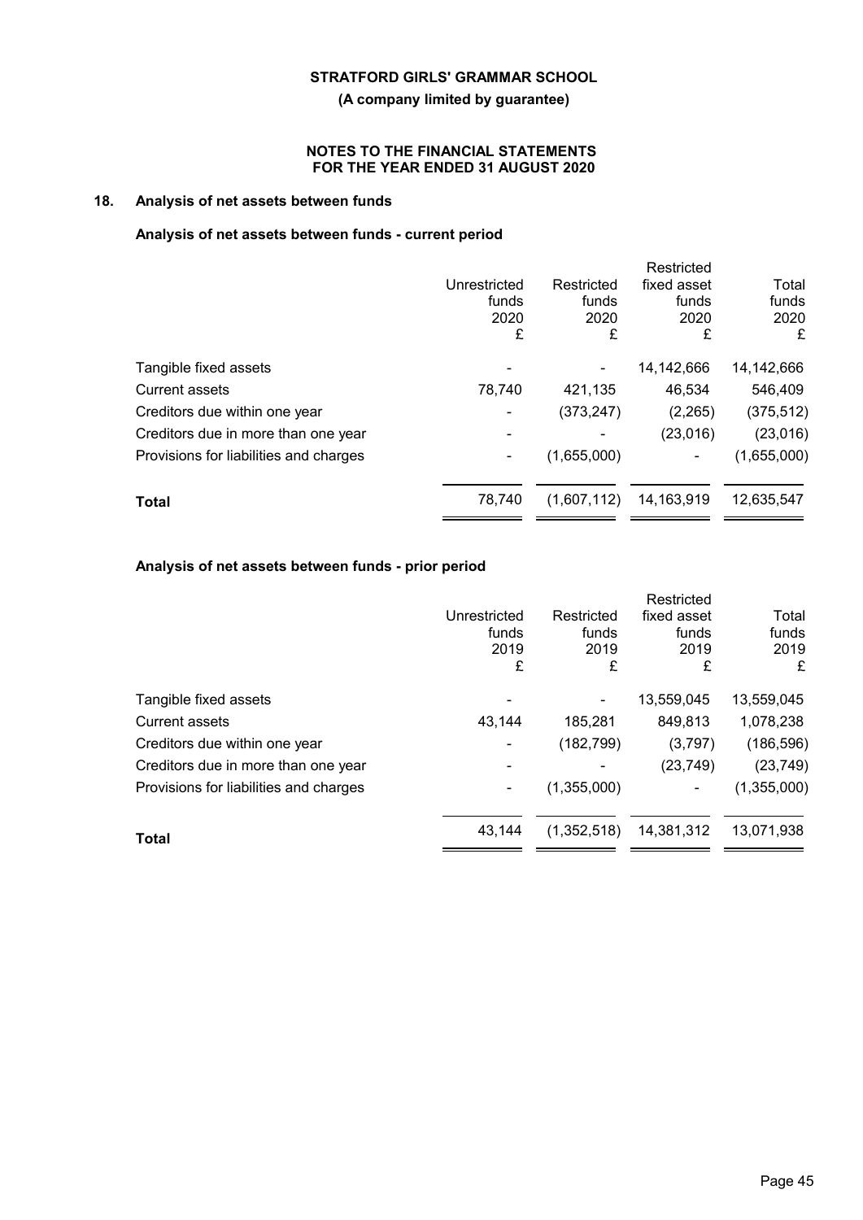**STRATFORD GIRLS' GRAMMAR SCHOOL**

**(A company limited by guarantee)**

**NOTES TO THE FINANCIAL STATEMENTS FOR THE YEAR ENDED 31 AUGUST 2020**

## 18. Analysis of net assets between funds

### Analysis of net assets between funds - current period

| | Unrestricted funds 2020 £ | Restricted funds 2020 £ | Restricted fixed asset funds 2020 £ | Total funds 2020 £ |
|---|---|---|---|---|
| Tangible fixed assets | - | - | 14,142,666 | 14,142,666 |
| Current assets | 78,740 | 421,135 | 46,534 | 546,409 |
| Creditors due within one year | - | (373,247) | (2,265) | (375,512) |
| Creditors due in more than one year | - | - | (23,016) | (23,016) |
| Provisions for liabilities and charges | - | (1,655,000) | - | (1,655,000) |
| **Total** | 78,740 | (1,607,112) | 14,163,919 | 12,635,547 |

### Analysis of net assets between funds - prior period

| | Unrestricted funds 2019 £ | Restricted funds 2019 £ | Restricted fixed asset funds 2019 £ | Total funds 2019 £ |
|---|---|---|---|---|
| Tangible fixed assets | - | - | 13,559,045 | 13,559,045 |
| Current assets | 43,144 | 185,281 | 849,813 | 1,078,238 |
| Creditors due within one year | - | (182,799) | (3,797) | (186,596) |
| Creditors due in more than one year | - | - | (23,749) | (23,749) |
| Provisions for liabilities and charges | - | (1,355,000) | - | (1,355,000) |
| **Total** | 43,144 | (1,352,518) | 14,381,312 | 13,071,938 |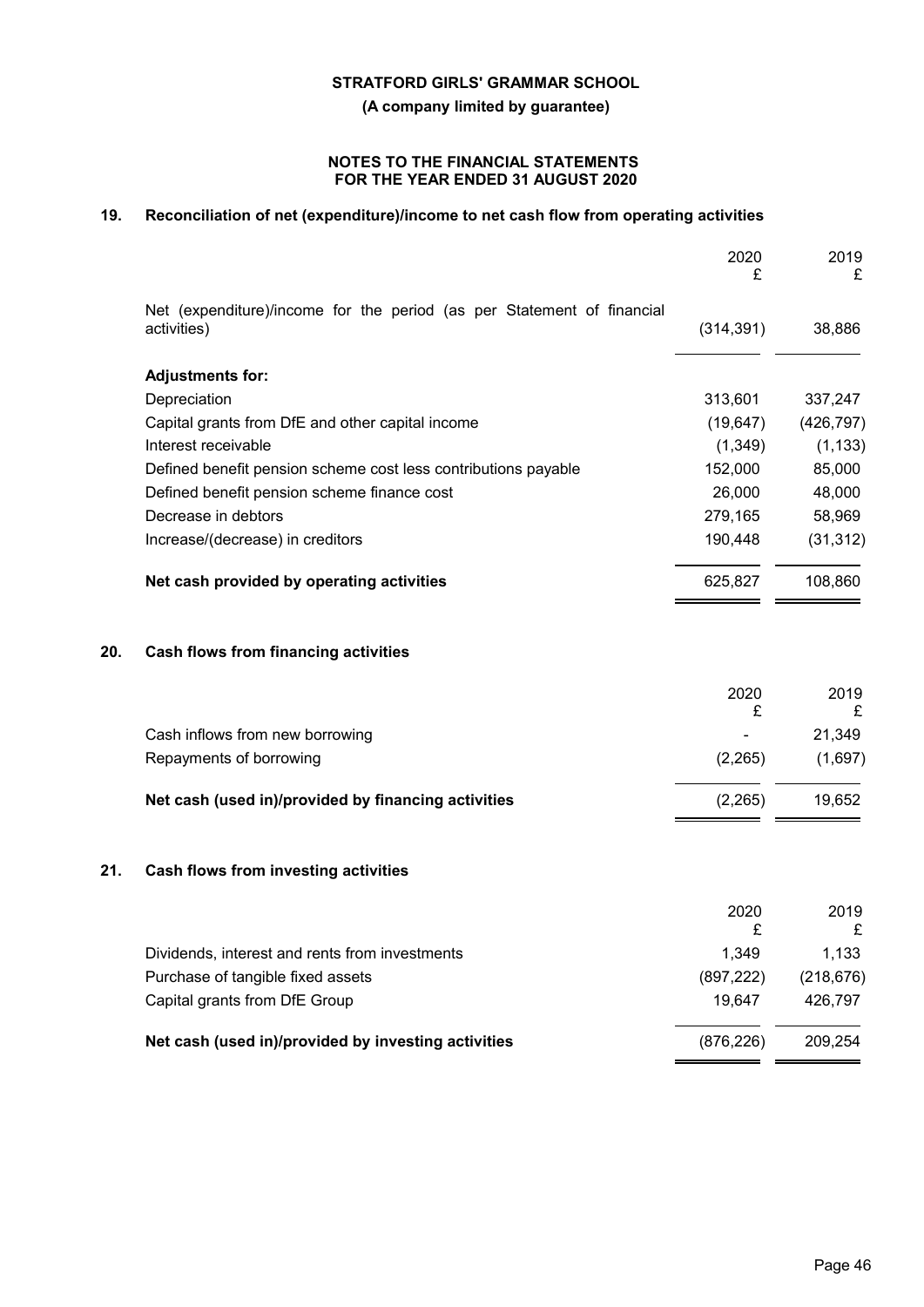# STRATFORD GIRLS' GRAMMAR SCHOOL

**(A company limited by guarantee)**

**NOTES TO THE FINANCIAL STATEMENTS FOR THE YEAR ENDED 31 AUGUST 2020**

## 19. Reconciliation of net (expenditure)/income to net cash flow from operating activities

| | 2020 £ | 2019 £ |
|---|---|---|
| Net (expenditure)/income for the period (as per Statement of financial activities) | (314,391) | 38,886 |
| **Adjustments for:** | | |
| Depreciation | 313,601 | 337,247 |
| Capital grants from DfE and other capital income | (19,647) | (426,797) |
| Interest receivable | (1,349) | (1,133) |
| Defined benefit pension scheme cost less contributions payable | 152,000 | 85,000 |
| Defined benefit pension scheme finance cost | 26,000 | 48,000 |
| Decrease in debtors | 279,165 | 58,969 |
| Increase/(decrease) in creditors | 190,448 | (31,312) |
| **Net cash provided by operating activities** | 625,827 | 108,860 |

## 20. Cash flows from financing activities

| | 2020 £ | 2019 £ |
|---|---|---|
| Cash inflows from new borrowing | - | 21,349 |
| Repayments of borrowing | (2,265) | (1,697) |
| **Net cash (used in)/provided by financing activities** | (2,265) | 19,652 |

## 21. Cash flows from investing activities

| | 2020 £ | 2019 £ |
|---|---|---|
| Dividends, interest and rents from investments | 1,349 | 1,133 |
| Purchase of tangible fixed assets | (897,222) | (218,676) |
| Capital grants from DfE Group | 19,647 | 426,797 |
| **Net cash (used in)/provided by investing activities** | (876,226) | 209,254 |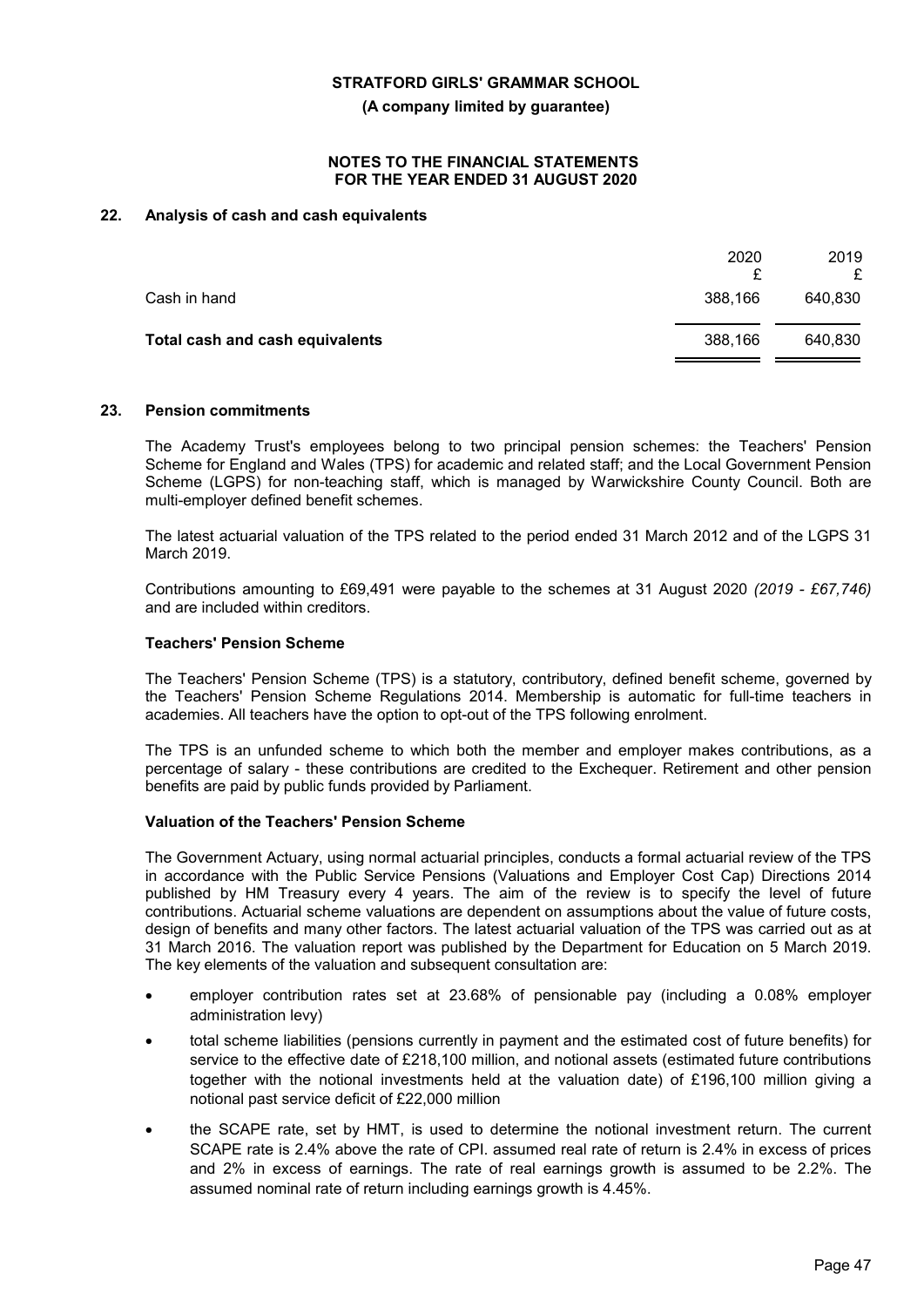## 22. Analysis of cash and cash equivalents

| | 2020 £ | 2019 £ |
|---|---|---|
| Cash in hand | 388,166 | 640,830 |
| **Total cash and cash equivalents** | 388,166 | 640,830 |

## 23. Pension commitments

The Academy Trust's employees belong to two principal pension schemes: the Teachers' Pension Scheme for England and Wales (TPS) for academic and related staff; and the Local Government Pension Scheme (LGPS) for non-teaching staff, which is managed by Warwickshire County Council. Both are multi-employer defined benefit schemes.

The latest actuarial valuation of the TPS related to the period ended 31 March 2012 and of the LGPS 31 March 2019.

Contributions amounting to £69,491 were payable to the schemes at 31 August 2020 *(2019 - £67,746)* and are included within creditors.

### Teachers' Pension Scheme

The Teachers' Pension Scheme (TPS) is a statutory, contributory, defined benefit scheme, governed by the Teachers' Pension Scheme Regulations 2014. Membership is automatic for full-time teachers in academies. All teachers have the option to opt-out of the TPS following enrolment.

The TPS is an unfunded scheme to which both the member and employer makes contributions, as a percentage of salary - these contributions are credited to the Exchequer. Retirement and other pension benefits are paid by public funds provided by Parliament.

### Valuation of the Teachers' Pension Scheme

The Government Actuary, using normal actuarial principles, conducts a formal actuarial review of the TPS in accordance with the Public Service Pensions (Valuations and Employer Cost Cap) Directions 2014 published by HM Treasury every 4 years. The aim of the review is to specify the level of future contributions. Actuarial scheme valuations are dependent on assumptions about the value of future costs, design of benefits and many other factors. The latest actuarial valuation of the TPS was carried out as at 31 March 2016. The valuation report was published by the Department for Education on 5 March 2019. The key elements of the valuation and subsequent consultation are:

- employer contribution rates set at 23.68% of pensionable pay (including a 0.08% employer administration levy)
- total scheme liabilities (pensions currently in payment and the estimated cost of future benefits) for service to the effective date of £218,100 million, and notional assets (estimated future contributions together with the notional investments held at the valuation date) of £196,100 million giving a notional past service deficit of £22,000 million
- the SCAPE rate, set by HMT, is used to determine the notional investment return. The current SCAPE rate is 2.4% above the rate of CPI. assumed real rate of return is 2.4% in excess of prices and 2% in excess of earnings. The rate of real earnings growth is assumed to be 2.2%. The assumed nominal rate of return including earnings growth is 4.45%.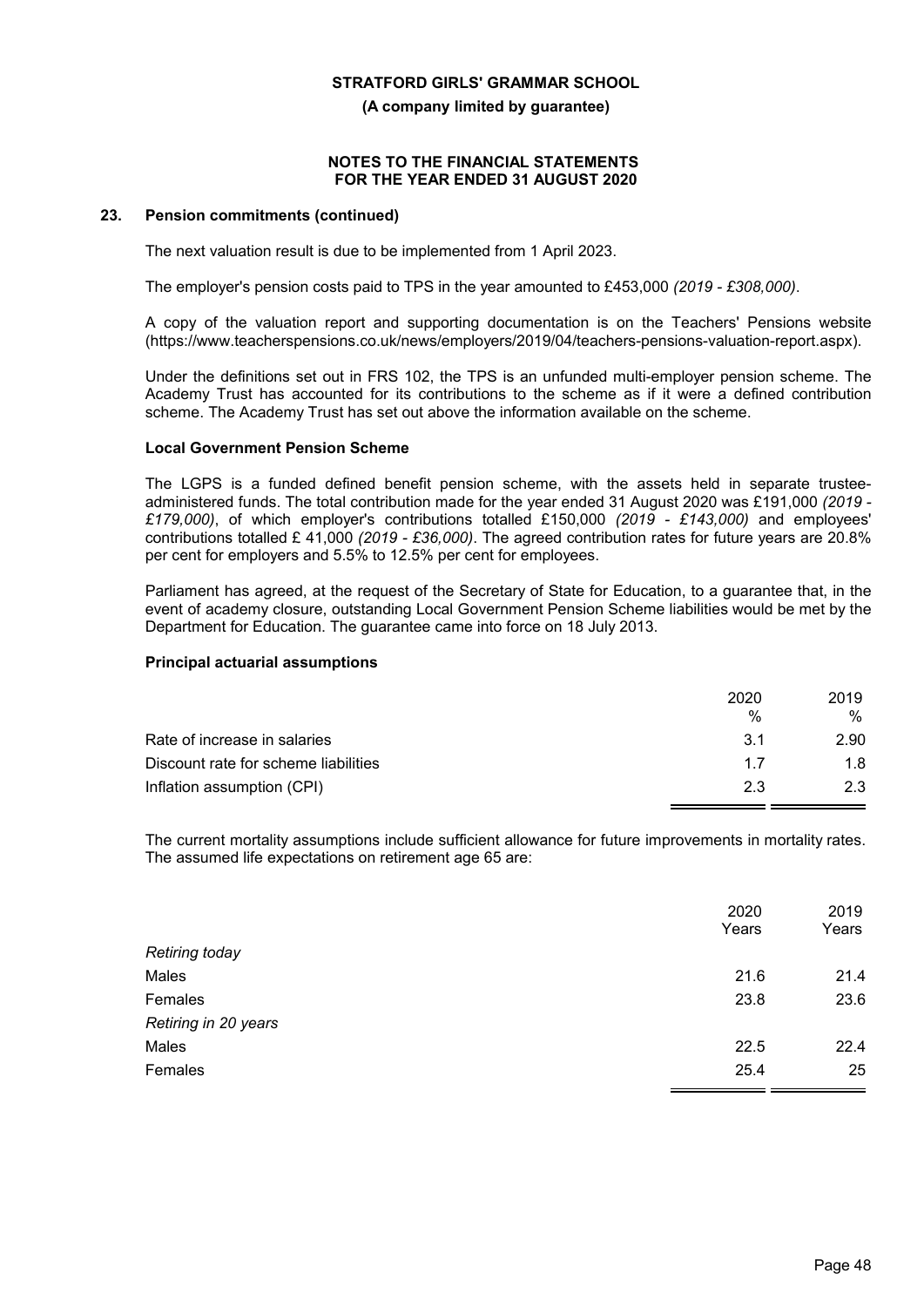## 23. Pension commitments (continued)

The next valuation result is due to be implemented from 1 April 2023.

The employer's pension costs paid to TPS in the year amounted to £453,000 *(2019 - £308,000)*.

A copy of the valuation report and supporting documentation is on the Teachers' Pensions website (https://www.teacherspensions.co.uk/news/employers/2019/04/teachers-pensions-valuation-report.aspx).

Under the definitions set out in FRS 102, the TPS is an unfunded multi-employer pension scheme. The Academy Trust has accounted for its contributions to the scheme as if it were a defined contribution scheme. The Academy Trust has set out above the information available on the scheme.

### Local Government Pension Scheme

The LGPS is a funded defined benefit pension scheme, with the assets held in separate trustee-administered funds. The total contribution made for the year ended 31 August 2020 was £191,000 *(2019 - £179,000)*, of which employer's contributions totalled £150,000 *(2019 - £143,000)* and employees' contributions totalled £ 41,000 *(2019 - £36,000)*. The agreed contribution rates for future years are 20.8% per cent for employers and 5.5% to 12.5% per cent for employees.

Parliament has agreed, at the request of the Secretary of State for Education, to a guarantee that, in the event of academy closure, outstanding Local Government Pension Scheme liabilities would be met by the Department for Education. The guarantee came into force on 18 July 2013.

### Principal actuarial assumptions

| | 2020<br>% | 2019<br>% |
|---|---|---|
| Rate of increase in salaries | 3.1 | 2.90 |
| Discount rate for scheme liabilities | 1.7 | 1.8 |
| Inflation assumption (CPI) | 2.3 | 2.3 |

The current mortality assumptions include sufficient allowance for future improvements in mortality rates. The assumed life expectations on retirement age 65 are:

| | 2020<br>Years | 2019<br>Years |
|---|---|---|
| *Retiring today* | | |
| Males | 21.6 | 21.4 |
| Females | 23.8 | 23.6 |
| *Retiring in 20 years* | | |
| Males | 22.5 | 22.4 |
| Females | 25.4 | 25 |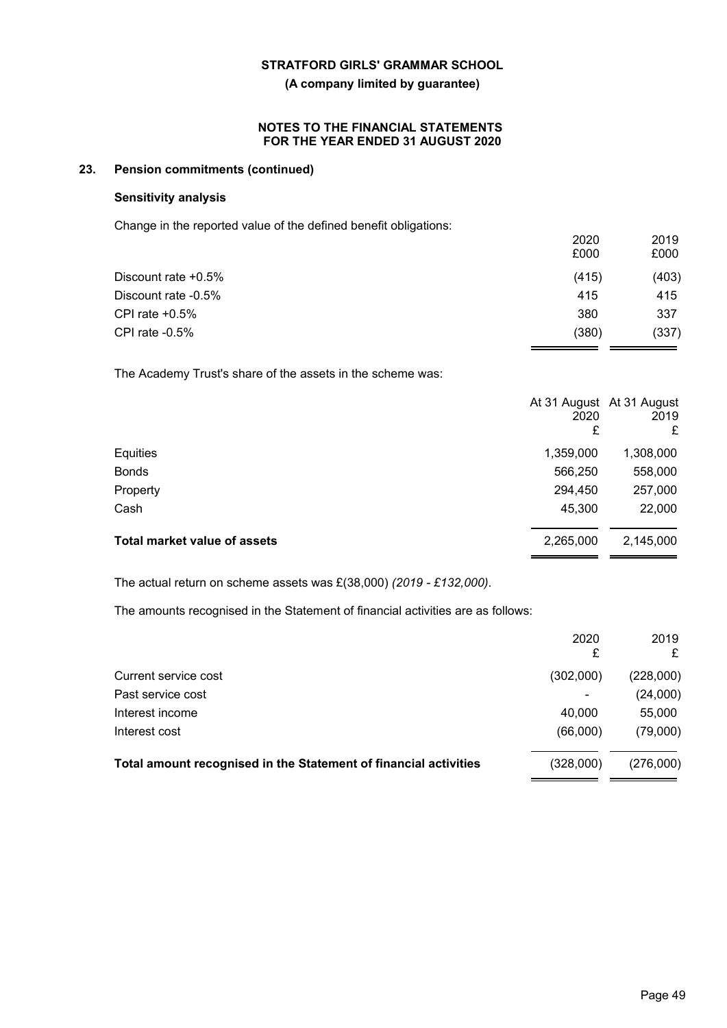## 23. Pension commitments (continued)

### Sensitivity analysis

Change in the reported value of the defined benefit obligations:

| | 2020 £000 | 2019 £000 |
|---|---|---|
| Discount rate +0.5% | (415) | (403) |
| Discount rate -0.5% | 415 | 415 |
| CPI rate +0.5% | 380 | 337 |
| CPI rate -0.5% | (380) | (337) |

The Academy Trust's share of the assets in the scheme was:

| | At 31 August 2020 £ | At 31 August 2019 £ |
|---|---|---|
| Equities | 1,359,000 | 1,308,000 |
| Bonds | 566,250 | 558,000 |
| Property | 294,450 | 257,000 |
| Cash | 45,300 | 22,000 |
| **Total market value of assets** | 2,265,000 | 2,145,000 |

The actual return on scheme assets was £(38,000) *(2019 - £132,000)*.

The amounts recognised in the Statement of financial activities are as follows:

| | 2020 £ | 2019 £ |
|---|---|---|
| Current service cost | (302,000) | (228,000) |
| Past service cost | - | (24,000) |
| Interest income | 40,000 | 55,000 |
| Interest cost | (66,000) | (79,000) |
| **Total amount recognised in the Statement of financial activities** | (328,000) | (276,000) |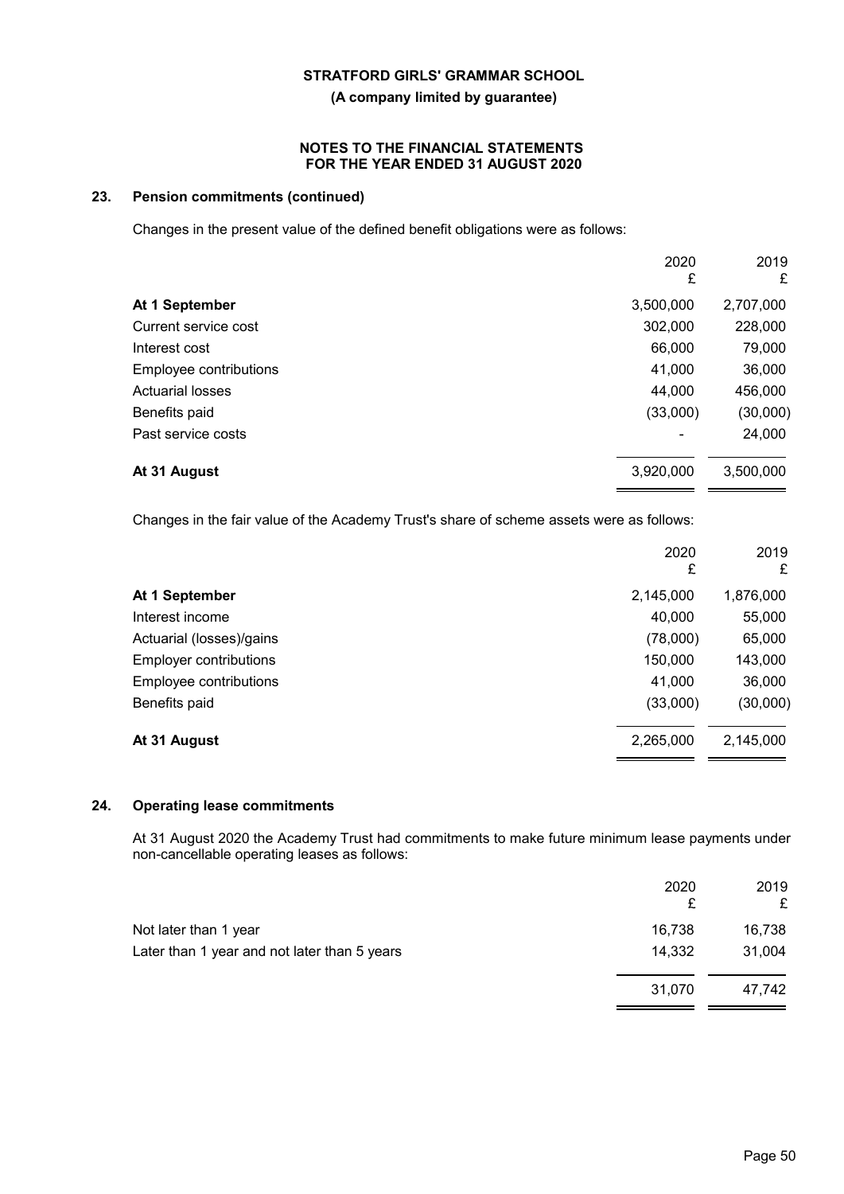## 23. Pension commitments (continued)

Changes in the present value of the defined benefit obligations were as follows:

| | 2020 £ | 2019 £ |
|---|---|---|
| **At 1 September** | 3,500,000 | 2,707,000 |
| Current service cost | 302,000 | 228,000 |
| Interest cost | 66,000 | 79,000 |
| Employee contributions | 41,000 | 36,000 |
| Actuarial losses | 44,000 | 456,000 |
| Benefits paid | (33,000) | (30,000) |
| Past service costs | - | 24,000 |
| **At 31 August** | 3,920,000 | 3,500,000 |

Changes in the fair value of the Academy Trust's share of scheme assets were as follows:

| | 2020 £ | 2019 £ |
|---|---|---|
| **At 1 September** | 2,145,000 | 1,876,000 |
| Interest income | 40,000 | 55,000 |
| Actuarial (losses)/gains | (78,000) | 65,000 |
| Employer contributions | 150,000 | 143,000 |
| Employee contributions | 41,000 | 36,000 |
| Benefits paid | (33,000) | (30,000) |
| **At 31 August** | 2,265,000 | 2,145,000 |

## 24. Operating lease commitments

At 31 August 2020 the Academy Trust had commitments to make future minimum lease payments under non-cancellable operating leases as follows:

| | 2020 £ | 2019 £ |
|---|---|---|
| Not later than 1 year | 16,738 | 16,738 |
| Later than 1 year and not later than 5 years | 14,332 | 31,004 |
| | 31,070 | 47,742 |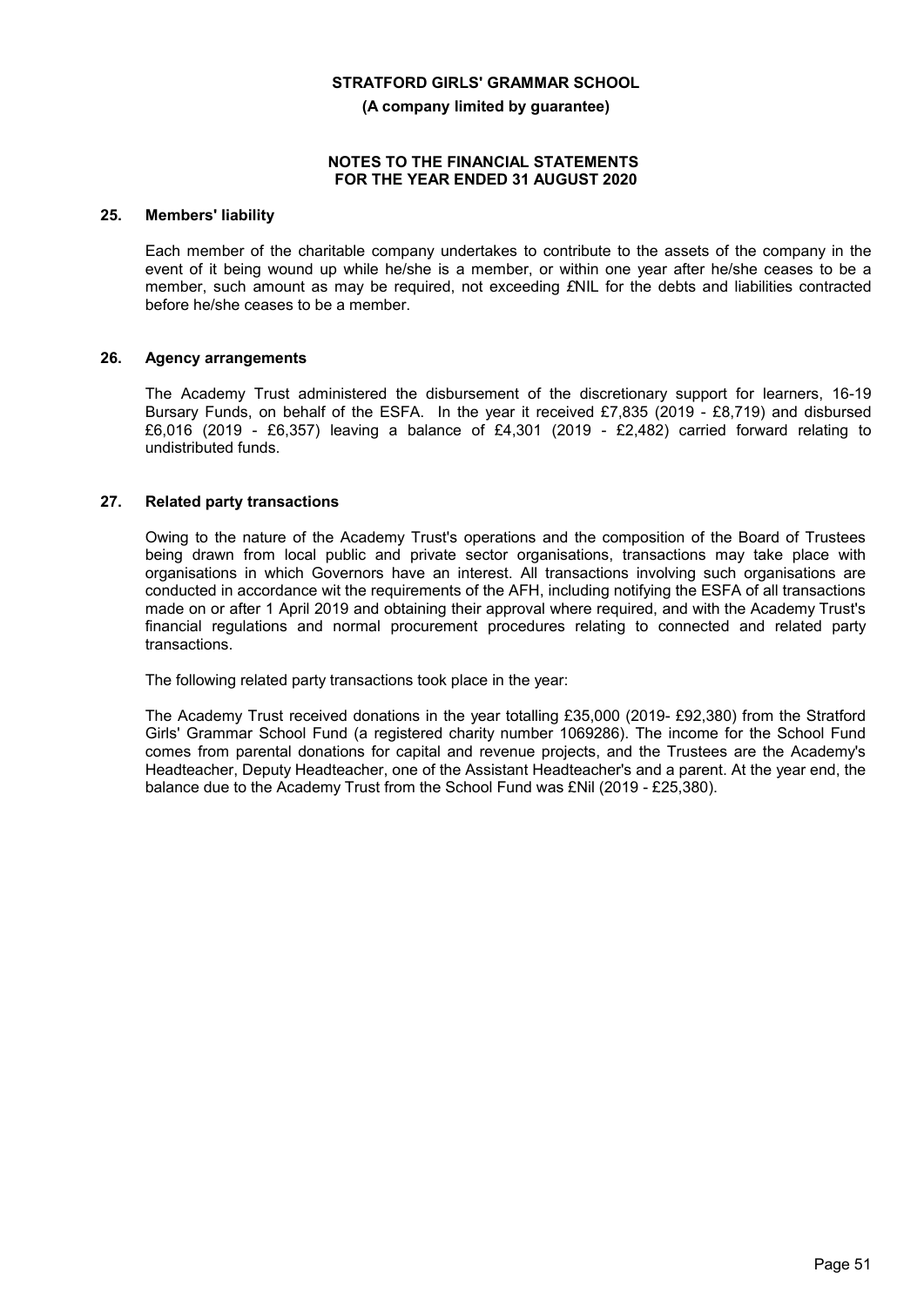# STRATFORD GIRLS' GRAMMAR SCHOOL

**(A company limited by guarantee)**

**NOTES TO THE FINANCIAL STATEMENTS FOR THE YEAR ENDED 31 AUGUST 2020**

## 25. Members' liability

Each member of the charitable company undertakes to contribute to the assets of the company in the event of it being wound up while he/she is a member, or within one year after he/she ceases to be a member, such amount as may be required, not exceeding £NIL for the debts and liabilities contracted before he/she ceases to be a member.

## 26. Agency arrangements

The Academy Trust administered the disbursement of the discretionary support for learners, 16-19 Bursary Funds, on behalf of the ESFA. In the year it received £7,835 (2019 - £8,719) and disbursed £6,016 (2019 - £6,357) leaving a balance of £4,301 (2019 - £2,482) carried forward relating to undistributed funds.

## 27. Related party transactions

Owing to the nature of the Academy Trust's operations and the composition of the Board of Trustees being drawn from local public and private sector organisations, transactions may take place with organisations in which Governors have an interest. All transactions involving such organisations are conducted in accordance wit the requirements of the AFH, including notifying the ESFA of all transactions made on or after 1 April 2019 and obtaining their approval where required, and with the Academy Trust's financial regulations and normal procurement procedures relating to connected and related party transactions.

The following related party transactions took place in the year:

The Academy Trust received donations in the year totalling £35,000 (2019- £92,380) from the Stratford Girls' Grammar School Fund (a registered charity number 1069286). The income for the School Fund comes from parental donations for capital and revenue projects, and the Trustees are the Academy's Headteacher, Deputy Headteacher, one of the Assistant Headteacher's and a parent. At the year end, the balance due to the Academy Trust from the School Fund was £Nil (2019 - £25,380).